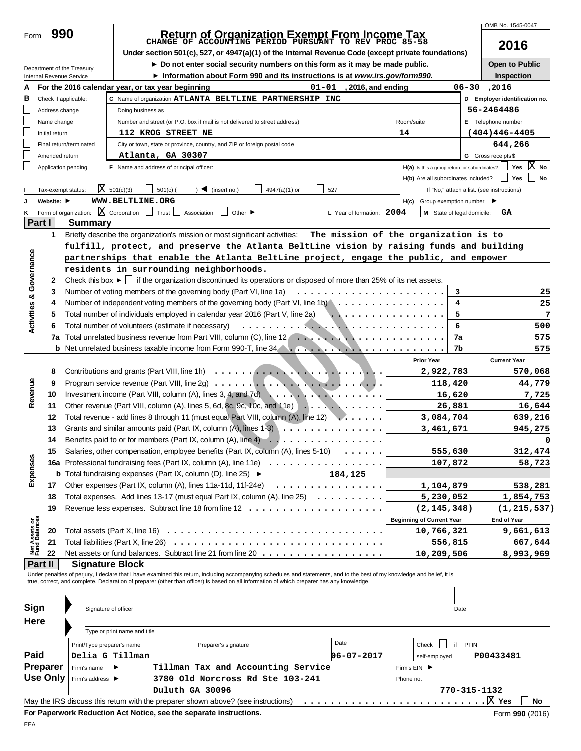Form **990**

# Return of Organization Exempt From Income Tax

**CHANGE OF ACCOUNTING PERIOD PURSUANT TO REV PROC 85-58**

Under section 501(c), 527, or 4947(a)(1) of the Internal Revenue Code (except private foundations)

► Do not enter social security numbers on this form as it may be made public.

► Information about Form 990 and its instructions is at *www.irs.gov/form990.*

Department of the Treasury
Internal Revenue Service

OMB No. 1545-0047

**2016**

**Open to Public Inspection**

**A** For the 2016 calendar year, or tax year beginning 01-01, 2016, and ending 06-30, 2016

**B** Check if applicable:
- [ ] Address change
- [ ] Name change
- [ ] Initial return
- [ ] Final return/terminated
- [ ] Amended return
- [ ] Application pending

**C** Name of organization: ATLANTA BELTLINE PARTNERSHIP INC

Doing business as

Number and street (or P.O. box if mail is not delivered to street address): 112 KROG STREET NE — Room/suite: 14

City or town, state or province, country, and ZIP or foreign postal code: Atlanta, GA 30307

**D** Employer identification no.: 56-2464486

**E** Telephone number: (404)446-4405

**G** Gross receipts $ 644,266

**F** Name and address of principal officer:

**H(a)** Is this a group return for subordinates? [ ] Yes [X] No

**H(b)** Are all subordinates included? [ ] Yes [ ] No
If "No," attach a list. (see instructions)

**I** Tax-exempt status: [X] 501(c)(3) [ ] 501(c) ( ) ◄ (insert no.) [ ] 4947(a)(1) or [ ] 527

**J** Website: ► WWW.BELTLINE.ORG

**H(c)** Group exemption number ►

**K** Form of organization: [X] Corporation [ ] Trust [ ] Association [ ] Other ►

**L** Year of formation: 2004 **M** State of legal domicile: GA

## Part I Summary

**Activities & Governance**

1 Briefly describe the organization's mission or most significant activities: The mission of the organization is to fulfill, protect, and preserve the Atlanta BeltLine vision by raising funds and building partnerships that enable the Atlanta BeltLine project, engage the public, and empower residents in surrounding neighborhoods.

2 Check this box ► [ ] if the organization discontinued its operations or disposed of more than 25% of its net assets.

| | | | |
|---|---|---|---|
| 3 | Number of voting members of the governing body (Part VI, line 1a) | 3 | 25 |
| 4 | Number of independent voting members of the governing body (Part VI, line 1b) | 4 | 25 |
| 5 | Total number of individuals employed in calendar year 2016 (Part V, line 2a) | 5 | 7 |
| 6 | Total number of volunteers (estimate if necessary) | 6 | 500 |
| 7a | Total unrelated business revenue from Part VIII, column (C), line 12 | 7a | 575 |
| b | Net unrelated business taxable income from Form 990-T, line 34 | 7b | 575 |

| | | | Prior Year | Current Year |
|---|---|---|---|---|
| **Revenue** | 8 | Contributions and grants (Part VIII, line 1h) | 2,922,783 | 570,068 |
| | 9 | Program service revenue (Part VIII, line 2g) | 118,420 | 44,779 |
| | 10 | Investment income (Part VIII, column (A), lines 3, 4, and 7d) | 16,620 | 7,725 |
| | 11 | Other revenue (Part VIII, column (A), lines 5, 6d, 8c, 9c, 10c, and 11e) | 26,881 | 16,644 |
| | 12 | Total revenue - add lines 8 through 11 (must equal Part VIII, column (A), line 12) | 3,084,704 | 639,216 |
| **Expenses** | 13 | Grants and similar amounts paid (Part IX, column (A), lines 1-3) | 3,461,671 | 945,275 |
| | 14 | Benefits paid to or for members (Part IX, column (A), line 4) | | 0 |
| | 15 | Salaries, other compensation, employee benefits (Part IX, column (A), lines 5-10) | 555,630 | 312,474 |
| | 16a | Professional fundraising fees (Part IX, column (A), line 11e) | 107,872 | 58,723 |
| | b | Total fundraising expenses (Part IX, column (D), line 25) ► 184,125 | | |
| | 17 | Other expenses (Part IX, column (A), lines 11a-11d, 11f-24e) | 1,104,879 | 538,281 |
| | 18 | Total expenses. Add lines 13-17 (must equal Part IX, column (A), line 25) | 5,230,052 | 1,854,753 |
| | 19 | Revenue less expenses. Subtract line 18 from line 12 | (2,145,348) | (1,215,537) |

| | | | Beginning of Current Year | End of Year |
|---|---|---|---|---|
| **Net Assets or Fund Balances** | 20 | Total assets (Part X, line 16) | 10,766,321 | 9,661,613 |
| | 21 | Total liabilities (Part X, line 26) | 556,815 | 667,644 |
| | 22 | Net assets or fund balances. Subtract line 21 from line 20 | 10,209,506 | 8,993,969 |

## Part II Signature Block

Under penalties of perjury, I declare that I have examined this return, including accompanying schedules and statements, and to the best of my knowledge and belief, it is true, correct, and complete. Declaration of preparer (other than officer) is based on all information of which preparer has any knowledge.

**Sign Here**

Signature of officer — Date

Type or print name and title

**Paid Preparer Use Only**

| Print/Type preparer's name | Preparer's signature | Date | Check [ ] if self-employed | PTIN |
|---|---|---|---|---|
| Delia G Tillman | | 06-07-2017 | | P00433481 |

Firm's name ► Tillman Tax and Accounting Service — Firm's EIN ►

Firm's address ► 3780 Old Norcross Rd Ste 103-241, Duluth GA 30096 — Phone no. 770-315-1132

May the IRS discuss this return with the preparer shown above? (see instructions) [X] Yes [ ] No

**For Paperwork Reduction Act Notice, see the separate instructions.** Form **990** (2016)

EEA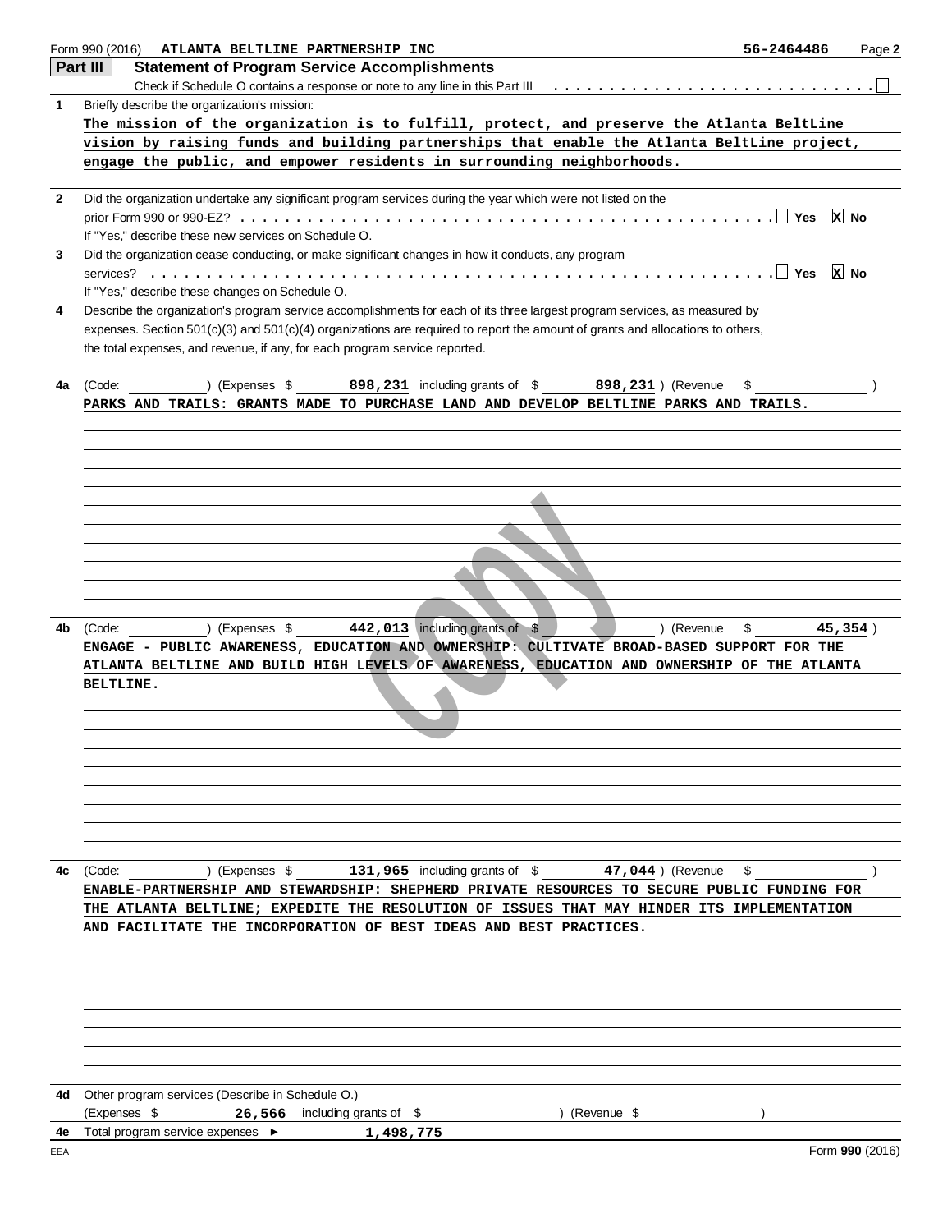Form 990 (2016) ATLANTA BELTLINE PARTNERSHIP INC 56-2464486

## Part III Statement of Program Service Accomplishments

Check if Schedule O contains a response or note to any line in this Part III ☐

**1** Briefly describe the organization's mission:

THE MISSION OF THE ORGANIZATION IS TO FULFILL, PROTECT, AND PRESERVE THE ATLANTA BELTLINE VISION BY RAISING FUNDS AND BUILDING PARTNERSHIPS THAT ENABLE THE ATLANTA BELTLINE PROJECT, ENGAGE THE PUBLIC, AND EMPOWER RESIDENTS IN SURROUNDING NEIGHBORHOODS.

**2** Did the organization undertake any significant program services during the year which were not listed on the prior Form 990 or 990-EZ? ☐ Yes ☒ No

If "Yes," describe these new services on Schedule O.

**3** Did the organization cease conducting, or make significant changes in how it conducts, any program services? ☐ Yes ☒ No

If "Yes," describe these changes on Schedule O.

**4** Describe the organization's program service accomplishments for each of its three largest program services, as measured by expenses. Section 501(c)(3) and 501(c)(4) organizations are required to report the amount of grants and allocations to others, the total expenses, and revenue, if any, for each program service reported.

**4a** (Code: ) (Expenses $ 898,231 including grants of $ 898,231 ) (Revenue $ )

PARKS AND TRAILS: GRANTS MADE TO PURCHASE LAND AND DEVELOP BELTLINE PARKS AND TRAILS.

**4b** (Code: ) (Expenses $ 442,013 including grants of $ ) (Revenue $ 45,354 )

ENGAGE - PUBLIC AWARENESS, EDUCATION AND OWNERSHIP: CULTIVATE BROAD-BASED SUPPORT FOR THE ATLANTA BELTLINE AND BUILD HIGH LEVELS OF AWARENESS, EDUCATION AND OWNERSHIP OF THE ATLANTA BELTLINE.

**4c** (Code: ) (Expenses $ 131,965 including grants of $ 47,044 ) (Revenue $ )

ENABLE-PARTNERSHIP AND STEWARDSHIP: SHEPHERD PRIVATE RESOURCES TO SECURE PUBLIC FUNDING FOR THE ATLANTA BELTLINE; EXPEDITE THE RESOLUTION OF ISSUES THAT MAY HINDER ITS IMPLEMENTATION AND FACILITATE THE INCORPORATION OF BEST IDEAS AND BEST PRACTICES.

**4d** Other program services (Describe in Schedule O.)

(Expenses $ 26,566 including grants of $ ) (Revenue $ )

**4e** Total program service expenses ► 1,498,775

Form **990** (2016)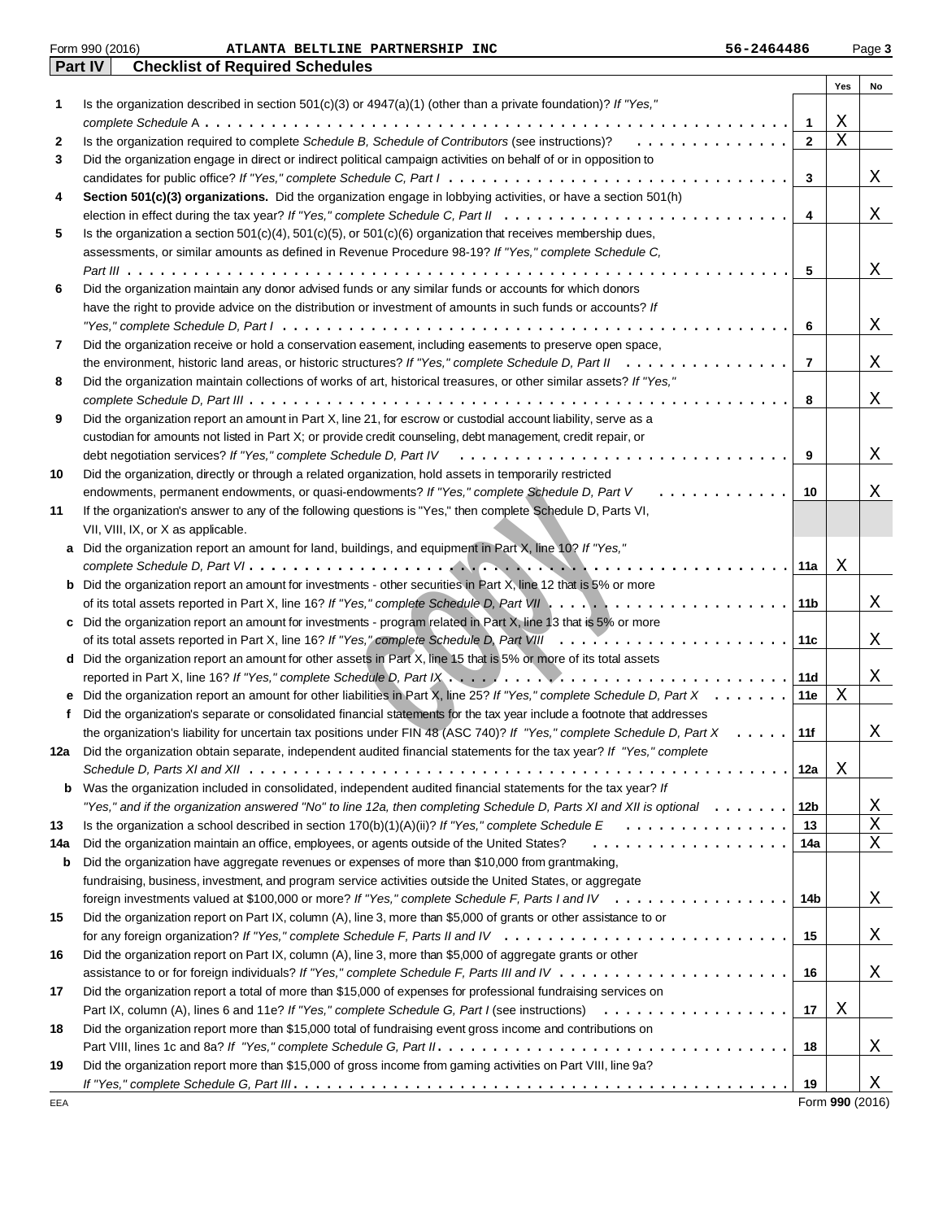Form 990 (2016) ATLANTA BELTLINE PARTNERSHIP INC 56-2464486

## Part IV Checklist of Required Schedules

| | | | Yes | No |
|---|---|---|---|---|
| 1 | Is the organization described in section 501(c)(3) or 4947(a)(1) (other than a private foundation)? *If "Yes," complete Schedule A* | 1 | X | |
| 2 | Is the organization required to complete *Schedule B, Schedule of Contributors* (see instructions)? | 2 | X | |
| 3 | Did the organization engage in direct or indirect political campaign activities on behalf of or in opposition to candidates for public office? *If "Yes," complete Schedule C, Part I* | 3 | | X |
| 4 | **Section 501(c)(3) organizations.** Did the organization engage in lobbying activities, or have a section 501(h) election in effect during the tax year? *If "Yes," complete Schedule C, Part II* | 4 | | X |
| 5 | Is the organization a section 501(c)(4), 501(c)(5), or 501(c)(6) organization that receives membership dues, assessments, or similar amounts as defined in Revenue Procedure 98-19? *If "Yes," complete Schedule C, Part III* | 5 | | X |
| 6 | Did the organization maintain any donor advised funds or any similar funds or accounts for which donors have the right to provide advice on the distribution or investment of amounts in such funds or accounts? *If "Yes," complete Schedule D, Part I* | 6 | | X |
| 7 | Did the organization receive or hold a conservation easement, including easements to preserve open space, the environment, historic land areas, or historic structures? *If "Yes," complete Schedule D, Part II* | 7 | | X |
| 8 | Did the organization maintain collections of works of art, historical treasures, or other similar assets? *If "Yes," complete Schedule D, Part III* | 8 | | X |
| 9 | Did the organization report an amount in Part X, line 21, for escrow or custodial account liability, serve as a custodian for amounts not listed in Part X; or provide credit counseling, debt management, credit repair, or debt negotiation services? *If "Yes," complete Schedule D, Part IV* | 9 | | X |
| 10 | Did the organization, directly or through a related organization, hold assets in temporarily restricted endowments, permanent endowments, or quasi-endowments? *If "Yes," complete Schedule D, Part V* | 10 | | X |
| 11 | If the organization's answer to any of the following questions is "Yes," then complete Schedule D, Parts VI, VII, VIII, IX, or X as applicable. | | | |
| a | Did the organization report an amount for land, buildings, and equipment in Part X, line 10? *If "Yes," complete Schedule D, Part VI* | 11a | X | |
| b | Did the organization report an amount for investments - other securities in Part X, line 12 that is 5% or more of its total assets reported in Part X, line 16? *If "Yes," complete Schedule D, Part VII* | 11b | | X |
| c | Did the organization report an amount for investments - program related in Part X, line 13 that is 5% or more of its total assets reported in Part X, line 16? *If "Yes," complete Schedule D, Part VIII* | 11c | | X |
| d | Did the organization report an amount for other assets in Part X, line 15 that is 5% or more of its total assets reported in Part X, line 16? *If "Yes," complete Schedule D, Part IX* | 11d | | X |
| e | Did the organization report an amount for other liabilities in Part X, line 25? *If "Yes," complete Schedule D, Part X* | 11e | X | |
| f | Did the organization's separate or consolidated financial statements for the tax year include a footnote that addresses the organization's liability for uncertain tax positions under FIN 48 (ASC 740)? *If "Yes," complete Schedule D, Part X* | 11f | | X |
| 12a | Did the organization obtain separate, independent audited financial statements for the tax year? *If "Yes," complete Schedule D, Parts XI and XII* | 12a | X | |
| b | Was the organization included in consolidated, independent audited financial statements for the tax year? *If "Yes," and if the organization answered "No" to line 12a, then completing Schedule D, Parts XI and XII is optional* | 12b | | X |
| 13 | Is the organization a school described in section 170(b)(1)(A)(ii)? *If "Yes," complete Schedule E* | 13 | | X |
| 14a | Did the organization maintain an office, employees, or agents outside of the United States? | 14a | | X |
| b | Did the organization have aggregate revenues or expenses of more than $10,000 from grantmaking, fundraising, business, investment, and program service activities outside the United States, or aggregate foreign investments valued at $100,000 or more? *If "Yes," complete Schedule F, Parts I and IV* | 14b | | X |
| 15 | Did the organization report on Part IX, column (A), line 3, more than $5,000 of grants or other assistance to or for any foreign organization? *If "Yes," complete Schedule F, Parts II and IV* | 15 | | X |
| 16 | Did the organization report on Part IX, column (A), line 3, more than $5,000 of aggregate grants or other assistance to or for foreign individuals? *If "Yes," complete Schedule F, Parts III and IV* | 16 | | X |
| 17 | Did the organization report a total of more than $15,000 of expenses for professional fundraising services on Part IX, column (A), lines 6 and 11e? *If "Yes," complete Schedule G, Part I* (see instructions) | 17 | X | |
| 18 | Did the organization report more than $15,000 total of fundraising event gross income and contributions on Part VIII, lines 1c and 8a? *If "Yes," complete Schedule G, Part II* | 18 | | X |
| 19 | Did the organization report more than $15,000 of gross income from gaming activities on Part VIII, line 9a? *If "Yes," complete Schedule G, Part III* | 19 | | X |

EEA Form **990** (2016)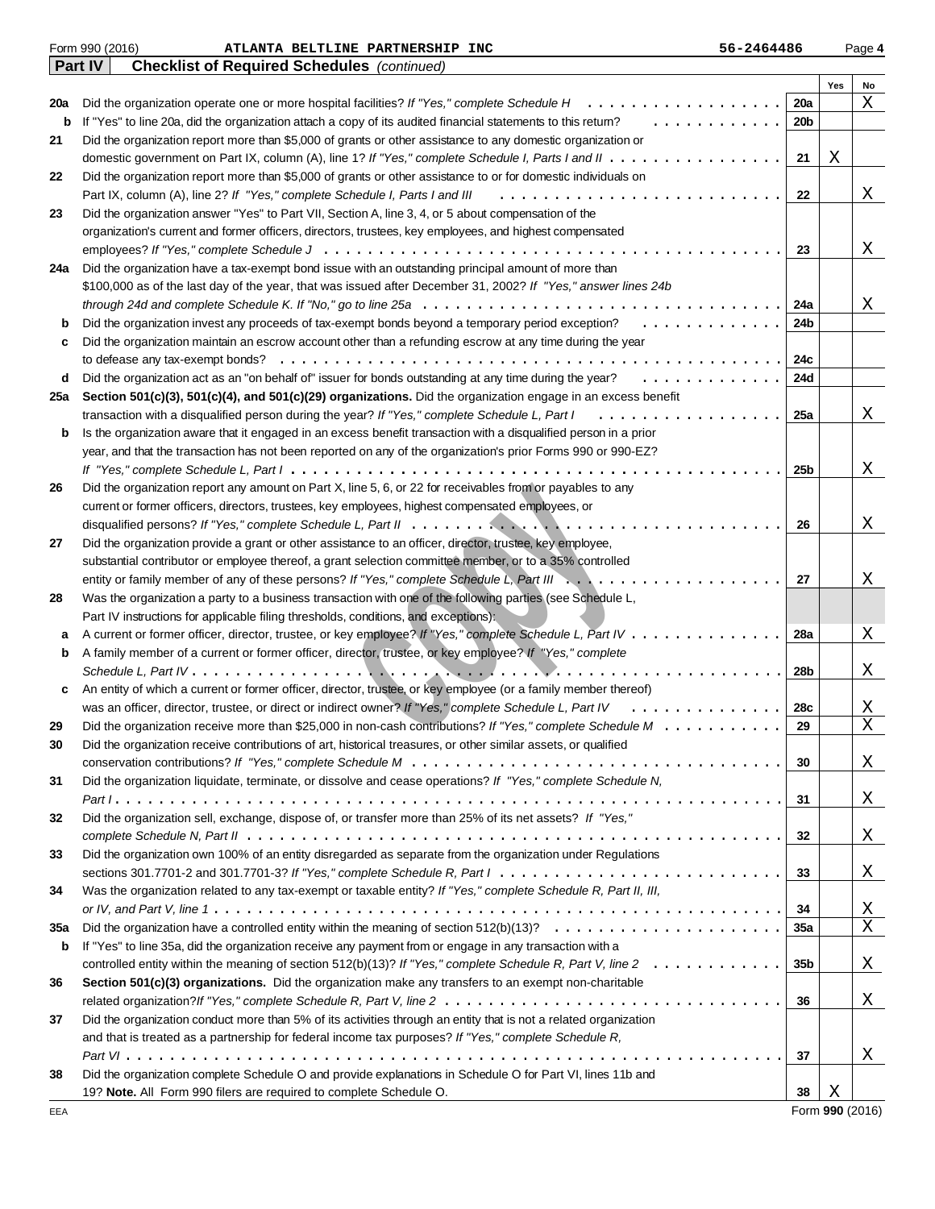Form 990 (2016) ATLANTA BELTLINE PARTNERSHIP INC 56-2464486

## Part IV Checklist of Required Schedules *(continued)*

| | | | Yes | No |
|---|---|---|---|---|
| **20a** | Did the organization operate one or more hospital facilities? *If "Yes," complete Schedule H* | 20a | | X |
| **b** | *If "Yes" to line 20a, did the organization attach a copy of its audited financial statements to this return?* | 20b | | |
| **21** | Did the organization report more than $5,000 of grants or other assistance to any domestic organization or domestic government on Part IX, column (A), line 1? *If "Yes," complete Schedule I, Parts I and II* | 21 | X | |
| **22** | Did the organization report more than $5,000 of grants or other assistance to or for domestic individuals on Part IX, column (A), line 2? *If "Yes," complete Schedule I, Parts I and III* | 22 | | X |
| **23** | Did the organization answer "Yes" to Part VII, Section A, line 3, 4, or 5 about compensation of the organization's current and former officers, directors, trustees, key employees, and highest compensated employees? *If "Yes," complete Schedule J* | 23 | | X |
| **24a** | Did the organization have a tax-exempt bond issue with an outstanding principal amount of more than $100,000 as of the last day of the year, that was issued after December 31, 2002? *If "Yes," answer lines 24b through 24d and complete Schedule K. If "No," go to line 25a* | 24a | | X |
| **b** | Did the organization invest any proceeds of tax-exempt bonds beyond a temporary period exception? | 24b | | |
| **c** | Did the organization maintain an escrow account other than a refunding escrow at any time during the year to defease any tax-exempt bonds? | 24c | | |
| **d** | Did the organization act as an "on behalf of" issuer for bonds outstanding at any time during the year? | 24d | | |
| **25a** | **Section 501(c)(3), 501(c)(4), and 501(c)(29) organizations.** Did the organization engage in an excess benefit transaction with a disqualified person during the year? *If "Yes," complete Schedule L, Part I* | 25a | | X |
| **b** | Is the organization aware that it engaged in an excess benefit transaction with a disqualified person in a prior year, and that the transaction has not been reported on any of the organization's prior Forms 990 or 990-EZ? *If "Yes," complete Schedule L, Part I* | 25b | | X |
| **26** | Did the organization report any amount on Part X, line 5, 6, or 22 for receivables from or payables to any current or former officers, directors, trustees, key employees, highest compensated employees, or disqualified persons? *If "Yes," complete Schedule L, Part II* | 26 | | X |
| **27** | Did the organization provide a grant or other assistance to an officer, director, trustee, key employee, substantial contributor or employee thereof, a grant selection committee member, or to a 35% controlled entity or family member of any of these persons? *If "Yes," complete Schedule L, Part III* | 27 | | X |
| **28** | Was the organization a party to a business transaction with one of the following parties (see Schedule L, Part IV instructions for applicable filing thresholds, conditions, and exceptions): | | | |
| **a** | A current or former officer, director, trustee, or key employee? *If "Yes," complete Schedule L, Part IV* | 28a | | X |
| **b** | A family member of a current or former officer, director, trustee, or key employee? *If "Yes," complete Schedule L, Part IV* | 28b | | X |
| **c** | An entity of which a current or former officer, director, trustee, or key employee (or a family member thereof) was an officer, director, trustee, or direct or indirect owner? *If "Yes," complete Schedule L, Part IV* | 28c | | X |
| **29** | Did the organization receive more than $25,000 in non-cash contributions? *If "Yes," complete Schedule M* | 29 | | X |
| **30** | Did the organization receive contributions of art, historical treasures, or other similar assets, or qualified conservation contributions? *If "Yes," complete Schedule M* | 30 | | X |
| **31** | Did the organization liquidate, terminate, or dissolve and cease operations? *If "Yes," complete Schedule N, Part I* | 31 | | X |
| **32** | Did the organization sell, exchange, dispose of, or transfer more than 25% of its net assets? *If "Yes," complete Schedule N, Part II* | 32 | | X |
| **33** | Did the organization own 100% of an entity disregarded as separate from the organization under Regulations sections 301.7701-2 and 301.7701-3? *If "Yes," complete Schedule R, Part I* | 33 | | X |
| **34** | Was the organization related to any tax-exempt or taxable entity? *If "Yes," complete Schedule R, Part II, III, or IV, and Part V, line 1* | 34 | | X |
| **35a** | Did the organization have a controlled entity within the meaning of section 512(b)(13)? | 35a | | X |
| **b** | If "Yes" to line 35a, did the organization receive any payment from or engage in any transaction with a controlled entity within the meaning of section 512(b)(13)? *If "Yes," complete Schedule R, Part V, line 2* | 35b | | X |
| **36** | **Section 501(c)(3) organizations.** Did the organization make any transfers to an exempt non-charitable related organization? *If "Yes," complete Schedule R, Part V, line 2* | 36 | | X |
| **37** | Did the organization conduct more than 5% of its activities through an entity that is not a related organization and that is treated as a partnership for federal income tax purposes? *If "Yes," complete Schedule R, Part VI* | 37 | | X |
| **38** | Did the organization complete Schedule O and provide explanations in Schedule O for Part VI, lines 11b and 19? **Note.** All Form 990 filers are required to complete Schedule O. | 38 | X | |

Form **990** (2016)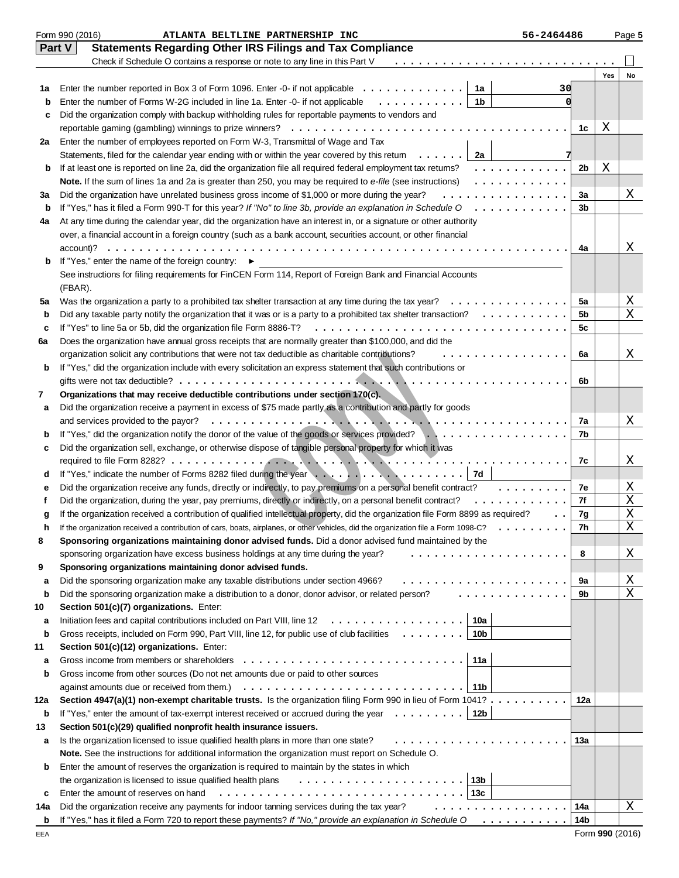Form 990 (2016) ATLANTA BELTLINE PARTNERSHIP INC 56-2464486

## Part V Statements Regarding Other IRS Filings and Tax Compliance

Check if Schedule O contains a response or note to any line in this Part V ☐

| | | | | | Yes | No |
|---|---|---|---|---|---|---|
| 1a | Enter the number reported in Box 3 of Form 1096. Enter -0- if not applicable | 1a | 30 | | | |
| b | Enter the number of Forms W-2G included in line 1a. Enter -0- if not applicable | 1b | 0 | | | |
| c | Did the organization comply with backup withholding rules for reportable payments to vendors and reportable gaming (gambling) winnings to prize winners? | | | 1c | X | |
| 2a | Enter the number of employees reported on Form W-3, Transmittal of Wage and Tax Statements, filed for the calendar year ending with or within the year covered by this return | 2a | 7 | | | |
| b | If at least one is reported on line 2a, did the organization file all required federal employment tax returns? | | | 2b | X | |
| | **Note.** If the sum of lines 1a and 2a is greater than 250, you may be required to *e-file* (see instructions) | | | | | |
| 3a | Did the organization have unrelated business gross income of $1,000 or more during the year? | | | 3a | | X |
| b | If "Yes," has it filed a Form 990-T for this year? *If "No" to line 3b, provide an explanation in Schedule O* | | | 3b | | |
| 4a | At any time during the calendar year, did the organization have an interest in, or a signature or other authority over, a financial account in a foreign country (such as a bank account, securities account, or other financial account)? | | | 4a | | X |
| b | If "Yes," enter the name of the foreign country: ► | | | | | |
| | See instructions for filing requirements for FinCEN Form 114, Report of Foreign Bank and Financial Accounts (FBAR). | | | | | |
| 5a | Was the organization a party to a prohibited tax shelter transaction at any time during the tax year? | | | 5a | | X |
| b | Did any taxable party notify the organization that it was or is a party to a prohibited tax shelter transaction? | | | 5b | | X |
| c | If "Yes" to line 5a or 5b, did the organization file Form 8886-T? | | | 5c | | |
| 6a | Does the organization have annual gross receipts that are normally greater than $100,000, and did the organization solicit any contributions that were not tax deductible as charitable contributions? | | | 6a | | X |
| b | If "Yes," did the organization include with every solicitation an express statement that such contributions or gifts were not tax deductible? | | | 6b | | |
| 7 | **Organizations that may receive deductible contributions under section 170(c).** | | | | | |
| a | Did the organization receive a payment in excess of $75 made partly as a contribution and partly for goods and services provided to the payor? | | | 7a | | X |
| b | If "Yes," did the organization notify the donor of the value of the goods or services provided? | | | 7b | | |
| c | Did the organization sell, exchange, or otherwise dispose of tangible personal property for which it was required to file Form 8282? | | | 7c | | X |
| d | If "Yes," indicate the number of Forms 8282 filed during the year | 7d | | | | |
| e | Did the organization receive any funds, directly or indirectly, to pay premiums on a personal benefit contract? | | | 7e | | X |
| f | Did the organization, during the year, pay premiums, directly or indirectly, on a personal benefit contract? | | | 7f | | X |
| g | If the organization received a contribution of qualified intellectual property, did the organization file Form 8899 as required? | | | 7g | | X |
| h | If the organization received a contribution of cars, boats, airplanes, or other vehicles, did the organization file a Form 1098-C? | | | 7h | | X |
| 8 | **Sponsoring organizations maintaining donor advised funds.** Did a donor advised fund maintained by the sponsoring organization have excess business holdings at any time during the year? | | | 8 | | X |
| 9 | **Sponsoring organizations maintaining donor advised funds.** | | | | | |
| a | Did the sponsoring organization make any taxable distributions under section 4966? | | | 9a | | X |
| b | Did the sponsoring organization make a distribution to a donor, donor advisor, or related person? | | | 9b | | X |
| 10 | **Section 501(c)(7) organizations.** Enter: | | | | | |
| a | Initiation fees and capital contributions included on Part VIII, line 12 | 10a | | | | |
| b | Gross receipts, included on Form 990, Part VIII, line 12, for public use of club facilities | 10b | | | | |
| 11 | **Section 501(c)(12) organizations.** Enter: | | | | | |
| a | Gross income from members or shareholders | 11a | | | | |
| b | Gross income from other sources (Do not net amounts due or paid to other sources against amounts due or received from them.) | 11b | | | | |
| 12a | **Section 4947(a)(1) non-exempt charitable trusts.** Is the organization filing Form 990 in lieu of Form 1041? | | | 12a | | |
| b | If "Yes," enter the amount of tax-exempt interest received or accrued during the year | 12b | | | | |
| 13 | **Section 501(c)(29) qualified nonprofit health insurance issuers.** | | | | | |
| a | Is the organization licensed to issue qualified health plans in more than one state? | | | 13a | | |
| | **Note.** See the instructions for additional information the organization must report on Schedule O. | | | | | |
| b | Enter the amount of reserves the organization is required to maintain by the states in which the organization is licensed to issue qualified health plans | 13b | | | | |
| c | Enter the amount of reserves on hand | 13c | | | | |
| 14a | Did the organization receive any payments for indoor tanning services during the tax year? | | | 14a | | X |
| b | If "Yes," has it filed a Form 720 to report these payments? *If "No," provide an explanation in Schedule O* | | | 14b | | |

EEA Form **990** (2016)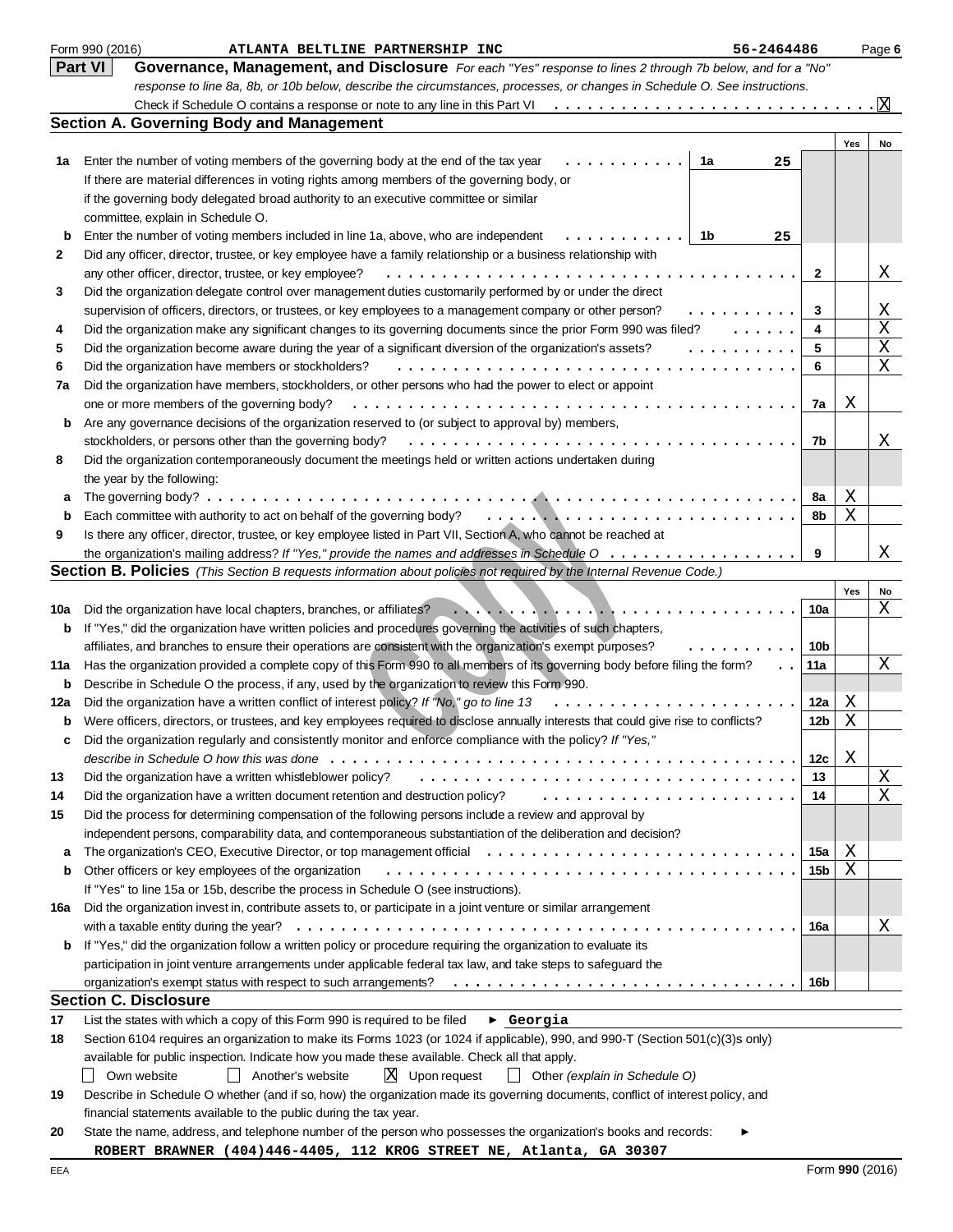Form 990 (2016) ATLANTA BELTLINE PARTNERSHIP INC 56-2464486

## Part VI Governance, Management, and Disclosure

*For each "Yes" response to lines 2 through 7b below, and for a "No" response to line 8a, 8b, or 10b below, describe the circumstances, processes, or changes in Schedule O. See instructions.*

Check if Schedule O contains a response or note to any line in this Part VI . . . X

### Section A. Governing Body and Management

| | | | Yes | No |
|---|---|---|---|---|
| 1a | Enter the number of voting members of the governing body at the end of the tax year . . . 1a 25<br>If there are material differences in voting rights among members of the governing body, or if the governing body delegated broad authority to an executive committee or similar committee, explain in Schedule O. | | | |
| b | Enter the number of voting members included in line 1a, above, who are independent . . . 1b 25 | | | |
| 2 | Did any officer, director, trustee, or key employee have a family relationship or a business relationship with any other officer, director, trustee, or key employee? | 2 | | X |
| 3 | Did the organization delegate control over management duties customarily performed by or under the direct supervision of officers, directors, or trustees, or key employees to a management company or other person? | 3 | | X |
| 4 | Did the organization make any significant changes to its governing documents since the prior Form 990 was filed? | 4 | | X |
| 5 | Did the organization become aware during the year of a significant diversion of the organization's assets? | 5 | | X |
| 6 | Did the organization have members or stockholders? | 6 | | X |
| 7a | Did the organization have members, stockholders, or other persons who had the power to elect or appoint one or more members of the governing body? | 7a | X | |
| b | Are any governance decisions of the organization reserved to (or subject to approval by) members, stockholders, or persons other than the governing body? | 7b | | X |
| 8 | Did the organization contemporaneously document the meetings held or written actions undertaken during the year by the following: | | | |
| a | The governing body? | 8a | X | |
| b | Each committee with authority to act on behalf of the governing body? | 8b | X | |
| 9 | Is there any officer, director, trustee, or key employee listed in Part VII, Section A, who cannot be reached at the organization's mailing address? *If "Yes," provide the names and addresses in Schedule O* | 9 | | X |

### Section B. Policies *(This Section B requests information about policies not required by the Internal Revenue Code.)*

| | | | Yes | No |
|---|---|---|---|---|
| 10a | Did the organization have local chapters, branches, or affiliates? | 10a | | X |
| b | If "Yes," did the organization have written policies and procedures governing the activities of such chapters, affiliates, and branches to ensure their operations are consistent with the organization's exempt purposes? | 10b | | |
| 11a | Has the organization provided a complete copy of this Form 990 to all members of its governing body before filing the form? | 11a | | X |
| b | Describe in Schedule O the process, if any, used by the organization to review this Form 990. | | | |
| 12a | Did the organization have a written conflict of interest policy? *If "No," go to line 13* | 12a | X | |
| b | Were officers, directors, or trustees, and key employees required to disclose annually interests that could give rise to conflicts? | 12b | X | |
| c | Did the organization regularly and consistently monitor and enforce compliance with the policy? *If "Yes," describe in Schedule O how this was done* | 12c | X | |
| 13 | Did the organization have a written whistleblower policy? | 13 | | X |
| 14 | Did the organization have a written document retention and destruction policy? | 14 | | X |
| 15 | Did the process for determining compensation of the following persons include a review and approval by independent persons, comparability data, and contemporaneous substantiation of the deliberation and decision? | | | |
| a | The organization's CEO, Executive Director, or top management official | 15a | X | |
| b | Other officers or key employees of the organization | 15b | X | |
| | If "Yes" to line 15a or 15b, describe the process in Schedule O (see instructions). | | | |
| 16a | Did the organization invest in, contribute assets to, or participate in a joint venture or similar arrangement with a taxable entity during the year? | 16a | | X |
| b | If "Yes," did the organization follow a written policy or procedure requiring the organization to evaluate its participation in joint venture arrangements under applicable federal tax law, and take steps to safeguard the organization's exempt status with respect to such arrangements? | 16b | | |

### Section C. Disclosure

17 List the states with which a copy of this Form 990 is required to be filed ► **Georgia**

18 Section 6104 requires an organization to make its Forms 1023 (or 1024 if applicable), 990, and 990-T (Section 501(c)(3)s only) available for public inspection. Indicate how you made these available. Check all that apply.

☐ Own website ☐ Another's website ☒ Upon request ☐ Other *(explain in Schedule O)*

19 Describe in Schedule O whether (and if so, how) the organization made its governing documents, conflict of interest policy, and financial statements available to the public during the tax year.

20 State the name, address, and telephone number of the person who possesses the organization's books and records: ►

**ROBERT BRAWNER (404)446-4405, 112 KROG STREET NE, Atlanta, GA 30307**

EEA Form **990** (2016)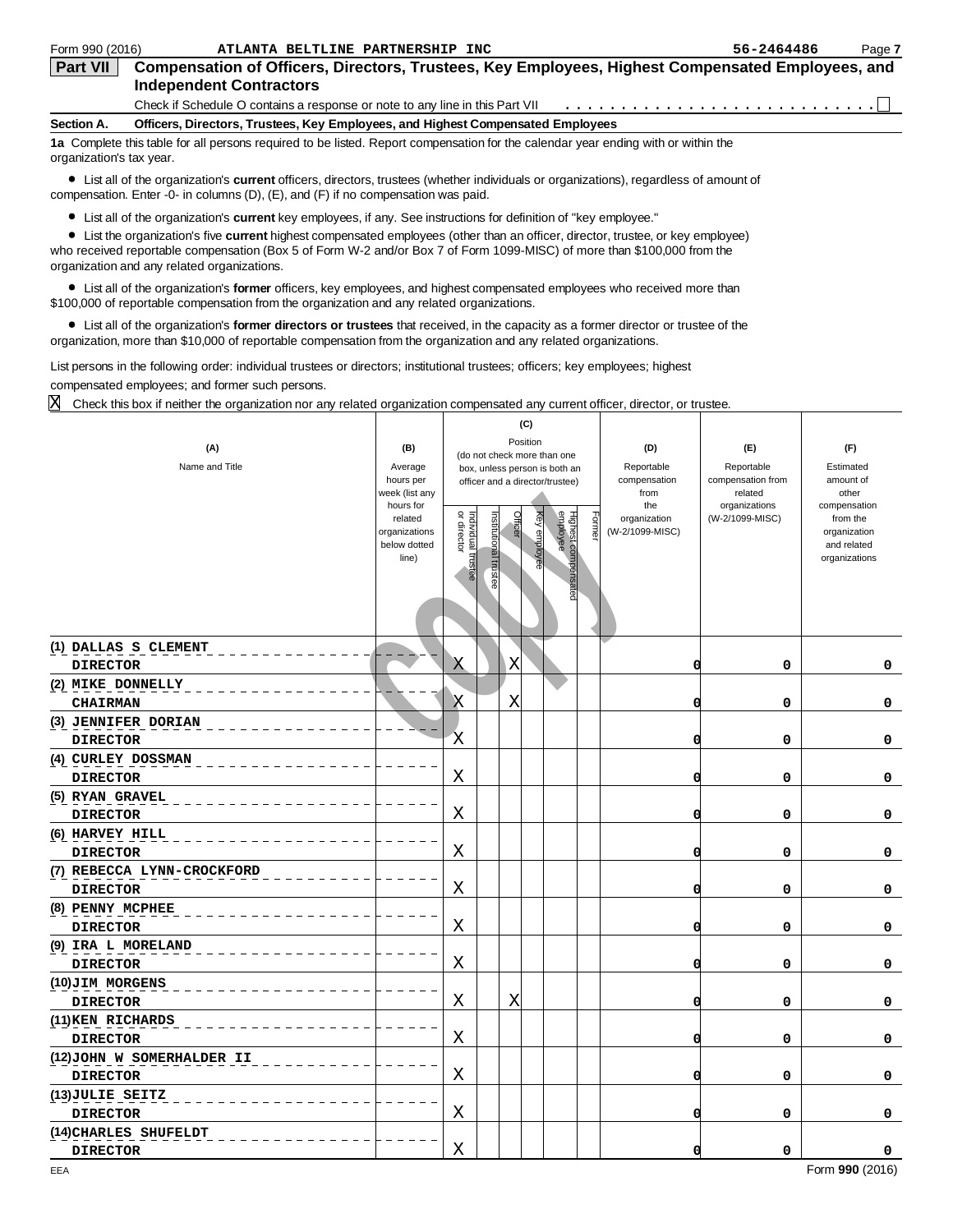Form 990 (2016) ATLANTA BELTLINE PARTNERSHIP INC 56-2464486

## Part VII Compensation of Officers, Directors, Trustees, Key Employees, Highest Compensated Employees, and Independent Contractors

Check if Schedule O contains a response or note to any line in this Part VII . . . . . . . . . . . . . . . . . . . . . . . . . . . ☐

**Section A. Officers, Directors, Trustees, Key Employees, and Highest Compensated Employees**

**1a** Complete this table for all persons required to be listed. Report compensation for the calendar year ending with or within the organization's tax year.

- List all of the organization's **current** officers, directors, trustees (whether individuals or organizations), regardless of amount of compensation. Enter -0- in columns (D), (E), and (F) if no compensation was paid.
- List all of the organization's **current** key employees, if any. See instructions for definition of "key employee."
- List the organization's five **current** highest compensated employees (other than an officer, director, trustee, or key employee) who received reportable compensation (Box 5 of Form W-2 and/or Box 7 of Form 1099-MISC) of more than $100,000 from the organization and any related organizations.
- List all of the organization's **former** officers, key employees, and highest compensated employees who received more than $100,000 of reportable compensation from the organization and any related organizations.
- List all of the organization's **former directors or trustees** that received, in the capacity as a former director or trustee of the organization, more than $10,000 of reportable compensation from the organization and any related organizations.

List persons in the following order: individual trustees or directors; institutional trustees; officers; key employees; highest compensated employees; and former such persons.

☒ Check this box if neither the organization nor any related organization compensated any current officer, director, or trustee.

| (A) Name and Title | (B) Average hours per week (list any hours for related organizations below dotted line) | (C) Position (do not check more than one box, unless person is both an officer and a director/trustee) | | | | | | (D) Reportable compensation from the organization (W-2/1099-MISC) | (E) Reportable compensation from related organizations (W-2/1099-MISC) | (F) Estimated amount of other compensation from the organization and related organizations |
|---|---|---|---|---|---|---|---|---|---|---|
| | | Individual trustee or director | Institutional trustee | Officer | Key employee | Highest compensated employee | Former | | | |
| (1) DALLAS S CLEMENT<br>DIRECTOR | | X | | X | | | | 0 | 0 | 0 |
| (2) MIKE DONNELLY<br>CHAIRMAN | | X | | X | | | | 0 | 0 | 0 |
| (3) JENNIFER DORIAN<br>DIRECTOR | | X | | | | | | 0 | 0 | 0 |
| (4) CURLEY DOSSMAN<br>DIRECTOR | | X | | | | | | 0 | 0 | 0 |
| (5) RYAN GRAVEL<br>DIRECTOR | | X | | | | | | 0 | 0 | 0 |
| (6) HARVEY HILL<br>DIRECTOR | | X | | | | | | 0 | 0 | 0 |
| (7) REBECCA LYNN-CROCKFORD<br>DIRECTOR | | X | | | | | | 0 | 0 | 0 |
| (8) PENNY MCPHEE<br>DIRECTOR | | X | | | | | | 0 | 0 | 0 |
| (9) IRA L MORELAND<br>DIRECTOR | | X | | | | | | 0 | 0 | 0 |
| (10) JIM MORGENS<br>DIRECTOR | | X | | X | | | | 0 | 0 | 0 |
| (11) KEN RICHARDS<br>DIRECTOR | | X | | | | | | 0 | 0 | 0 |
| (12) JOHN W SOMERHALDER II<br>DIRECTOR | | X | | | | | | 0 | 0 | 0 |
| (13) JULIE SEITZ<br>DIRECTOR | | X | | | | | | 0 | 0 | 0 |
| (14) CHARLES SHUFELDT<br>DIRECTOR | | X | | | | | | 0 | 0 | 0 |

Form **990** (2016)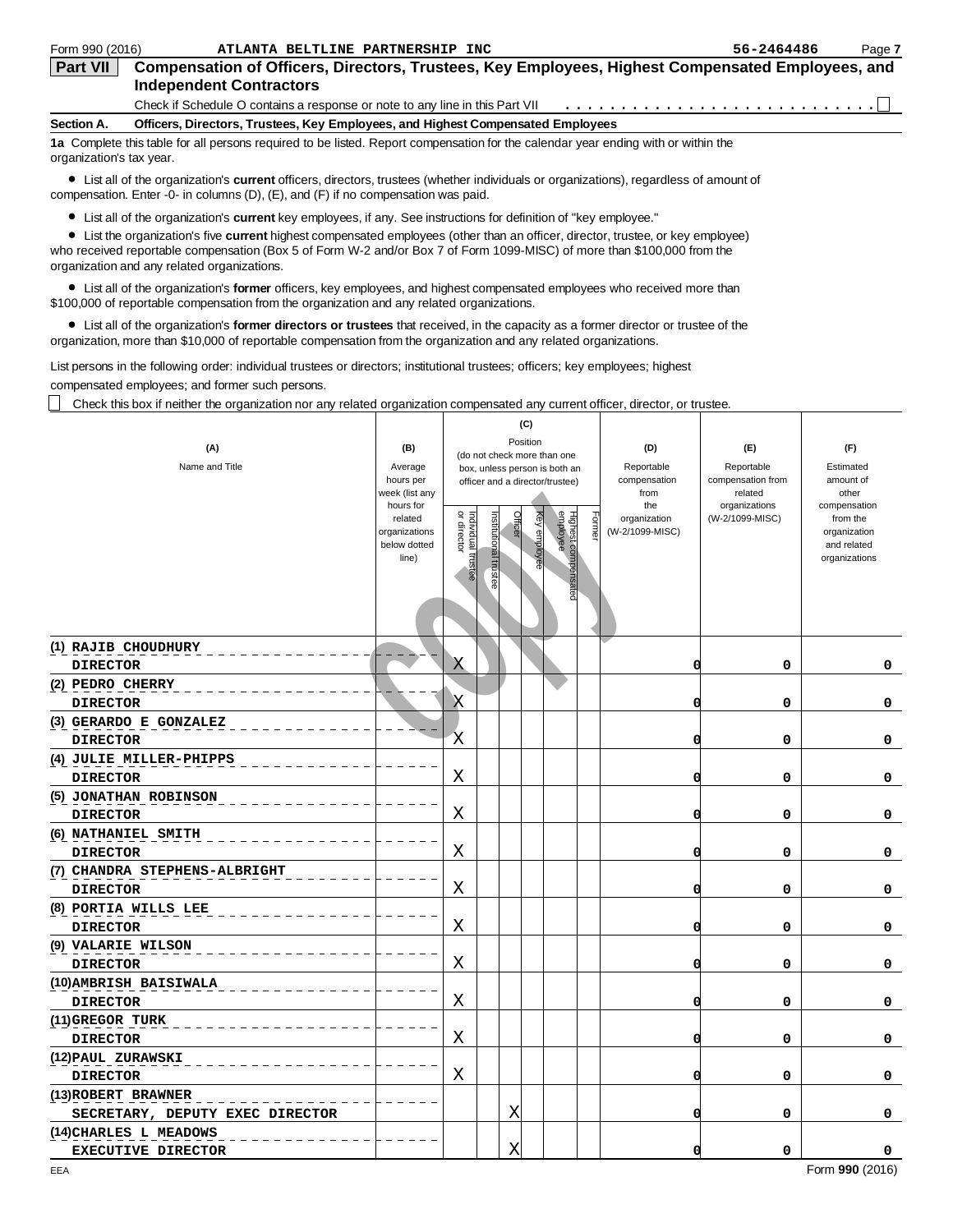Form 990 (2016) **ATLANTA BELTLINE PARTNERSHIP INC** 56-2464486

## Part VII Compensation of Officers, Directors, Trustees, Key Employees, Highest Compensated Employees, and Independent Contractors

Check if Schedule O contains a response or note to any line in this Part VII . . . . . . . . . . . . . . . . . . . . . . . . . . . ☐

### Section A. Officers, Directors, Trustees, Key Employees, and Highest Compensated Employees

**1a** Complete this table for all persons required to be listed. Report compensation for the calendar year ending with or within the organization's tax year.

- List all of the organization's **current** officers, directors, trustees (whether individuals or organizations), regardless of amount of compensation. Enter -0- in columns (D), (E), and (F) if no compensation was paid.
- List all of the organization's **current** key employees, if any. See instructions for definition of "key employee."
- List the organization's five **current** highest compensated employees (other than an officer, director, trustee, or key employee) who received reportable compensation (Box 5 of Form W-2 and/or Box 7 of Form 1099-MISC) of more than $100,000 from the organization and any related organizations.
- List all of the organization's **former** officers, key employees, and highest compensated employees who received more than $100,000 of reportable compensation from the organization and any related organizations.
- List all of the organization's **former directors or trustees** that received, in the capacity as a former director or trustee of the organization, more than $10,000 of reportable compensation from the organization and any related organizations.

List persons in the following order: individual trustees or directors; institutional trustees; officers; key employees; highest compensated employees; and former such persons.

☐ Check this box if neither the organization nor any related organization compensated any current officer, director, or trustee.

| (A) Name and Title | (B) Average hours per week (list any hours for related organizations below dotted line) | (C) Position (do not check more than one box, unless person is both an officer and a director/trustee) | | | | | | (D) Reportable compensation from the organization (W-2/1099-MISC) | (E) Reportable compensation from related organizations (W-2/1099-MISC) | (F) Estimated amount of other compensation from the organization and related organizations |
|---|---|---|---|---|---|---|---|---|---|---|
| | | Individual trustee or director | Institutional trustee | Officer | Key employee | Highest compensated employee | Former | | | |
| (1) RAJIB CHOUDHURY<br>DIRECTOR | | X | | | | | | 0 | 0 | 0 |
| (2) PEDRO CHERRY<br>DIRECTOR | | X | | | | | | 0 | 0 | 0 |
| (3) GERARDO E GONZALEZ<br>DIRECTOR | | X | | | | | | 0 | 0 | 0 |
| (4) JULIE MILLER-PHIPPS<br>DIRECTOR | | X | | | | | | 0 | 0 | 0 |
| (5) JONATHAN ROBINSON<br>DIRECTOR | | X | | | | | | 0 | 0 | 0 |
| (6) NATHANIEL SMITH<br>DIRECTOR | | X | | | | | | 0 | 0 | 0 |
| (7) CHANDRA STEPHENS-ALBRIGHT<br>DIRECTOR | | X | | | | | | 0 | 0 | 0 |
| (8) PORTIA WILLS LEE<br>DIRECTOR | | X | | | | | | 0 | 0 | 0 |
| (9) VALARIE WILSON<br>DIRECTOR | | X | | | | | | 0 | 0 | 0 |
| (10) AMBRISH BAISIWALA<br>DIRECTOR | | X | | | | | | 0 | 0 | 0 |
| (11) GREGOR TURK<br>DIRECTOR | | X | | | | | | 0 | 0 | 0 |
| (12) PAUL ZURAWSKI<br>DIRECTOR | | X | | | | | | 0 | 0 | 0 |
| (13) ROBERT BRAWNER<br>SECRETARY, DEPUTY EXEC DIRECTOR | | | | X | | | | 0 | 0 | 0 |
| (14) CHARLES L MEADOWS<br>EXECUTIVE DIRECTOR | | | | X | | | | 0 | 0 | 0 |

EEA Form **990** (2016)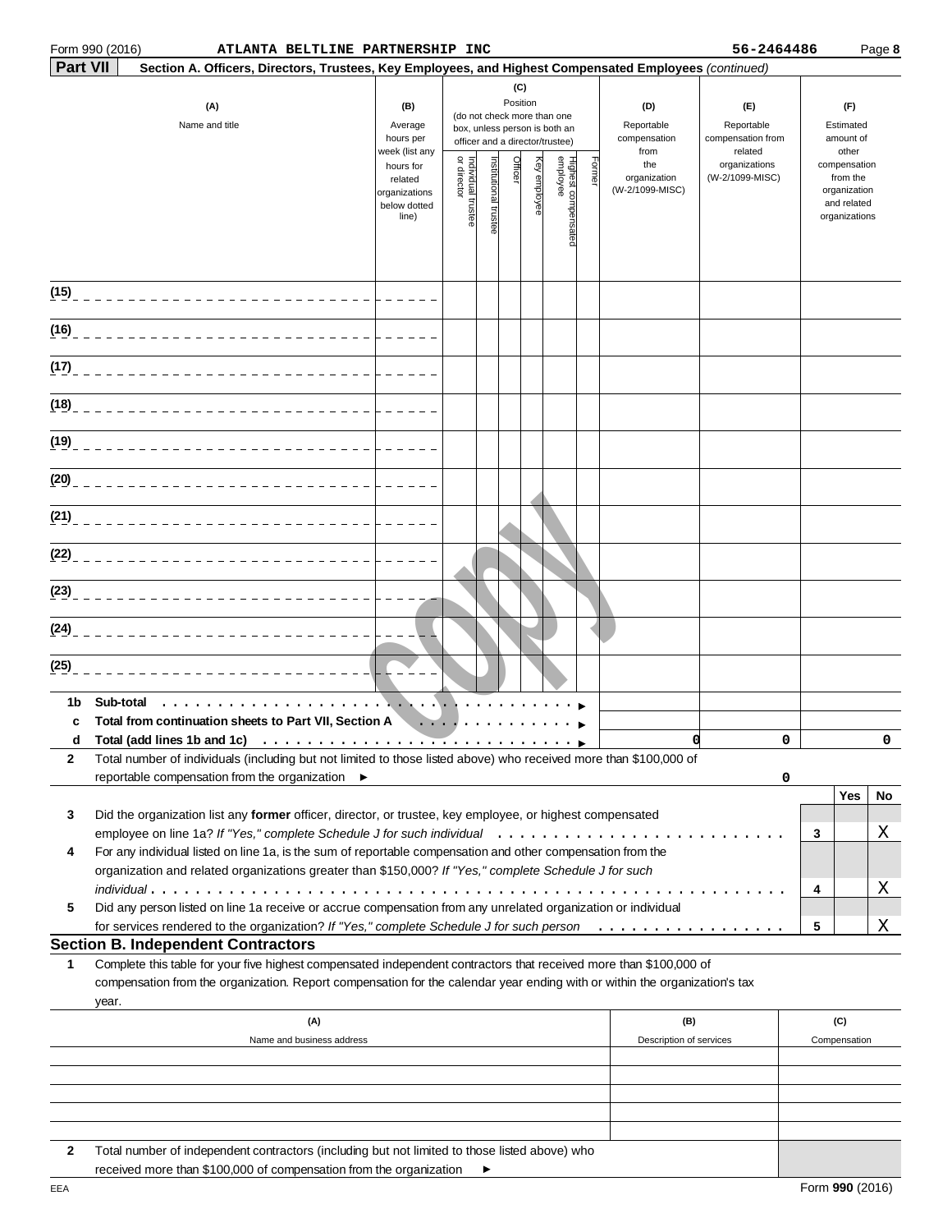Form 990 (2016) **ATLANTA BELTLINE PARTNERSHIP INC** 56-2464486 Page **8**

**Part VII** **Section A. Officers, Directors, Trustees, Key Employees, and Highest Compensated Employees** *(continued)*

| (A) Name and title | (B) Average hours per week (list any hours for related organizations below dotted line) | (C) Position (do not check more than one box, unless person is both an officer and a director/trustee): Individual trustee or director | Institutional trustee | Officer | Key employee | Highest compensated employee | Former | (D) Reportable compensation from the organization (W-2/1099-MISC) | (E) Reportable compensation from related organizations (W-2/1099-MISC) | (F) Estimated amount of other compensation from the organization and related organizations |
|---|---|---|---|---|---|---|---|---|---|---|
| (15) | | | | | | | | | | |
| (16) | | | | | | | | | | |
| (17) | | | | | | | | | | |
| (18) | | | | | | | | | | |
| (19) | | | | | | | | | | |
| (20) | | | | | | | | | | |
| (21) | | | | | | | | | | |
| (22) | | | | | | | | | | |
| (23) | | | | | | | | | | |
| (24) | | | | | | | | | | |
| (25) | | | | | | | | | | |
| **1b Sub-total** ▶ | | | | | | | | | | |
| **c Total from continuation sheets to Part VII, Section A** ▶ | | | | | | | | | | |
| **d Total (add lines 1b and 1c)** ▶ | | | | | | | | 0 | 0 | 0 |

**2** Total number of individuals (including but not limited to those listed above) who received more than $100,000 of reportable compensation from the organization ▶ 0

| | | | Yes | No |
|---|---|---|---|---|
| **3** | Did the organization list any **former** officer, director, or trustee, key employee, or highest compensated employee on line 1a? *If "Yes," complete Schedule J for such individual* | 3 | | X |
| **4** | For any individual listed on line 1a, is the sum of reportable compensation and other compensation from the organization and related organizations greater than $150,000? *If "Yes," complete Schedule J for such individual* | 4 | | X |
| **5** | Did any person listed on line 1a receive or accrue compensation from any unrelated organization or individual for services rendered to the organization? *If "Yes," complete Schedule J for such person* | 5 | | X |

## Section B. Independent Contractors

**1** Complete this table for your five highest compensated independent contractors that received more than $100,000 of compensation from the organization. Report compensation for the calendar year ending with or within the organization's tax year.

| (A) Name and business address | (B) Description of services | (C) Compensation |
|---|---|---|
| | | |
| | | |
| | | |
| | | |
| | | |

**2** Total number of independent contractors (including but not limited to those listed above) who received more than $100,000 of compensation from the organization ▶

EEA Form **990** (2016)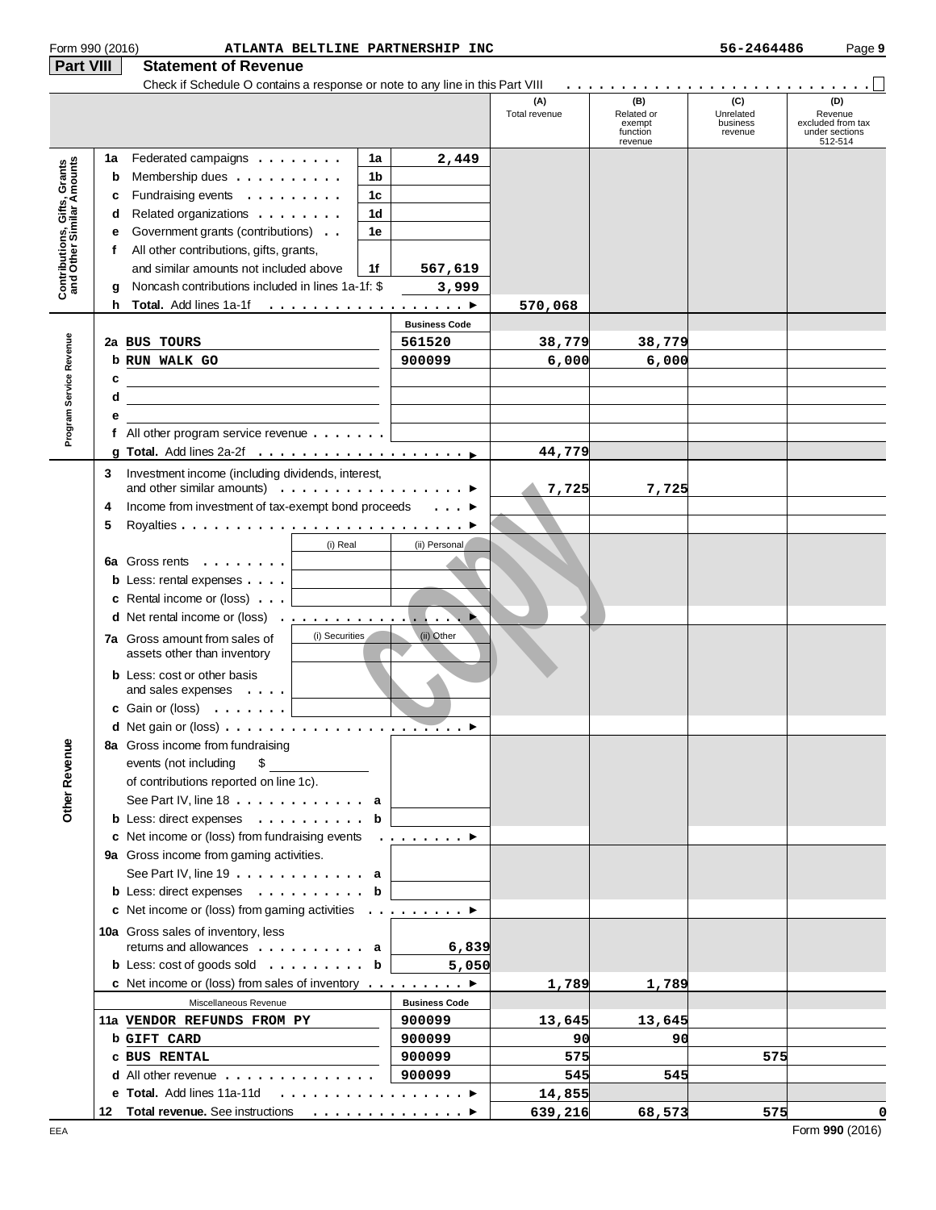Form 990 (2016) ATLANTA BELTLINE PARTNERSHIP INC 56-2464486 Page 9

## Part VIII Statement of Revenue

Check if Schedule O contains a response or note to any line in this Part VIII . . . . . . . . . . . . . . . . . . . . . . . . . . . ☐

| | | | (A) Total revenue | (B) Related or exempt function revenue | (C) Unrelated business revenue | (D) Revenue excluded from tax under sections 512-514 |
|---|---|---|---|---|---|---|
| **Contributions, Gifts, Grants and Other Similar Amounts** | | | | | | |
| 1a Federated campaigns | 1a | 2,449 | | | | |
| b Membership dues | 1b | | | | | |
| c Fundraising events | 1c | | | | | |
| d Related organizations | 1d | | | | | |
| e Government grants (contributions) | 1e | | | | | |
| f All other contributions, gifts, grants, and similar amounts not included above | 1f | 567,619 | | | | |
| g Noncash contributions included in lines 1a-1f: $ | | 3,999 | | | | |
| h **Total.** Add lines 1a-1f | | ▶ | 570,068 | | | |
| **Program Service Revenue** | | **Business Code** | | | | |
| 2a BUS TOURS | | 561520 | 38,779 | 38,779 | | |
| b RUN WALK GO | | 900099 | 6,000 | 6,000 | | |
| c | | | | | | |
| d | | | | | | |
| e | | | | | | |
| f All other program service revenue | | | | | | |
| g **Total.** Add lines 2a-2f | | ▶ | 44,779 | | | |
| **Other Revenue** | | | | | | |
| 3 Investment income (including dividends, interest, and other similar amounts) | | ▶ | 7,725 | 7,725 | | |
| 4 Income from investment of tax-exempt bond proceeds | | ▶ | | | | |
| 5 Royalties | | ▶ | | | | |
| | (i) Real | (ii) Personal | | | | |
| 6a Gross rents | | | | | | |
| b Less: rental expenses | | | | | | |
| c Rental income or (loss) | | | | | | |
| d Net rental income or (loss) | | ▶ | | | | |
| | (i) Securities | (ii) Other | | | | |
| 7a Gross amount from sales of assets other than inventory | | | | | | |
| b Less: cost or other basis and sales expenses | | | | | | |
| c Gain or (loss) | | | | | | |
| d Net gain or (loss) | | ▶ | | | | |
| 8a Gross income from fundraising events (not including $ of contributions reported on line 1c). See Part IV, line 18 | a | | | | | |
| b Less: direct expenses | b | | | | | |
| c Net income or (loss) from fundraising events | | ▶ | | | | |
| 9a Gross income from gaming activities. See Part IV, line 19 | a | | | | | |
| b Less: direct expenses | b | | | | | |
| c Net income or (loss) from gaming activities | | ▶ | | | | |
| 10a Gross sales of inventory, less returns and allowances | a | 6,839 | | | | |
| b Less: cost of goods sold | b | 5,050 | | | | |
| c Net income or (loss) from sales of inventory | | ▶ | 1,789 | 1,789 | | |
| Miscellaneous Revenue | | **Business Code** | | | | |
| 11a VENDOR REFUNDS FROM PY | | 900099 | 13,645 | 13,645 | | |
| b GIFT CARD | | 900099 | 90 | 90 | | |
| c BUS RENTAL | | 900099 | 575 | | 575 | |
| d All other revenue | | 900099 | 545 | 545 | | |
| e **Total.** Add lines 11a-11d | | ▶ | 14,855 | | | |
| 12 **Total revenue.** See instructions | | ▶ | 639,216 | 68,573 | 575 | 0 |

EEA Form **990** (2016)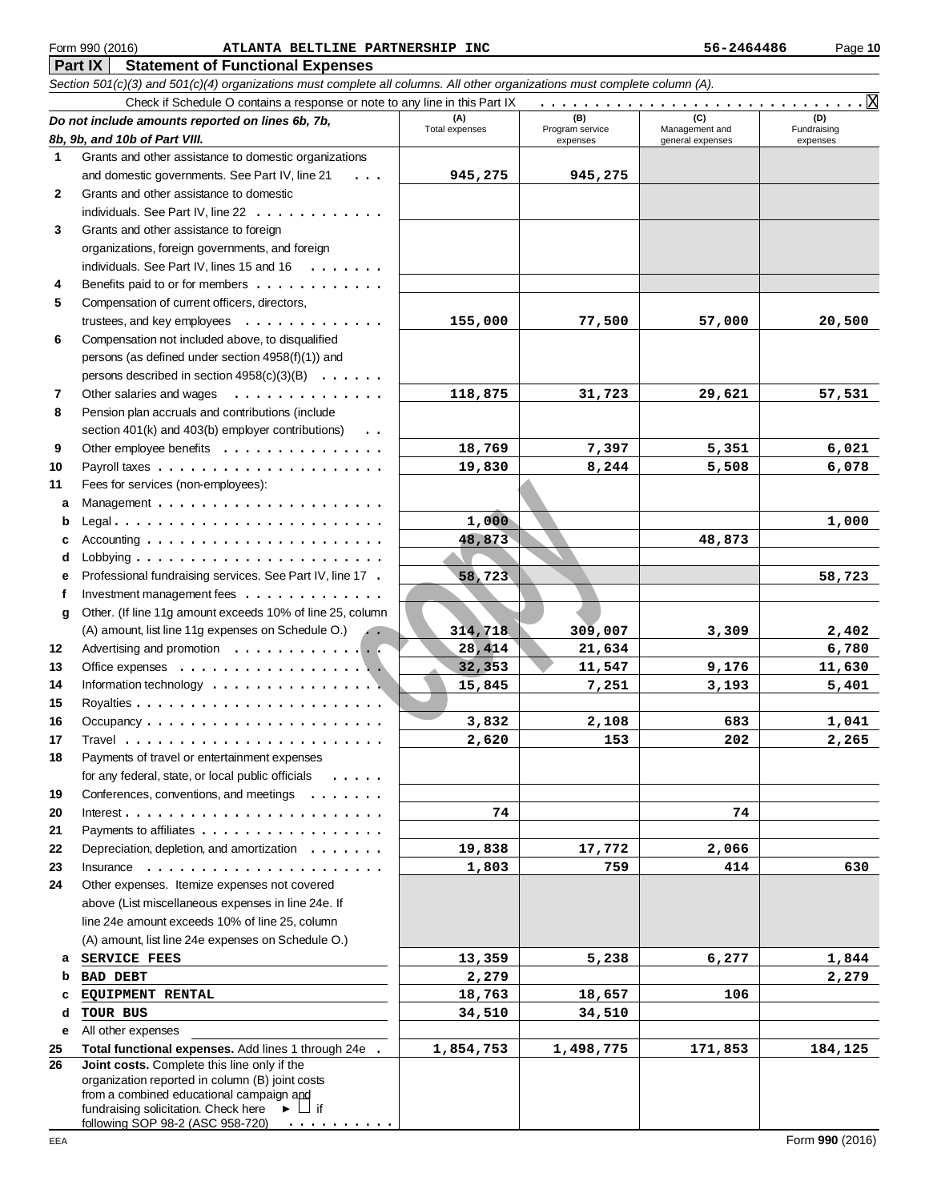Form 990 (2016) ATLANTA BELTLINE PARTNERSHIP INC 56-2464486

## Part IX Statement of Functional Expenses

*Section 501(c)(3) and 501(c)(4) organizations must complete all columns. All other organizations must complete column (A).*

Check if Schedule O contains a response or note to any line in this Part IX . . . . . . . . . . . . . . . . . . . . . . . . . . . . . . X

| *Do not include amounts reported on lines 6b, 7b, 8b, 9b, and 10b of Part VIII.* | (A) Total expenses | (B) Program service expenses | (C) Management and general expenses | (D) Fundraising expenses |
|---|---|---|---|---|
| **1** Grants and other assistance to domestic organizations and domestic governments. See Part IV, line 21 | 945,275 | 945,275 | | |
| **2** Grants and other assistance to domestic individuals. See Part IV, line 22 | | | | |
| **3** Grants and other assistance to foreign organizations, foreign governments, and foreign individuals. See Part IV, lines 15 and 16 | | | | |
| **4** Benefits paid to or for members | | | | |
| **5** Compensation of current officers, directors, trustees, and key employees | 155,000 | 77,500 | 57,000 | 20,500 |
| **6** Compensation not included above, to disqualified persons (as defined under section 4958(f)(1)) and persons described in section 4958(c)(3)(B) | | | | |
| **7** Other salaries and wages | 118,875 | 31,723 | 29,621 | 57,531 |
| **8** Pension plan accruals and contributions (include section 401(k) and 403(b) employer contributions) | | | | |
| **9** Other employee benefits | 18,769 | 7,397 | 5,351 | 6,021 |
| **10** Payroll taxes | 19,830 | 8,244 | 5,508 | 6,078 |
| **11** Fees for services (non-employees): | | | | |
| **a** Management | | | | |
| **b** Legal | 1,000 | | | 1,000 |
| **c** Accounting | 48,873 | | 48,873 | |
| **d** Lobbying | | | | |
| **e** Professional fundraising services. See Part IV, line 17 | 58,723 | | | 58,723 |
| **f** Investment management fees | | | | |
| **g** Other. (If line 11g amount exceeds 10% of line 25, column (A) amount, list line 11g expenses on Schedule O.) | 314,718 | 309,007 | 3,309 | 2,402 |
| **12** Advertising and promotion | 28,414 | 21,634 | | 6,780 |
| **13** Office expenses | 32,353 | 11,547 | 9,176 | 11,630 |
| **14** Information technology | 15,845 | 7,251 | 3,193 | 5,401 |
| **15** Royalties | | | | |
| **16** Occupancy | 3,832 | 2,108 | 683 | 1,041 |
| **17** Travel | 2,620 | 153 | 202 | 2,265 |
| **18** Payments of travel or entertainment expenses for any federal, state, or local public officials | | | | |
| **19** Conferences, conventions, and meetings | | | | |
| **20** Interest | 74 | | 74 | |
| **21** Payments to affiliates | | | | |
| **22** Depreciation, depletion, and amortization | 19,838 | 17,772 | 2,066 | |
| **23** Insurance | 1,803 | 759 | 414 | 630 |
| **24** Other expenses. Itemize expenses not covered above (List miscellaneous expenses in line 24e. If line 24e amount exceeds 10% of line 25, column (A) amount, list line 24e expenses on Schedule O.) | | | | |
| **a** SERVICE FEES | 13,359 | 5,238 | 6,277 | 1,844 |
| **b** BAD DEBT | 2,279 | | | 2,279 |
| **c** EQUIPMENT RENTAL | 18,763 | 18,657 | 106 | |
| **d** TOUR BUS | 34,510 | 34,510 | | |
| **e** All other expenses | | | | |
| **25** **Total functional expenses.** Add lines 1 through 24e | 1,854,753 | 1,498,775 | 171,853 | 184,125 |
| **26** **Joint costs.** Complete this line only if the organization reported in column (B) joint costs from a combined educational campaign and fundraising solicitation. Check here ► ☐ if following SOP 98-2 (ASC 958-720) | | | | |

Form **990** (2016)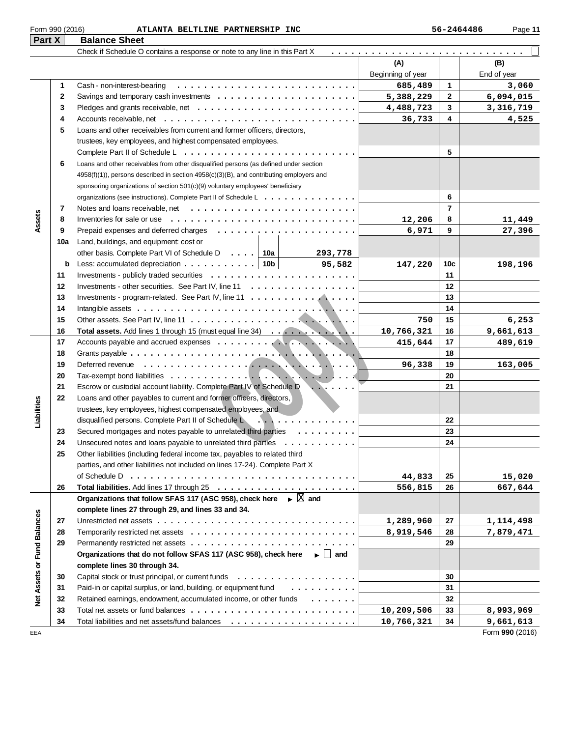Form 990 (2016) ATLANTA BELTLINE PARTNERSHIP INC 56-2464486

## Part X Balance Sheet

Check if Schedule O contains a response or note to any line in this Part X . . . . . . . . . . . . . . . . . . . . . . . . . . . . ☐

| | | | (A) Beginning of year | | (B) End of year |
|---|---|---|---|---|---|
| **Assets** | 1 | Cash - non-interest-bearing | 685,489 | 1 | 3,060 |
| | 2 | Savings and temporary cash investments | 5,388,229 | 2 | 6,094,015 |
| | 3 | Pledges and grants receivable, net | 4,488,723 | 3 | 3,316,719 |
| | 4 | Accounts receivable, net | 36,733 | 4 | 4,525 |
| | 5 | Loans and other receivables from current and former officers, directors, trustees, key employees, and highest compensated employees. Complete Part II of Schedule L | | 5 | |
| | 6 | Loans and other receivables from other disqualified persons (as defined under section 4958(f)(1)), persons described in section 4958(c)(3)(B), and contributing employers and sponsoring organizations of section 501(c)(9) voluntary employees' beneficiary organizations (see instructions). Complete Part II of Schedule L | | 6 | |
| | 7 | Notes and loans receivable, net | | 7 | |
| | 8 | Inventories for sale or use | 12,206 | 8 | 11,449 |
| | 9 | Prepaid expenses and deferred charges | 6,971 | 9 | 27,396 |
| | 10a | Land, buildings, and equipment: cost or other basis. Complete Part VI of Schedule D . . . . 10a 293,778 | | | |
| | b | Less: accumulated depreciation . . . . 10b 95,582 | 147,220 | 10c | 198,196 |
| | 11 | Investments - publicly traded securities | | 11 | |
| | 12 | Investments - other securities. See Part IV, line 11 | | 12 | |
| | 13 | Investments - program-related. See Part IV, line 11 | | 13 | |
| | 14 | Intangible assets | | 14 | |
| | 15 | Other assets. See Part IV, line 11 | 750 | 15 | 6,253 |
| | 16 | **Total assets.** Add lines 1 through 15 (must equal line 34) | 10,766,321 | 16 | 9,661,613 |
| **Liabilities** | 17 | Accounts payable and accrued expenses | 415,644 | 17 | 489,619 |
| | 18 | Grants payable | | 18 | |
| | 19 | Deferred revenue | 96,338 | 19 | 163,005 |
| | 20 | Tax-exempt bond liabilities | | 20 | |
| | 21 | Escrow or custodial account liability. Complete Part IV of Schedule D | | 21 | |
| | 22 | Loans and other payables to current and former officers, directors, trustees, key employees, highest compensated employees, and disqualified persons. Complete Part II of Schedule L | | 22 | |
| | 23 | Secured mortgages and notes payable to unrelated third parties | | 23 | |
| | 24 | Unsecured notes and loans payable to unrelated third parties | | 24 | |
| | 25 | Other liabilities (including federal income tax, payables to related third parties, and other liabilities not included on lines 17-24). Complete Part X of Schedule D | 44,833 | 25 | 15,020 |
| | 26 | **Total liabilities.** Add lines 17 through 25 | 556,815 | 26 | 667,644 |
| **Net Assets or Fund Balances** | | **Organizations that follow SFAS 117 (ASC 958), check here ► ☒ and complete lines 27 through 29, and lines 33 and 34.** | | | |
| | 27 | Unrestricted net assets | 1,289,960 | 27 | 1,114,498 |
| | 28 | Temporarily restricted net assets | 8,919,546 | 28 | 7,879,471 |
| | 29 | Permanently restricted net assets | | 29 | |
| | | **Organizations that do not follow SFAS 117 (ASC 958), check here ► ☐ and complete lines 30 through 34.** | | | |
| | 30 | Capital stock or trust principal, or current funds | | 30 | |
| | 31 | Paid-in or capital surplus, or land, building, or equipment fund | | 31 | |
| | 32 | Retained earnings, endowment, accumulated income, or other funds | | 32 | |
| | 33 | Total net assets or fund balances | 10,209,506 | 33 | 8,993,969 |
| | 34 | Total liabilities and net assets/fund balances | 10,766,321 | 34 | 9,661,613 |

EEA Form **990** (2016)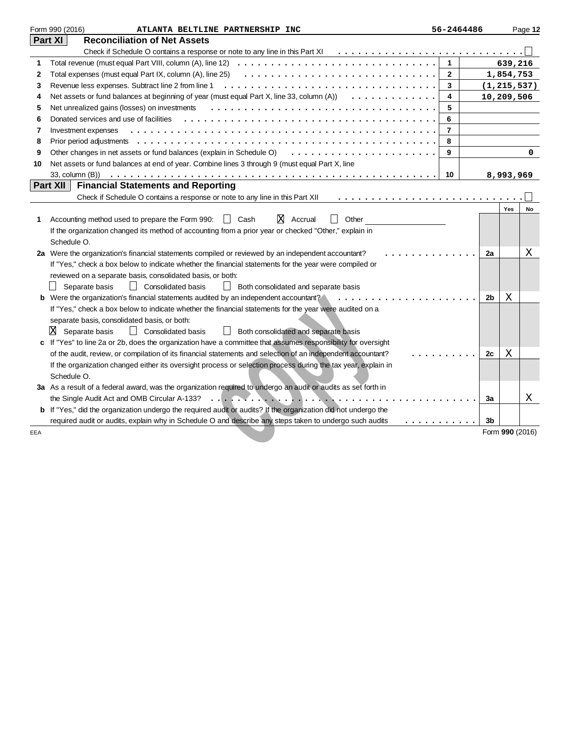Form 990 (2016) ATLANTA BELTLINE PARTNERSHIP INC 56-2464486

## Part XI Reconciliation of Net Assets

Check if Schedule O contains a response or note to any line in this Part XI ☐

| | | | |
|---|---|---|---|
| 1 | Total revenue (must equal Part VIII, column (A), line 12) | 1 | 639,216 |
| 2 | Total expenses (must equal Part IX, column (A), line 25) | 2 | 1,854,753 |
| 3 | Revenue less expenses. Subtract line 2 from line 1 | 3 | (1,215,537) |
| 4 | Net assets or fund balances at beginning of year (must equal Part X, line 33, column (A)) | 4 | 10,209,506 |
| 5 | Net unrealized gains (losses) on investments | 5 | |
| 6 | Donated services and use of facilities | 6 | |
| 7 | Investment expenses | 7 | |
| 8 | Prior period adjustments | 8 | |
| 9 | Other changes in net assets or fund balances (explain in Schedule O) | 9 | 0 |
| 10 | Net assets or fund balances at end of year. Combine lines 3 through 9 (must equal Part X, line 33, column (B)) | 10 | 8,993,969 |

## Part XII Financial Statements and Reporting

Check if Schedule O contains a response or note to any line in this Part XII ☐

| | | | Yes | No |
|---|---|---|---|---|
| 1 | Accounting method used to prepare the Form 990: ☐ Cash ☒ Accrual ☐ Other<br>If the organization changed its method of accounting from a prior year or checked "Other," explain in Schedule O. | | | |
| 2a | Were the organization's financial statements compiled or reviewed by an independent accountant?<br>If "Yes," check a box below to indicate whether the financial statements for the year were compiled or reviewed on a separate basis, consolidated basis, or both:<br>☐ Separate basis ☐ Consolidated basis ☐ Both consolidated and separate basis | 2a | | X |
| b | Were the organization's financial statements audited by an independent accountant?<br>If "Yes," check a box below to indicate whether the financial statements for the year were audited on a separate basis, consolidated basis, or both:<br>☒ Separate basis ☐ Consolidated basis ☐ Both consolidated and separate basis | 2b | X | |
| c | If "Yes" to line 2a or 2b, does the organization have a committee that assumes responsibility for oversight of the audit, review, or compilation of its financial statements and selection of an independent accountant?<br>If the organization changed either its oversight process or selection process during the tax year, explain in Schedule O. | 2c | X | |
| 3a | As a result of a federal award, was the organization required to undergo an audit or audits as set forth in the Single Audit Act and OMB Circular A-133? | 3a | | X |
| b | If "Yes," did the organization undergo the required audit or audits? If the organization did not undergo the required audit or audits, explain why in Schedule O and describe any steps taken to undergo such audits | 3b | | |

EEA Form 990 (2016)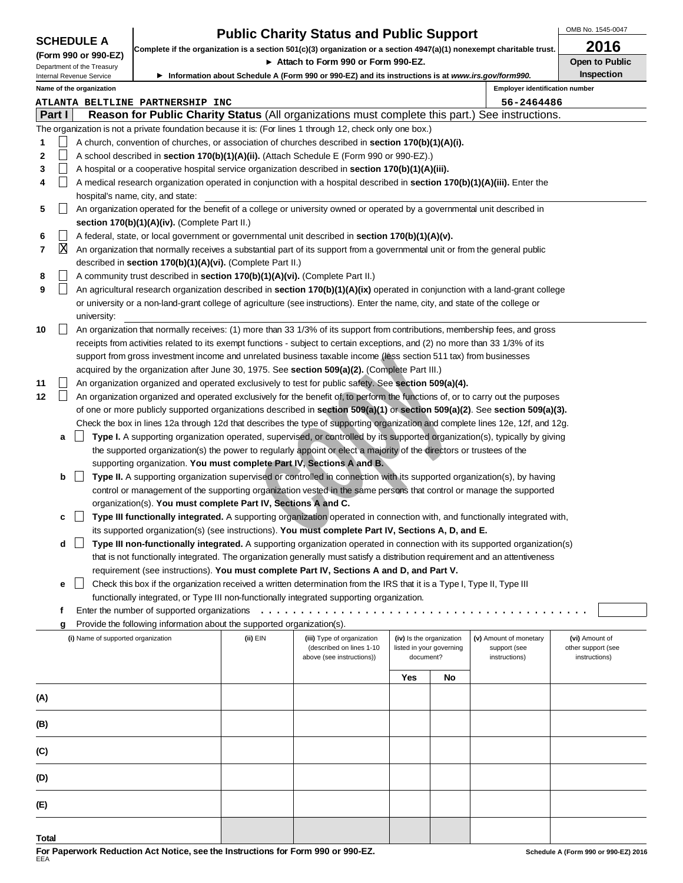**SCHEDULE A**
**(Form 990 or 990-EZ)**
Department of the Treasury
Internal Revenue Service

# Public Charity Status and Public Support

**Complete if the organization is a section 501(c)(3) organization or a section 4947(a)(1) nonexempt charitable trust.**
► **Attach to Form 990 or Form 990-EZ.**
► **Information about Schedule A (Form 990 or 990-EZ) and its instructions is at** ***www.irs.gov/form990.***

OMB No. 1545-0047
**2016**
**Open to Public Inspection**

**Name of the organization:** ATLANTA BELTLINE PARTNERSHIP INC
**Employer identification number:** 56-2464486

## Part I — Reason for Public Charity Status (All organizations must complete this part.) See instructions.

The organization is not a private foundation because it is: (For lines 1 through 12, check only one box.)

1. ☐ A church, convention of churches, or association of churches described in **section 170(b)(1)(A)(i).**
2. ☐ A school described in **section 170(b)(1)(A)(ii).** (Attach Schedule E (Form 990 or 990-EZ).)
3. ☐ A hospital or a cooperative hospital service organization described in **section 170(b)(1)(A)(iii).**
4. ☐ A medical research organization operated in conjunction with a hospital described in **section 170(b)(1)(A)(iii).** Enter the hospital's name, city, and state:
5. ☐ An organization operated for the benefit of a college or university owned or operated by a governmental unit described in **section 170(b)(1)(A)(iv).** (Complete Part II.)
6. ☐ A federal, state, or local government or governmental unit described in **section 170(b)(1)(A)(v).**
7. ☒ An organization that normally receives a substantial part of its support from a governmental unit or from the general public described in **section 170(b)(1)(A)(vi).** (Complete Part II.)
8. ☐ A community trust described in **section 170(b)(1)(A)(vi).** (Complete Part II.)
9. ☐ An agricultural research organization described in **section 170(b)(1)(A)(ix)** operated in conjunction with a land-grant college or university or a non-land-grant college of agriculture (see instructions). Enter the name, city, and state of the college or university:
10. ☐ An organization that normally receives: (1) more than 33 1/3% of its support from contributions, membership fees, and gross receipts from activities related to its exempt functions - subject to certain exceptions, and (2) no more than 33 1/3% of its support from gross investment income and unrelated business taxable income (less section 511 tax) from businesses acquired by the organization after June 30, 1975. See **section 509(a)(2).** (Complete Part III.)
11. ☐ An organization organized and operated exclusively to test for public safety. See **section 509(a)(4).**
12. ☐ An organization organized and operated exclusively for the benefit of, to perform the functions of, or to carry out the purposes of one or more publicly supported organizations described in **section 509(a)(1)** or **section 509(a)(2)**. See **section 509(a)(3).** Check the box in lines 12a through 12d that describes the type of supporting organization and complete lines 12e, 12f, and 12g.
   - **a** ☐ **Type I.** A supporting organization operated, supervised, or controlled by its supported organization(s), typically by giving the supported organization(s) the power to regularly appoint or elect a majority of the directors or trustees of the supporting organization. **You must complete Part IV, Sections A and B.**
   - **b** ☐ **Type II.** A supporting organization supervised or controlled in connection with its supported organization(s), by having control or management of the supporting organization vested in the same persons that control or manage the supported organization(s). **You must complete Part IV, Sections A and C.**
   - **c** ☐ **Type III functionally integrated.** A supporting organization operated in connection with, and functionally integrated with, its supported organization(s) (see instructions). **You must complete Part IV, Sections A, D, and E.**
   - **d** ☐ **Type III non-functionally integrated.** A supporting organization operated in connection with its supported organization(s) that is not functionally integrated. The organization generally must satisfy a distribution requirement and an attentiveness requirement (see instructions). **You must complete Part IV, Sections A and D, and Part V.**
   - **e** ☐ Check this box if the organization received a written determination from the IRS that it is a Type I, Type II, Type III functionally integrated, or Type III non-functionally integrated supporting organization.
   - **f** Enter the number of supported organizations
   - **g** Provide the following information about the supported organization(s).

| (i) Name of supported organization | (ii) EIN | (iii) Type of organization (described on lines 1-10 above (see instructions)) | (iv) Is the organization listed in your governing document? | | (v) Amount of monetary support (see instructions) | (vi) Amount of other support (see instructions) |
|---|---|---|---|---|---|---|
| | | | Yes | No | | |
| (A) | | | | | | |
| (B) | | | | | | |
| (C) | | | | | | |
| (D) | | | | | | |
| (E) | | | | | | |
| Total | | | | | | |

**For Paperwork Reduction Act Notice, see the Instructions for Form 990 or 990-EZ.**
EEA
**Schedule A (Form 990 or 990-EZ) 2016**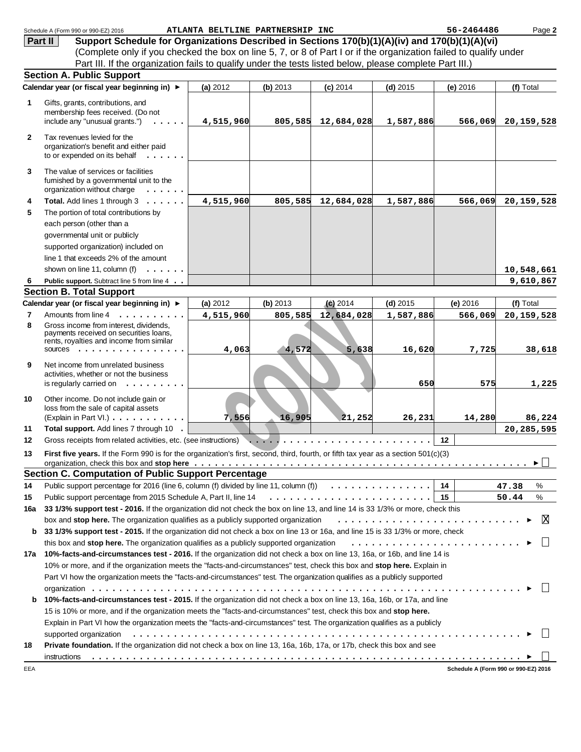Schedule A (Form 990 or 990-EZ) 2016 ATLANTA BELTLINE PARTNERSHIP INC 56-2464486 Page 2

**Part II Support Schedule for Organizations Described in Sections 170(b)(1)(A)(iv) and 170(b)(1)(A)(vi)**
(Complete only if you checked the box on line 5, 7, or 8 of Part I or if the organization failed to qualify under Part III. If the organization fails to qualify under the tests listed below, please complete Part III.)

## Section A. Public Support

| | Calendar year (or fiscal year beginning in) ► | (a) 2012 | (b) 2013 | (c) 2014 | (d) 2015 | (e) 2016 | (f) Total |
|---|---|---|---|---|---|---|---|
| 1 | Gifts, grants, contributions, and membership fees received. (Do not include any "unusual grants.") | 4,515,960 | 805,585 | 12,684,028 | 1,587,886 | 566,069 | 20,159,528 |
| 2 | Tax revenues levied for the organization's benefit and either paid to or expended on its behalf | | | | | | |
| 3 | The value of services or facilities furnished by a governmental unit to the organization without charge | | | | | | |
| 4 | **Total.** Add lines 1 through 3 | 4,515,960 | 805,585 | 12,684,028 | 1,587,886 | 566,069 | 20,159,528 |
| 5 | The portion of total contributions by each person (other than a governmental unit or publicly supported organization) included on line 1 that exceeds 2% of the amount shown on line 11, column (f) | | | | | | 10,548,661 |
| 6 | **Public support.** Subtract line 5 from line 4 | | | | | | 9,610,867 |

## Section B. Total Support

| | Calendar year (or fiscal year beginning in) ► | (a) 2012 | (b) 2013 | (c) 2014 | (d) 2015 | (e) 2016 | (f) Total |
|---|---|---|---|---|---|---|---|
| 7 | Amounts from line 4 | 4,515,960 | 805,585 | 12,684,028 | 1,587,886 | 566,069 | 20,159,528 |
| 8 | Gross income from interest, dividends, payments received on securities loans, rents, royalties and income from similar sources | 4,063 | 4,572 | 5,638 | 16,620 | 7,725 | 38,618 |
| 9 | Net income from unrelated business activities, whether or not the business is regularly carried on | | | | 650 | 575 | 1,225 |
| 10 | Other income. Do not include gain or loss from the sale of capital assets (Explain in Part VI.) | 7,556 | 16,905 | 21,252 | 26,231 | 14,280 | 86,224 |
| 11 | **Total support.** Add lines 7 through 10 | | | | | | 20,285,595 |
| 12 | Gross receipts from related activities, etc. (see instructions) | | | | | 12 | |

**13** **First five years.** If the Form 990 is for the organization's first, second, third, fourth, or fifth tax year as a section 501(c)(3) organization, check this box and **stop here** ► ☐

## Section C. Computation of Public Support Percentage

**14** Public support percentage for 2016 (line 6, column (f) divided by line 11, column (f)) — 14 — 47.38 %

**15** Public support percentage from 2015 Schedule A, Part II, line 14 — 15 — 50.44 %

**16a** **33 1/3% support test - 2016.** If the organization did not check the box on line 13, and line 14 is 33 1/3% or more, check this box and **stop here.** The organization qualifies as a publicly supported organization ► ☒

**b** **33 1/3% support test - 2015.** If the organization did not check a box on line 13 or 16a, and line 15 is 33 1/3% or more, check this box and **stop here.** The organization qualifies as a publicly supported organization ► ☐

**17a** **10%-facts-and-circumstances test - 2016.** If the organization did not check a box on line 13, 16a, or 16b, and line 14 is 10% or more, and if the organization meets the "facts-and-circumstances" test, check this box and **stop here.** Explain in Part VI how the organization meets the "facts-and-circumstances" test. The organization qualifies as a publicly supported organization ► ☐

**b** **10%-facts-and-circumstances test - 2015.** If the organization did not check a box on line 13, 16a, 16b, or 17a, and line 15 is 10% or more, and if the organization meets the "facts-and-circumstances" test, check this box and **stop here.** Explain in Part VI how the organization meets the "facts-and-circumstances" test. The organization qualifies as a publicly supported organization ► ☐

**18** **Private foundation.** If the organization did not check a box on line 13, 16a, 16b, 17a, or 17b, check this box and see instructions ► ☐

EEA **Schedule A (Form 990 or 990-EZ) 2016**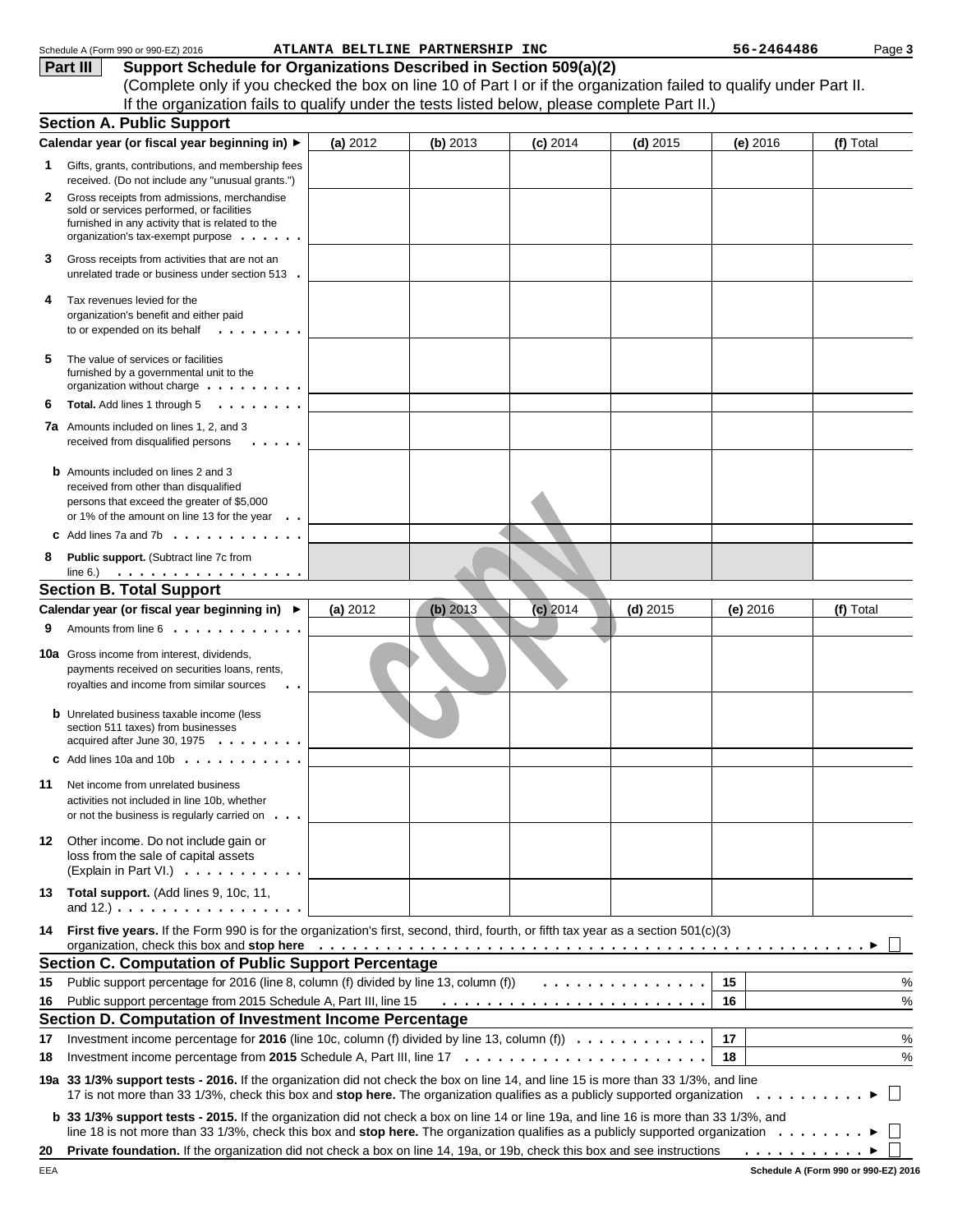Schedule A (Form 990 or 990-EZ) 2016 ATLANTA BELTLINE PARTNERSHIP INC 56-2464486

## Part III Support Schedule for Organizations Described in Section 509(a)(2)

(Complete only if you checked the box on line 10 of Part I or if the organization failed to qualify under Part II. If the organization fails to qualify under the tests listed below, please complete Part II.)

### Section A. Public Support

| Calendar year (or fiscal year beginning in) ► | (a) 2012 | (b) 2013 | (c) 2014 | (d) 2015 | (e) 2016 | (f) Total |
|---|---|---|---|---|---|---|
| **1** Gifts, grants, contributions, and membership fees received. (Do not include any "unusual grants.") | | | | | | |
| **2** Gross receipts from admissions, merchandise sold or services performed, or facilities furnished in any activity that is related to the organization's tax-exempt purpose | | | | | | |
| **3** Gross receipts from activities that are not an unrelated trade or business under section 513 | | | | | | |
| **4** Tax revenues levied for the organization's benefit and either paid to or expended on its behalf | | | | | | |
| **5** The value of services or facilities furnished by a governmental unit to the organization without charge | | | | | | |
| **6 Total.** Add lines 1 through 5 | | | | | | |
| **7a** Amounts included on lines 1, 2, and 3 received from disqualified persons | | | | | | |
| **b** Amounts included on lines 2 and 3 received from other than disqualified persons that exceed the greater of $5,000 or 1% of the amount on line 13 for the year | | | | | | |
| **c** Add lines 7a and 7b | | | | | | |
| **8 Public support.** (Subtract line 7c from line 6.) | | | | | | |

### Section B. Total Support

| Calendar year (or fiscal year beginning in) ► | (a) 2012 | (b) 2013 | (c) 2014 | (d) 2015 | (e) 2016 | (f) Total |
|---|---|---|---|---|---|---|
| **9** Amounts from line 6 | | | | | | |
| **10a** Gross income from interest, dividends, payments received on securities loans, rents, royalties and income from similar sources | | | | | | |
| **b** Unrelated business taxable income (less section 511 taxes) from businesses acquired after June 30, 1975 | | | | | | |
| **c** Add lines 10a and 10b | | | | | | |
| **11** Net income from unrelated business activities not included in line 10b, whether or not the business is regularly carried on | | | | | | |
| **12** Other income. Do not include gain or loss from the sale of capital assets (Explain in Part VI.) | | | | | | |
| **13 Total support.** (Add lines 9, 10c, 11, and 12.) | | | | | | |

**14 First five years.** If the Form 990 is for the organization's first, second, third, fourth, or fifth tax year as a section 501(c)(3) organization, check this box and **stop here** ► ☐

### Section C. Computation of Public Support Percentage

| | | | |
|---|---|---|---|
| **15** | Public support percentage for 2016 (line 8, column (f) divided by line 13, column (f)) | 15 | % |
| **16** | Public support percentage from 2015 Schedule A, Part III, line 15 | 16 | % |

### Section D. Computation of Investment Income Percentage

| | | | |
|---|---|---|---|
| **17** | Investment income percentage for **2016** (line 10c, column (f) divided by line 13, column (f)) | 17 | % |
| **18** | Investment income percentage from **2015** Schedule A, Part III, line 17 | 18 | % |

**19a 33 1/3% support tests - 2016.** If the organization did not check the box on line 14, and line 15 is more than 33 1/3%, and line 17 is not more than 33 1/3%, check this box and **stop here.** The organization qualifies as a publicly supported organization ► ☐

**b 33 1/3% support tests - 2015.** If the organization did not check a box on line 14 or line 19a, and line 16 is more than 33 1/3%, and line 18 is not more than 33 1/3%, check this box and **stop here.** The organization qualifies as a publicly supported organization ► ☐

**20 Private foundation.** If the organization did not check a box on line 14, 19a, or 19b, check this box and see instructions ► ☐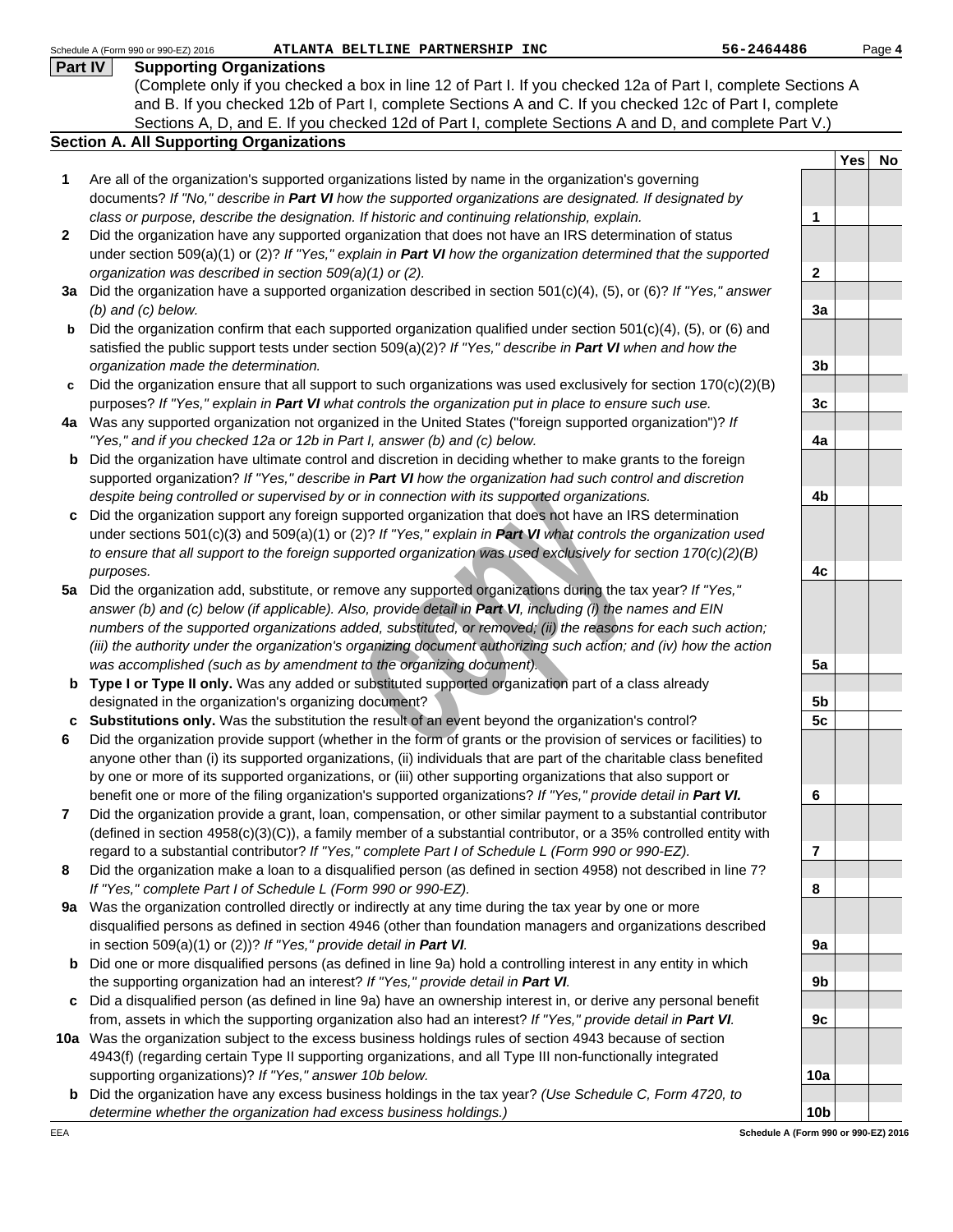Schedule A (Form 990 or 990-EZ) 2016 ATLANTA BELTLINE PARTNERSHIP INC 56-2464486 Page **4**

## Part IV Supporting Organizations

(Complete only if you checked a box in line 12 of Part I. If you checked 12a of Part I, complete Sections A and B. If you checked 12b of Part I, complete Sections A and C. If you checked 12c of Part I, complete Sections A, D, and E. If you checked 12d of Part I, complete Sections A and D, and complete Part V.)

### Section A. All Supporting Organizations

| | | Line | Yes | No |
|---|---|---|---|---|
| **1** | Are all of the organization's supported organizations listed by name in the organization's governing documents? *If "No," describe in **Part VI** how the supported organizations are designated. If designated by class or purpose, describe the designation. If historic and continuing relationship, explain.* | 1 | | |
| **2** | Did the organization have any supported organization that does not have an IRS determination of status under section 509(a)(1) or (2)? *If "Yes," explain in **Part VI** how the organization determined that the supported organization was described in section 509(a)(1) or (2).* | 2 | | |
| **3a** | Did the organization have a supported organization described in section 501(c)(4), (5), or (6)? *If "Yes," answer (b) and (c) below.* | 3a | | |
| **b** | Did the organization confirm that each supported organization qualified under section 501(c)(4), (5), or (6) and satisfied the public support tests under section 509(a)(2)? *If "Yes," describe in **Part VI** when and how the organization made the determination.* | 3b | | |
| **c** | Did the organization ensure that all support to such organizations was used exclusively for section 170(c)(2)(B) purposes? *If "Yes," explain in **Part VI** what controls the organization put in place to ensure such use.* | 3c | | |
| **4a** | Was any supported organization not organized in the United States ("foreign supported organization")? *If "Yes," and if you checked 12a or 12b in Part I, answer (b) and (c) below.* | 4a | | |
| **b** | Did the organization have ultimate control and discretion in deciding whether to make grants to the foreign supported organization? *If "Yes," describe in **Part VI** how the organization had such control and discretion despite being controlled or supervised by or in connection with its supported organizations.* | 4b | | |
| **c** | Did the organization support any foreign supported organization that does not have an IRS determination under sections 501(c)(3) and 509(a)(1) or (2)? *If "Yes," explain in **Part VI** what controls the organization used to ensure that all support to the foreign supported organization was used exclusively for section 170(c)(2)(B) purposes.* | 4c | | |
| **5a** | Did the organization add, substitute, or remove any supported organizations during the tax year? *If "Yes," answer (b) and (c) below (if applicable). Also, provide detail in **Part VI**, including (i) the names and EIN numbers of the supported organizations added, substituted, or removed; (ii) the reasons for each such action; (iii) the authority under the organization's organizing document authorizing such action; and (iv) how the action was accomplished (such as by amendment to the organizing document).* | 5a | | |
| **b** | **Type I or Type II only.** Was any added or substituted supported organization part of a class already designated in the organization's organizing document? | 5b | | |
| **c** | **Substitutions only.** Was the substitution the result of an event beyond the organization's control? | 5c | | |
| **6** | Did the organization provide support (whether in the form of grants or the provision of services or facilities) to anyone other than (i) its supported organizations, (ii) individuals that are part of the charitable class benefited by one or more of its supported organizations, or (iii) other supporting organizations that also support or benefit one or more of the filing organization's supported organizations? *If "Yes," provide detail in **Part VI.*** | 6 | | |
| **7** | Did the organization provide a grant, loan, compensation, or other similar payment to a substantial contributor (defined in section 4958(c)(3)(C)), a family member of a substantial contributor, or a 35% controlled entity with regard to a substantial contributor? *If "Yes," complete Part I of Schedule L (Form 990 or 990-EZ).* | 7 | | |
| **8** | Did the organization make a loan to a disqualified person (as defined in section 4958) not described in line 7? *If "Yes," complete Part I of Schedule L (Form 990 or 990-EZ).* | 8 | | |
| **9a** | Was the organization controlled directly or indirectly at any time during the tax year by one or more disqualified persons as defined in section 4946 (other than foundation managers and organizations described in section 509(a)(1) or (2))? *If "Yes," provide detail in **Part VI**.* | 9a | | |
| **b** | Did one or more disqualified persons (as defined in line 9a) hold a controlling interest in any entity in which the supporting organization had an interest? *If "Yes," provide detail in **Part VI**.* | 9b | | |
| **c** | Did a disqualified person (as defined in line 9a) have an ownership interest in, or derive any personal benefit from, assets in which the supporting organization also had an interest? *If "Yes," provide detail in **Part VI**.* | 9c | | |
| **10a** | Was the organization subject to the excess business holdings rules of section 4943 because of section 4943(f) (regarding certain Type II supporting organizations, and all Type III non-functionally integrated supporting organizations)? *If "Yes," answer 10b below.* | 10a | | |
| **b** | Did the organization have any excess business holdings in the tax year? *(Use Schedule C, Form 4720, to determine whether the organization had excess business holdings.)* | 10b | | |

EEA Schedule A (Form 990 or 990-EZ) 2016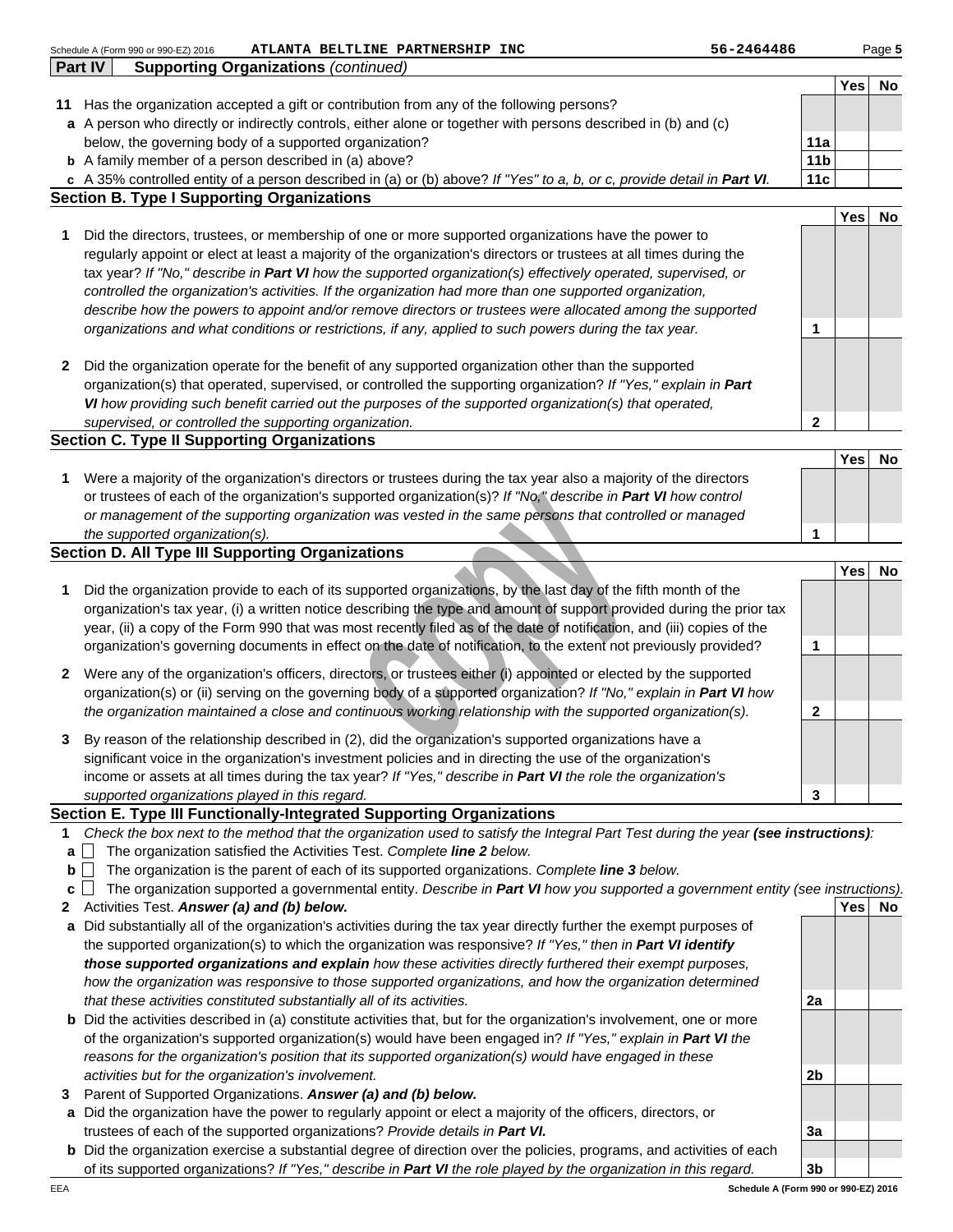## Part IV Supporting Organizations *(continued)*

| | | | Yes | No |
|---|---|---|---|---|
| **11** | Has the organization accepted a gift or contribution from any of the following persons? | | | |
| **a** | A person who directly or indirectly controls, either alone or together with persons described in (b) and (c) below, the governing body of a supported organization? | **11a** | | |
| **b** | A family member of a person described in (a) above? | **11b** | | |
| **c** | A 35% controlled entity of a person described in (a) or (b) above? *If "Yes" to a, b, or c, provide detail in **Part VI**.* | **11c** | | |

### Section B. Type I Supporting Organizations

| | | | Yes | No |
|---|---|---|---|---|
| **1** | Did the directors, trustees, or membership of one or more supported organizations have the power to regularly appoint or elect at least a majority of the organization's directors or trustees at all times during the tax year? *If "No," describe in **Part VI** how the supported organization(s) effectively operated, supervised, or controlled the organization's activities. If the organization had more than one supported organization, describe how the powers to appoint and/or remove directors or trustees were allocated among the supported organizations and what conditions or restrictions, if any, applied to such powers during the tax year.* | **1** | | |
| **2** | Did the organization operate for the benefit of any supported organization other than the supported organization(s) that operated, supervised, or controlled the supporting organization? *If "Yes," explain in **Part VI** how providing such benefit carried out the purposes of the supported organization(s) that operated, supervised, or controlled the supporting organization.* | **2** | | |

### Section C. Type II Supporting Organizations

| | | | Yes | No |
|---|---|---|---|---|
| **1** | Were a majority of the organization's directors or trustees during the tax year also a majority of the directors or trustees of each of the organization's supported organization(s)? *If "No," describe in **Part VI** how control or management of the supporting organization was vested in the same persons that controlled or managed the supported organization(s).* | **1** | | |

### Section D. All Type III Supporting Organizations

| | | | Yes | No |
|---|---|---|---|---|
| **1** | Did the organization provide to each of its supported organizations, by the last day of the fifth month of the organization's tax year, (i) a written notice describing the type and amount of support provided during the prior tax year, (ii) a copy of the Form 990 that was most recently filed as of the date of notification, and (iii) copies of the organization's governing documents in effect on the date of notification, to the extent not previously provided? | **1** | | |
| **2** | Were any of the organization's officers, directors, or trustees either (i) appointed or elected by the supported organization(s) or (ii) serving on the governing body of a supported organization? *If "No," explain in **Part VI** how the organization maintained a close and continuous working relationship with the supported organization(s).* | **2** | | |
| **3** | By reason of the relationship described in (2), did the organization's supported organizations have a significant voice in the organization's investment policies and in directing the use of the organization's income or assets at all times during the tax year? *If "Yes," describe in **Part VI** the role the organization's supported organizations played in this regard.* | **3** | | |

### Section E. Type III Functionally-Integrated Supporting Organizations

**1** *Check the box next to the method that the organization used to satisfy the Integral Part Test during the year **(see instructions)**:*

- **a** ☐ The organization satisfied the Activities Test. *Complete **line 2** below.*
- **b** ☐ The organization is the parent of each of its supported organizations. *Complete **line 3** below.*
- **c** ☐ The organization supported a governmental entity. *Describe in **Part VI** how you supported a government entity (see instructions).*

| | | | Yes | No |
|---|---|---|---|---|
| **2** | Activities Test. ***Answer (a) and (b) below.*** | | | |
| **a** | Did substantially all of the organization's activities during the tax year directly further the exempt purposes of the supported organization(s) to which the organization was responsive? *If "Yes," then in **Part VI identify those supported organizations and explain** how these activities directly furthered their exempt purposes, how the organization was responsive to those supported organizations, and how the organization determined that these activities constituted substantially all of its activities.* | **2a** | | |
| **b** | Did the activities described in (a) constitute activities that, but for the organization's involvement, one or more of the organization's supported organization(s) would have been engaged in? *If "Yes," explain in **Part VI** the reasons for the organization's position that its supported organization(s) would have engaged in these activities but for the organization's involvement.* | **2b** | | |
| **3** | Parent of Supported Organizations. ***Answer (a) and (b) below.*** | | | |
| **a** | Did the organization have the power to regularly appoint or elect a majority of the officers, directors, or trustees of each of the supported organizations? *Provide details in **Part VI.*** | **3a** | | |
| **b** | Did the organization exercise a substantial degree of direction over the policies, programs, and activities of each of its supported organizations? *If "Yes," describe in **Part VI** the role played by the organization in this regard.* | **3b** | | |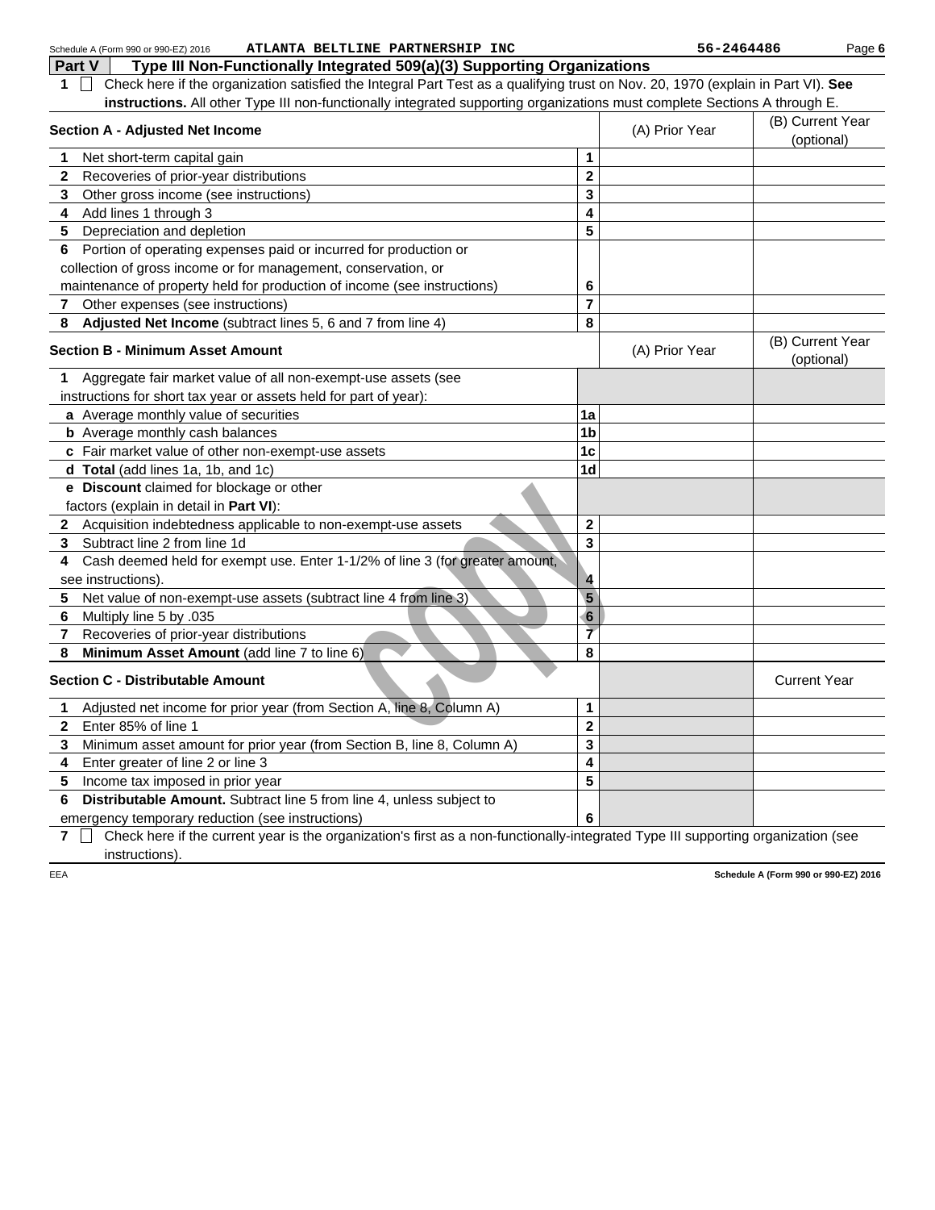Schedule A (Form 990 or 990-EZ) 2016 ATLANTA BELTLINE PARTNERSHIP INC 56-2464486

**Part V** **Type III Non-Functionally Integrated 509(a)(3) Supporting Organizations**

**1** ☐ Check here if the organization satisfied the Integral Part Test as a qualifying trust on Nov. 20, 1970 (explain in Part VI). **See instructions.** All other Type III non-functionally integrated supporting organizations must complete Sections A through E.

| **Section A - Adjusted Net Income** | | (A) Prior Year | (B) Current Year (optional) |
|---|---|---|---|
| **1** Net short-term capital gain | 1 | | |
| **2** Recoveries of prior-year distributions | 2 | | |
| **3** Other gross income (see instructions) | 3 | | |
| **4** Add lines 1 through 3 | 4 | | |
| **5** Depreciation and depletion | 5 | | |
| **6** Portion of operating expenses paid or incurred for production or collection of gross income or for management, conservation, or maintenance of property held for production of income (see instructions) | 6 | | |
| **7** Other expenses (see instructions) | 7 | | |
| **8** **Adjusted Net Income** (subtract lines 5, 6 and 7 from line 4) | 8 | | |

| **Section B - Minimum Asset Amount** | | (A) Prior Year | (B) Current Year (optional) |
|---|---|---|---|
| **1** Aggregate fair market value of all non-exempt-use assets (see instructions for short tax year or assets held for part of year): | | | |
| **a** Average monthly value of securities | 1a | | |
| **b** Average monthly cash balances | 1b | | |
| **c** Fair market value of other non-exempt-use assets | 1c | | |
| **d** **Total** (add lines 1a, 1b, and 1c) | 1d | | |
| **e** **Discount** claimed for blockage or other factors (explain in detail in **Part VI**): | | | |
| **2** Acquisition indebtedness applicable to non-exempt-use assets | 2 | | |
| **3** Subtract line 2 from line 1d | 3 | | |
| **4** Cash deemed held for exempt use. Enter 1-1/2% of line 3 (for greater amount, see instructions). | 4 | | |
| **5** Net value of non-exempt-use assets (subtract line 4 from line 3) | 5 | | |
| **6** Multiply line 5 by .035 | 6 | | |
| **7** Recoveries of prior-year distributions | 7 | | |
| **8** **Minimum Asset Amount** (add line 7 to line 6) | 8 | | |

| **Section C - Distributable Amount** | | | Current Year |
|---|---|---|---|
| **1** Adjusted net income for prior year (from Section A, line 8, Column A) | 1 | | |
| **2** Enter 85% of line 1 | 2 | | |
| **3** Minimum asset amount for prior year (from Section B, line 8, Column A) | 3 | | |
| **4** Enter greater of line 2 or line 3 | 4 | | |
| **5** Income tax imposed in prior year | 5 | | |
| **6** **Distributable Amount.** Subtract line 5 from line 4, unless subject to emergency temporary reduction (see instructions) | 6 | | |

**7** ☐ Check here if the current year is the organization's first as a non-functionally-integrated Type III supporting organization (see instructions).

EEA **Schedule A (Form 990 or 990-EZ) 2016**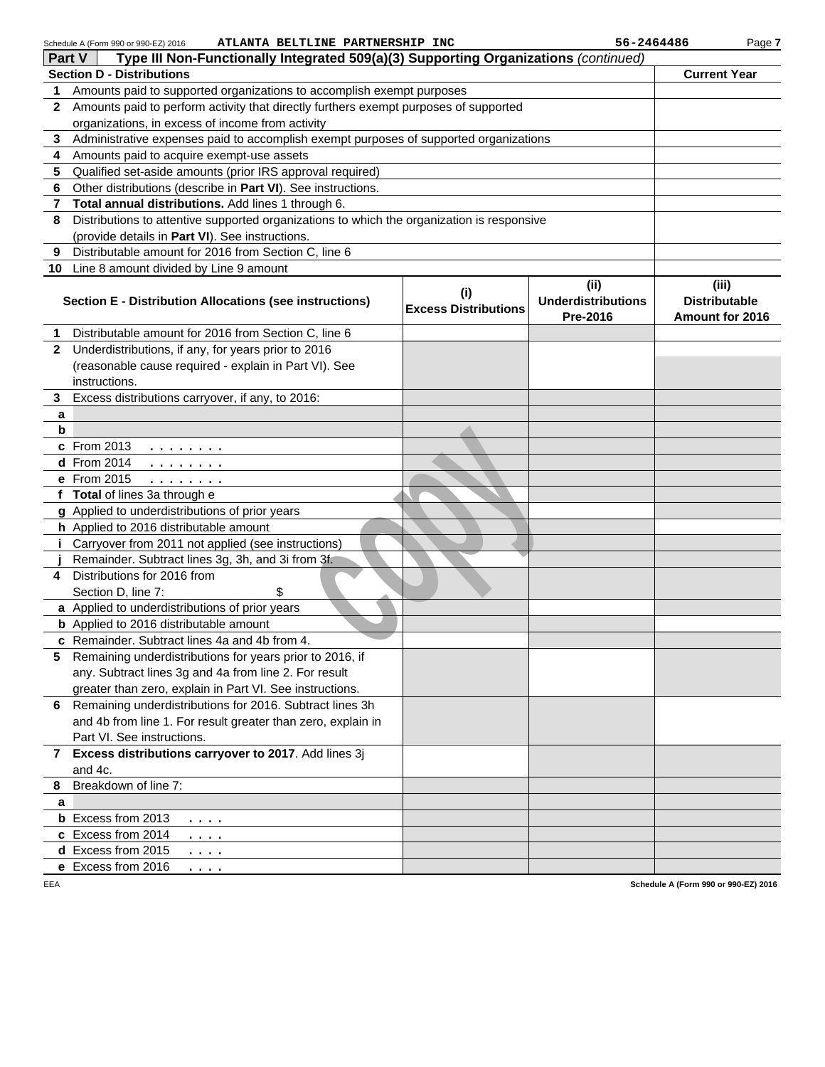Schedule A (Form 990 or 990-EZ) 2016 ATLANTA BELTLINE PARTNERSHIP INC 56-2464486

## Part V Type III Non-Functionally Integrated 509(a)(3) Supporting Organizations *(continued)*

| Section D - Distributions | | Current Year |
|---|---|---|
| 1 | Amounts paid to supported organizations to accomplish exempt purposes | |
| 2 | Amounts paid to perform activity that directly furthers exempt purposes of supported organizations, in excess of income from activity | |
| 3 | Administrative expenses paid to accomplish exempt purposes of supported organizations | |
| 4 | Amounts paid to acquire exempt-use assets | |
| 5 | Qualified set-aside amounts (prior IRS approval required) | |
| 6 | Other distributions (describe in **Part VI**). See instructions. | |
| 7 | **Total annual distributions.** Add lines 1 through 6. | |
| 8 | Distributions to attentive supported organizations to which the organization is responsive (provide details in **Part VI**). See instructions. | |
| 9 | Distributable amount for 2016 from Section C, line 6 | |
| 10 | Line 8 amount divided by Line 9 amount | |

| Section E - Distribution Allocations (see instructions) | | (i) Excess Distributions | (ii) Underdistributions Pre-2016 | (iii) Distributable Amount for 2016 |
|---|---|---|---|---|
| 1 | Distributable amount for 2016 from Section C, line 6 | | | |
| 2 | Underdistributions, if any, for years prior to 2016 (reasonable cause required - explain in Part VI). See instructions. | | | |
| 3 | Excess distributions carryover, if any, to 2016: | | | |
| a | | | | |
| b | | | | |
| c | From 2013 . . . . . . . . | | | |
| d | From 2014 . . . . . . . . | | | |
| e | From 2015 . . . . . . . . | | | |
| f | **Total** of lines 3a through e | | | |
| g | Applied to underdistributions of prior years | | | |
| h | Applied to 2016 distributable amount | | | |
| i | Carryover from 2011 not applied (see instructions) | | | |
| j | Remainder. Subtract lines 3g, 3h, and 3i from 3f. | | | |
| 4 | Distributions for 2016 from Section D, line 7: $ | | | |
| a | Applied to underdistributions of prior years | | | |
| b | Applied to 2016 distributable amount | | | |
| c | Remainder. Subtract lines 4a and 4b from 4. | | | |
| 5 | Remaining underdistributions for years prior to 2016, if any. Subtract lines 3g and 4a from line 2. For result greater than zero, explain in Part VI. See instructions. | | | |
| 6 | Remaining underdistributions for 2016. Subtract lines 3h and 4b from line 1. For result greater than zero, explain in Part VI. See instructions. | | | |
| 7 | **Excess distributions carryover to 2017**. Add lines 3j and 4c. | | | |
| 8 | Breakdown of line 7: | | | |
| a | | | | |
| b | Excess from 2013 . . . . | | | |
| c | Excess from 2014 . . . . | | | |
| d | Excess from 2015 . . . . | | | |
| e | Excess from 2016 . . . . | | | |

EEA Schedule A (Form 990 or 990-EZ) 2016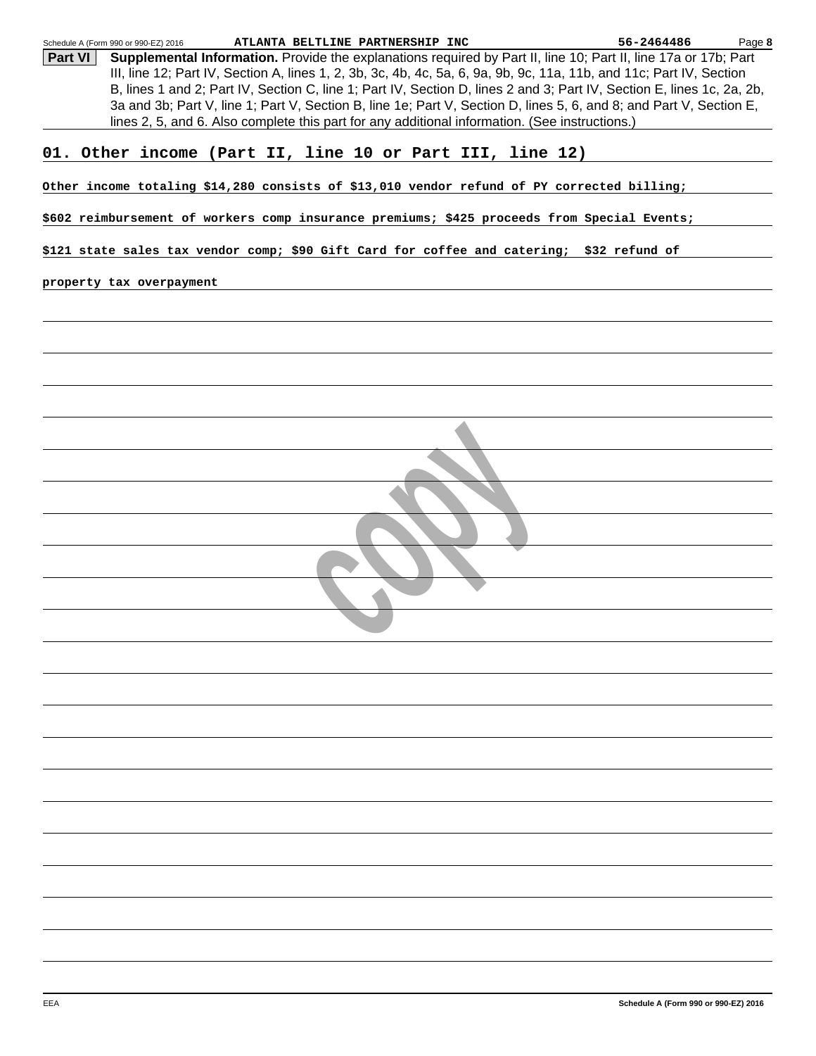**Part VI** **Supplemental Information.** Provide the explanations required by Part II, line 10; Part II, line 17a or 17b; Part III, line 12; Part IV, Section A, lines 1, 2, 3b, 3c, 4b, 4c, 5a, 6, 9a, 9b, 9c, 11a, 11b, and 11c; Part IV, Section B, lines 1 and 2; Part IV, Section C, line 1; Part IV, Section D, lines 2 and 3; Part IV, Section E, lines 1c, 2a, 2b, 3a and 3b; Part V, line 1; Part V, Section B, line 1e; Part V, Section D, lines 5, 6, and 8; and Part V, Section E, lines 2, 5, and 6. Also complete this part for any additional information. (See instructions.)

## 01. Other income (Part II, line 10 or Part III, line 12)

Other income totaling $14,280 consists of $13,010 vendor refund of PY corrected billing; $602 reimbursement of workers comp insurance premiums; $425 proceeds from Special Events; $121 state sales tax vendor comp; $90 Gift Card for coffee and catering; $32 refund of property tax overpayment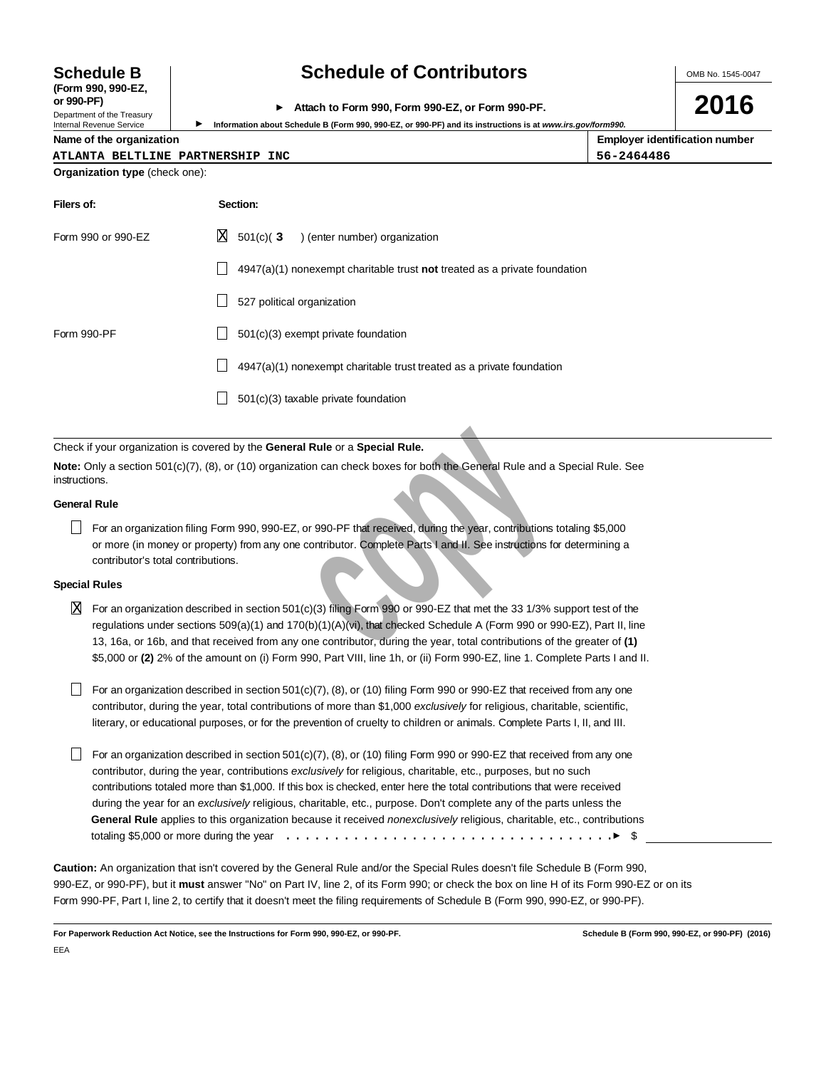# Schedule B (Form 990, 990-EZ, or 990-PF)

Department of the Treasury
Internal Revenue Service

## Schedule of Contributors

► Attach to Form 990, Form 990-EZ, or Form 990-PF.

► Information about Schedule B (Form 990, 990-EZ, or 990-PF) and its instructions is at *www.irs.gov/form990*.

OMB No. 1545-0047

**2016**

| Name of the organization | Employer identification number |
|---|---|
| ATLANTA BELTLINE PARTNERSHIP INC | 56-2464486 |

**Organization type** (check one):

| Filers of: | Section: |
|---|---|
| Form 990 or 990-EZ | [X] 501(c)( **3** ) (enter number) organization |
| | [ ] 4947(a)(1) nonexempt charitable trust **not** treated as a private foundation |
| | [ ] 527 political organization |
| Form 990-PF | [ ] 501(c)(3) exempt private foundation |
| | [ ] 4947(a)(1) nonexempt charitable trust treated as a private foundation |
| | [ ] 501(c)(3) taxable private foundation |

Check if your organization is covered by the **General Rule** or a **Special Rule.**

**Note:** Only a section 501(c)(7), (8), or (10) organization can check boxes for both the General Rule and a Special Rule. See instructions.

**General Rule**

[ ] For an organization filing Form 990, 990-EZ, or 990-PF that received, during the year, contributions totaling $5,000 or more (in money or property) from any one contributor. Complete Parts I and II. See instructions for determining a contributor's total contributions.

**Special Rules**

[X] For an organization described in section 501(c)(3) filing Form 990 or 990-EZ that met the 33 1/3% support test of the regulations under sections 509(a)(1) and 170(b)(1)(A)(vi), that checked Schedule A (Form 990 or 990-EZ), Part II, line 13, 16a, or 16b, and that received from any one contributor, during the year, total contributions of the greater of **(1)** $5,000 or **(2)** 2% of the amount on (i) Form 990, Part VIII, line 1h, or (ii) Form 990-EZ, line 1. Complete Parts I and II.

[ ] For an organization described in section 501(c)(7), (8), or (10) filing Form 990 or 990-EZ that received from any one contributor, during the year, total contributions of more than $1,000 *exclusively* for religious, charitable, scientific, literary, or educational purposes, or for the prevention of cruelty to children or animals. Complete Parts I, II, and III.

[ ] For an organization described in section 501(c)(7), (8), or (10) filing Form 990 or 990-EZ that received from any one contributor, during the year, contributions *exclusively* for religious, charitable, etc., purposes, but no such contributions totaled more than $1,000. If this box is checked, enter here the total contributions that were received during the year for an *exclusively* religious, charitable, etc., purpose. Don't complete any of the parts unless the **General Rule** applies to this organization because it received *nonexclusively* religious, charitable, etc., contributions totaling $5,000 or more during the year . . . . . . . . . . . . . . . . . . . . . . . . . . . . . . . . . . ► $ ____________

**Caution:** An organization that isn't covered by the General Rule and/or the Special Rules doesn't file Schedule B (Form 990, 990-EZ, or 990-PF), but it **must** answer "No" on Part IV, line 2, of its Form 990; or check the box on line H of its Form 990-EZ or on its Form 990-PF, Part I, line 2, to certify that it doesn't meet the filing requirements of Schedule B (Form 990, 990-EZ, or 990-PF).

**For Paperwork Reduction Act Notice, see the Instructions for Form 990, 990-EZ, or 990-PF.** **Schedule B (Form 990, 990-EZ, or 990-PF) (2016)**

EEA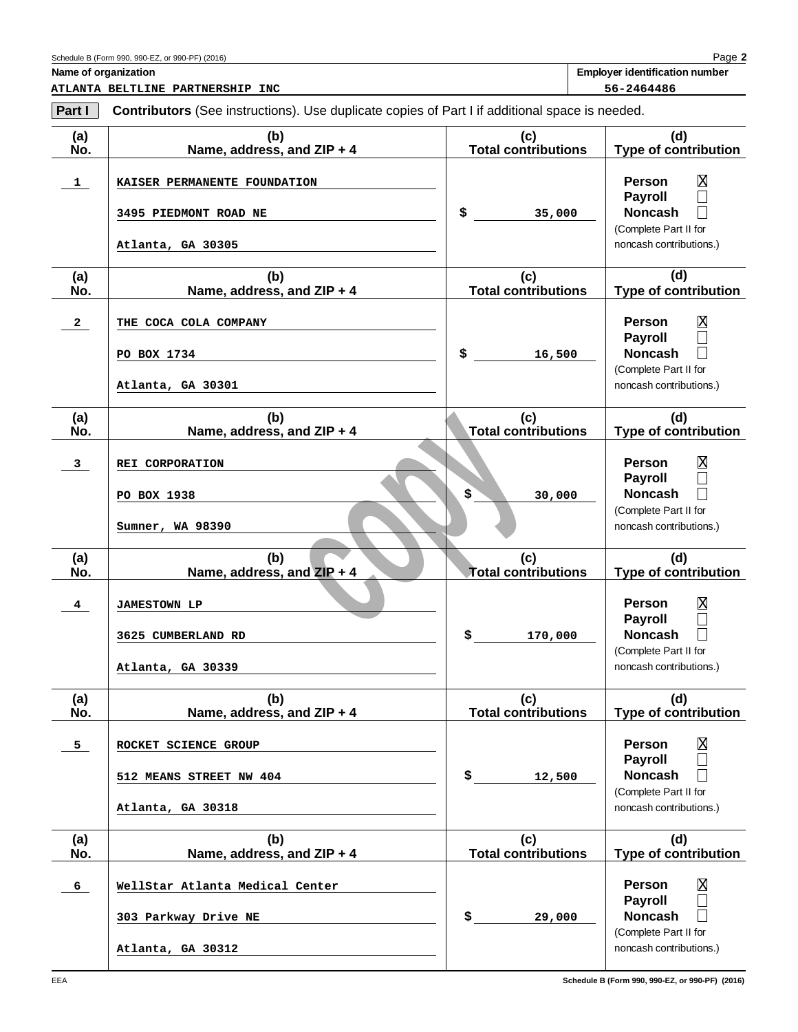Schedule B (Form 990, 990-EZ, or 990-PF) (2016) Page **2**

**Name of organization**

ATLANTA BELTLINE PARTNERSHIP INC

**Employer identification number**

56-2464486

**Part I** **Contributors** (See instructions). Use duplicate copies of Part I if additional space is needed.

| (a) No. | (b) Name, address, and ZIP + 4 | (c) Total contributions | (d) Type of contribution |
|---|---|---|---|
| 1 | KAISER PERMANENTE FOUNDATION<br>3495 PIEDMONT ROAD NE<br>Atlanta, GA 30305 | $ 35,000 | Person [X]<br>Payroll [ ]<br>Noncash [ ]<br>(Complete Part II for noncash contributions.) |
| 2 | THE COCA COLA COMPANY<br>PO BOX 1734<br>Atlanta, GA 30301 | $ 16,500 | Person [X]<br>Payroll [ ]<br>Noncash [ ]<br>(Complete Part II for noncash contributions.) |
| 3 | REI CORPORATION<br>PO BOX 1938<br>Sumner, WA 98390 | $ 30,000 | Person [X]<br>Payroll [ ]<br>Noncash [ ]<br>(Complete Part II for noncash contributions.) |
| 4 | JAMESTOWN LP<br>3625 CUMBERLAND RD<br>Atlanta, GA 30339 | $ 170,000 | Person [X]<br>Payroll [ ]<br>Noncash [ ]<br>(Complete Part II for noncash contributions.) |
| 5 | ROCKET SCIENCE GROUP<br>512 MEANS STREET NW 404<br>Atlanta, GA 30318 | $ 12,500 | Person [X]<br>Payroll [ ]<br>Noncash [ ]<br>(Complete Part II for noncash contributions.) |
| 6 | WellStar Atlanta Medical Center<br>303 Parkway Drive NE<br>Atlanta, GA 30312 | $ 29,000 | Person [X]<br>Payroll [ ]<br>Noncash [ ]<br>(Complete Part II for noncash contributions.) |

EEA Schedule B (Form 990, 990-EZ, or 990-PF) (2016)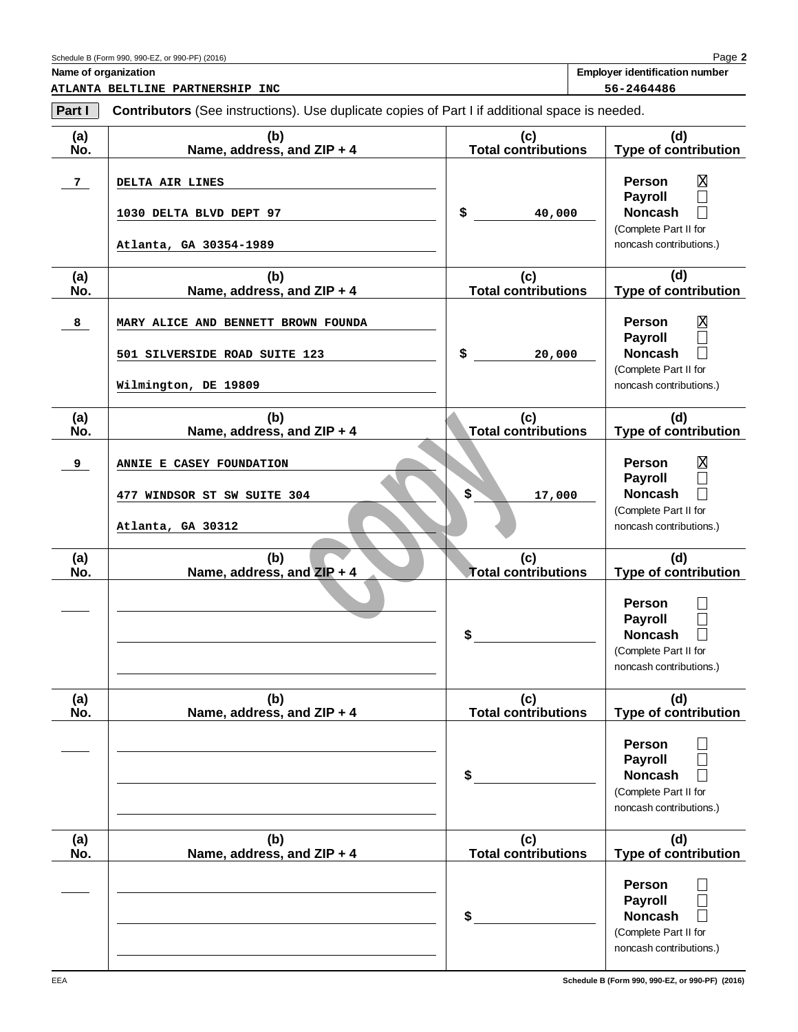Schedule B (Form 990, 990-EZ, or 990-PF) (2016) Page **2**

**Name of organization**

ATLANTA BELTLINE PARTNERSHIP INC

**Employer identification number**

56-2464486

**Part I** **Contributors** (See instructions). Use duplicate copies of Part I if additional space is needed.

| (a) No. | (b) Name, address, and ZIP + 4 | (c) Total contributions | (d) Type of contribution |
|---|---|---|---|
| 7 | DELTA AIR LINES<br>1030 DELTA BLVD DEPT 97<br>Atlanta, GA 30354-1989 | $ 40,000 | Person ☒<br>Payroll ☐<br>Noncash ☐<br>(Complete Part II for noncash contributions.) |
| 8 | MARY ALICE AND BENNETT BROWN FOUNDA<br>501 SILVERSIDE ROAD SUITE 123<br>Wilmington, DE 19809 | $ 20,000 | Person ☒<br>Payroll ☐<br>Noncash ☐<br>(Complete Part II for noncash contributions.) |
| 9 | ANNIE E CASEY FOUNDATION<br>477 WINDSOR ST SW SUITE 304<br>Atlanta, GA 30312 | $ 17,000 | Person ☒<br>Payroll ☐<br>Noncash ☐<br>(Complete Part II for noncash contributions.) |
| | | $ | Person ☐<br>Payroll ☐<br>Noncash ☐<br>(Complete Part II for noncash contributions.) |
| | | $ | Person ☐<br>Payroll ☐<br>Noncash ☐<br>(Complete Part II for noncash contributions.) |
| | | $ | Person ☐<br>Payroll ☐<br>Noncash ☐<br>(Complete Part II for noncash contributions.) |

EEA Schedule B (Form 990, 990-EZ, or 990-PF) (2016)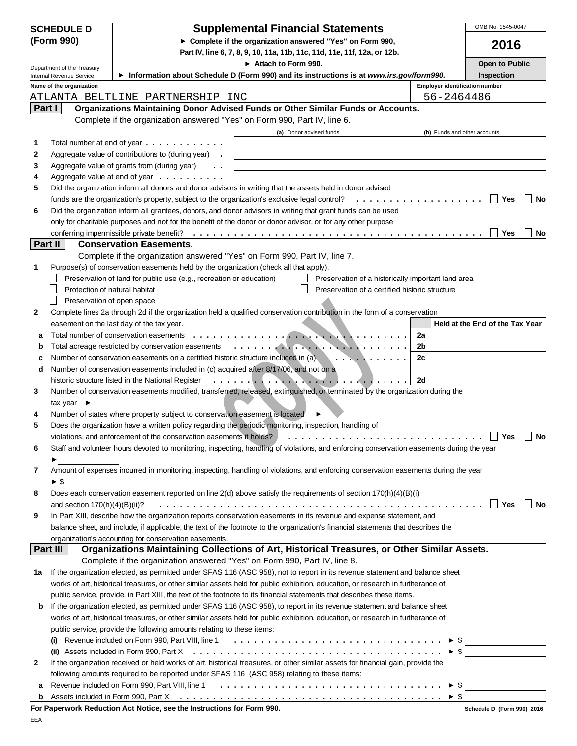**SCHEDULE D (Form 990)**

# Supplemental Financial Statements

► Complete if the organization answered "Yes" on Form 990, Part IV, line 6, 7, 8, 9, 10, 11a, 11b, 11c, 11d, 11e, 11f, 12a, or 12b.

► Attach to Form 990.

► Information about Schedule D (Form 990) and its instructions is at *www.irs.gov/form990.*

Department of the Treasury
Internal Revenue Service

OMB No. 1545-0047

**2016**

**Open to Public Inspection**

Name of the organization: ATLANTA BELTLINE PARTNERSHIP INC

Employer identification number: 56-2464486

## Part I Organizations Maintaining Donor Advised Funds or Other Similar Funds or Accounts.

Complete if the organization answered "Yes" on Form 990, Part IV, line 6.

| | | (a) Donor advised funds | (b) Funds and other accounts |
|---|---|---|---|
| 1 | Total number at end of year | | |
| 2 | Aggregate value of contributions to (during year) | | |
| 3 | Aggregate value of grants from (during year) | | |
| 4 | Aggregate value at end of year | | |

5 Did the organization inform all donors and donor advisors in writing that the assets held in donor advised funds are the organization's property, subject to the organization's exclusive legal control? ☐ Yes ☐ No

6 Did the organization inform all grantees, donors, and donor advisors in writing that grant funds can be used only for charitable purposes and not for the benefit of the donor or donor advisor, or for any other purpose conferring impermissible private benefit? ☐ Yes ☐ No

## Part II Conservation Easements.

Complete if the organization answered "Yes" on Form 990, Part IV, line 7.

1 Purpose(s) of conservation easements held by the organization (check all that apply).

- ☐ Preservation of land for public use (e.g., recreation or education)
- ☐ Preservation of a historically important land area
- ☐ Protection of natural habitat
- ☐ Preservation of a certified historic structure
- ☐ Preservation of open space

2 Complete lines 2a through 2d if the organization held a qualified conservation contribution in the form of a conservation easement on the last day of the tax year.

| | | | Held at the End of the Tax Year |
|---|---|---|---|
| a | Total number of conservation easements | 2a | |
| b | Total acreage restricted by conservation easements | 2b | |
| c | Number of conservation easements on a certified historic structure included in (a) | 2c | |
| d | Number of conservation easements included in (c) acquired after 8/17/06, and not on a historic structure listed in the National Register | 2d | |

3 Number of conservation easements modified, transferred, released, extinguished, or terminated by the organization during the tax year ►

4 Number of states where property subject to conservation easement is located ►

5 Does the organization have a written policy regarding the periodic monitoring, inspection, handling of violations, and enforcement of the conservation easements it holds? ☐ Yes ☐ No

6 Staff and volunteer hours devoted to monitoring, inspecting, handling of violations, and enforcing conservation easements during the year ►

7 Amount of expenses incurred in monitoring, inspecting, handling of violations, and enforcing conservation easements during the year ► $

8 Does each conservation easement reported on line 2(d) above satisfy the requirements of section 170(h)(4)(B)(i) and section 170(h)(4)(B)(ii)? ☐ Yes ☐ No

9 In Part XIII, describe how the organization reports conservation easements in its revenue and expense statement, and balance sheet, and include, if applicable, the text of the footnote to the organization's financial statements that describes the organization's accounting for conservation easements.

## Part III Organizations Maintaining Collections of Art, Historical Treasures, or Other Similar Assets.

Complete if the organization answered "Yes" on Form 990, Part IV, line 8.

1a If the organization elected, as permitted under SFAS 116 (ASC 958), not to report in its revenue statement and balance sheet works of art, historical treasures, or other similar assets held for public exhibition, education, or research in furtherance of public service, provide, in Part XIII, the text of the footnote to its financial statements that describes these items.

b If the organization elected, as permitted under SFAS 116 (ASC 958), to report in its revenue statement and balance sheet works of art, historical treasures, or other similar assets held for public exhibition, education, or research in furtherance of public service, provide the following amounts relating to these items:

(i) Revenue included on Form 990, Part VIII, line 1 ► $

(ii) Assets included in Form 990, Part X ► $

2 If the organization received or held works of art, historical treasures, or other similar assets for financial gain, provide the following amounts required to be reported under SFAS 116 (ASC 958) relating to these items:

a Revenue included on Form 990, Part VIII, line 1 ► $

b Assets included in Form 990, Part X ► $

**For Paperwork Reduction Act Notice, see the Instructions for Form 990.**

Schedule D (Form 990) 2016

EEA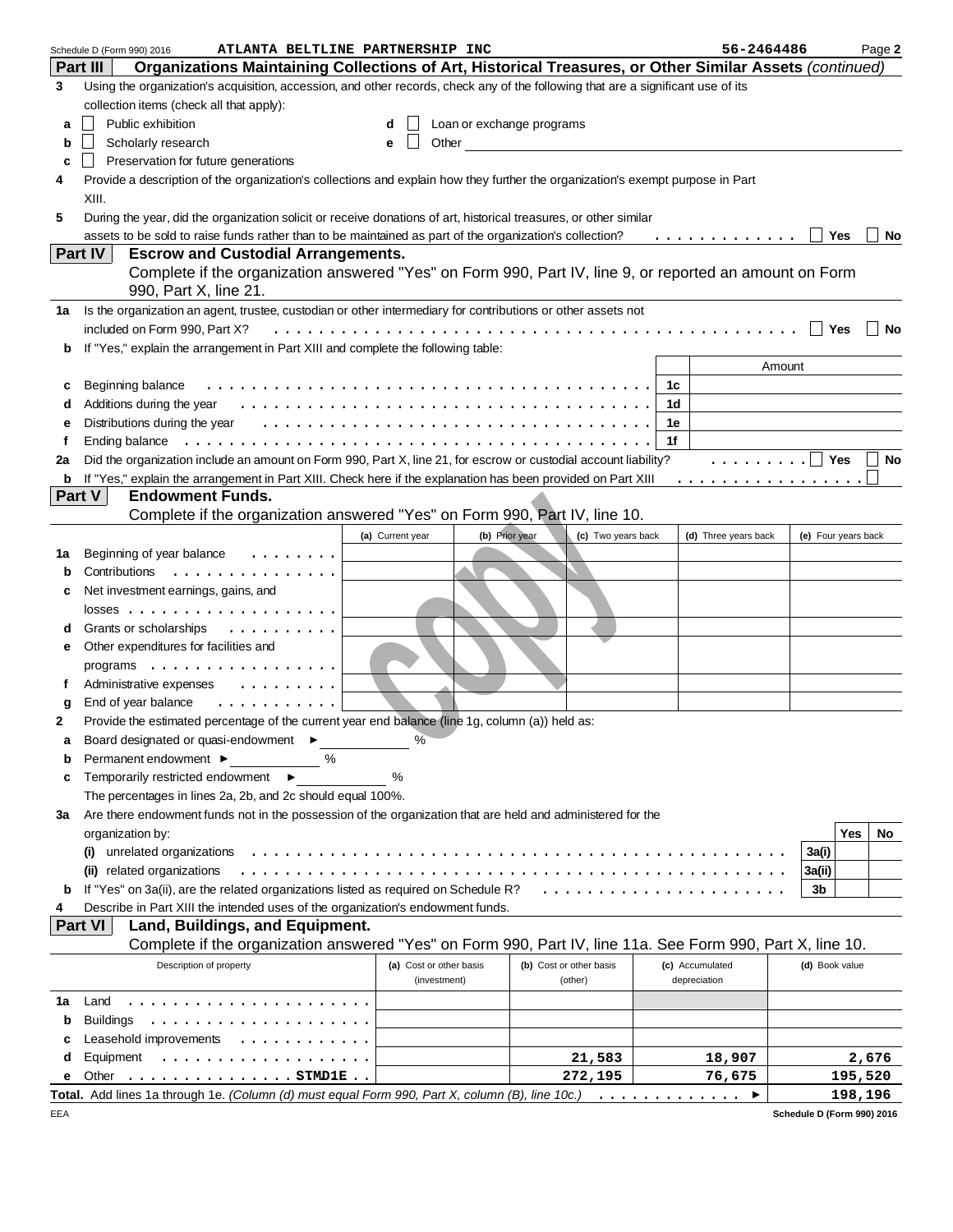Schedule D (Form 990) 2016 ATLANTA BELTLINE PARTNERSHIP INC 56-2464486

## Part III Organizations Maintaining Collections of Art, Historical Treasures, or Other Similar Assets *(continued)*

**3** Using the organization's acquisition, accession, and other records, check any of the following that are a significant use of its collection items (check all that apply):

- **a** ☐ Public exhibition
- **b** ☐ Scholarly research
- **c** ☐ Preservation for future generations
- **d** ☐ Loan or exchange programs
- **e** ☐ Other

**4** Provide a description of the organization's collections and explain how they further the organization's exempt purpose in Part XIII.

**5** During the year, did the organization solicit or receive donations of art, historical treasures, or other similar assets to be sold to raise funds rather than to be maintained as part of the organization's collection? ☐ Yes ☐ No

## Part IV Escrow and Custodial Arrangements.

Complete if the organization answered "Yes" on Form 990, Part IV, line 9, or reported an amount on Form 990, Part X, line 21.

**1a** Is the organization an agent, trustee, custodian or other intermediary for contributions or other assets not included on Form 990, Part X? ☐ Yes ☐ No

**b** If "Yes," explain the arrangement in Part XIII and complete the following table:

| | | | Amount |
|---|---|---|---|
| c | Beginning balance | 1c | |
| d | Additions during the year | 1d | |
| e | Distributions during the year | 1e | |
| f | Ending balance | 1f | |

**2a** Did the organization include an amount on Form 990, Part X, line 21, for escrow or custodial account liability? ☐ Yes ☐ No

**b** If "Yes," explain the arrangement in Part XIII. Check here if the explanation has been provided on Part XIII ☐

## Part V Endowment Funds.

Complete if the organization answered "Yes" on Form 990, Part IV, line 10.

| | | (a) Current year | (b) Prior year | (c) Two years back | (d) Three years back | (e) Four years back |
|---|---|---|---|---|---|---|
| 1a | Beginning of year balance | | | | | |
| b | Contributions | | | | | |
| c | Net investment earnings, gains, and losses | | | | | |
| d | Grants or scholarships | | | | | |
| e | Other expenditures for facilities and programs | | | | | |
| f | Administrative expenses | | | | | |
| g | End of year balance | | | | | |

**2** Provide the estimated percentage of the current year end balance (line 1g, column (a)) held as:

- **a** Board designated or quasi-endowment ► ____ %
- **b** Permanent endowment ► ____ %
- **c** Temporarily restricted endowment ► ____ %

The percentages in lines 2a, 2b, and 2c should equal 100%.

**3a** Are there endowment funds not in the possession of the organization that are held and administered for the organization by:

| | | | Yes | No |
|---|---|---|---|---|
| (i) | unrelated organizations | 3a(i) | | |
| (ii) | related organizations | 3a(ii) | | |
| b | If "Yes" on 3a(ii), are the related organizations listed as required on Schedule R? | 3b | | |

**4** Describe in Part XIII the intended uses of the organization's endowment funds.

## Part VI Land, Buildings, and Equipment.

Complete if the organization answered "Yes" on Form 990, Part IV, line 11a. See Form 990, Part X, line 10.

| | Description of property | (a) Cost or other basis (investment) | (b) Cost or other basis (other) | (c) Accumulated depreciation | (d) Book value |
|---|---|---|---|---|---|
| 1a | Land | | | | |
| b | Buildings | | | | |
| c | Leasehold improvements | | | | |
| d | Equipment | | 21,583 | 18,907 | 2,676 |
| e | Other STMD1E | | 272,195 | 76,675 | 195,520 |
| **Total.** | Add lines 1a through 1e. *(Column (d) must equal Form 990, Part X, column (B), line 10c.)* ► | | | | 198,196 |

Schedule D (Form 990) 2016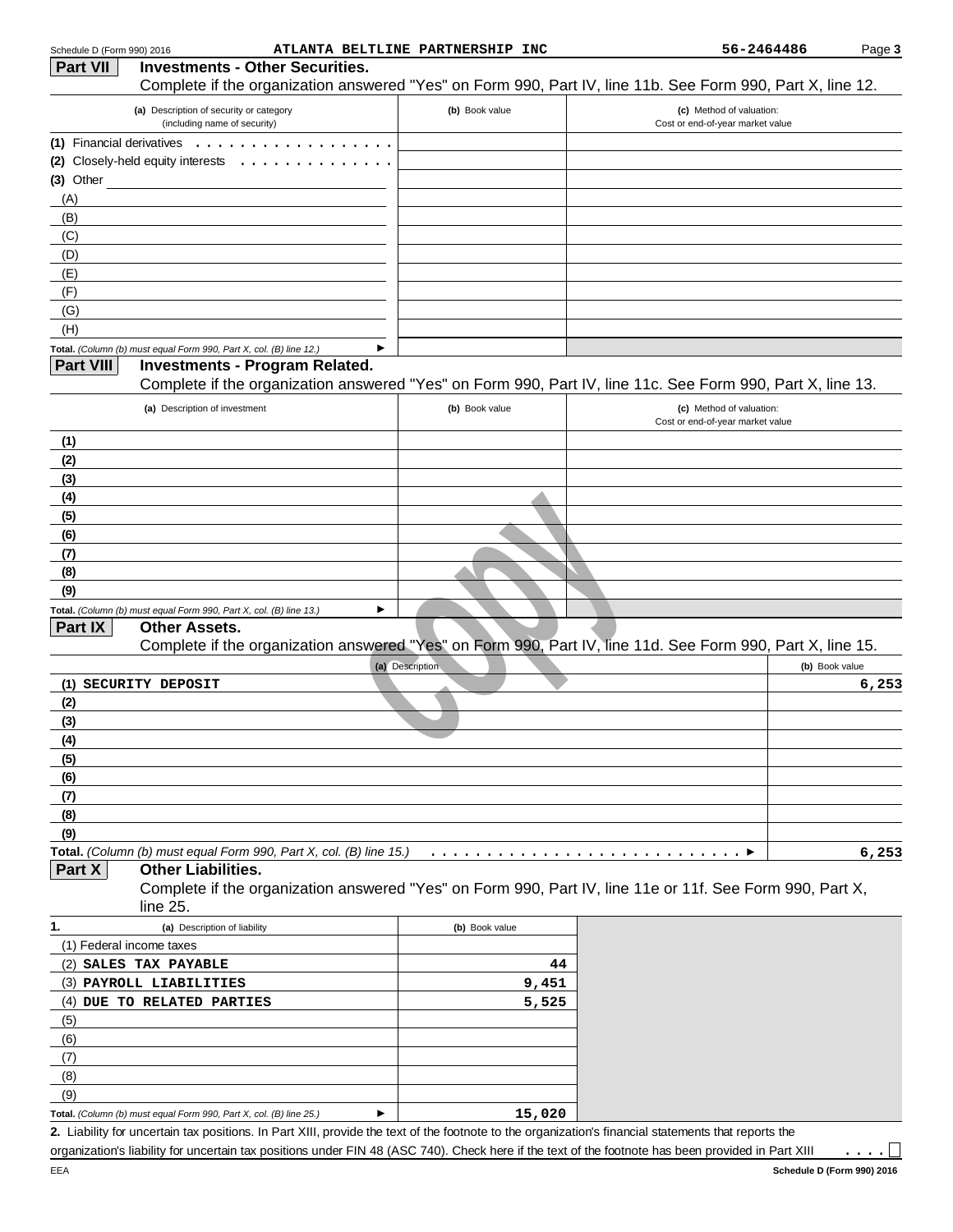Schedule D (Form 990) 2016 ATLANTA BELTLINE PARTNERSHIP INC 56-2464486 Page **3**

## Part VII Investments - Other Securities.

Complete if the organization answered "Yes" on Form 990, Part IV, line 11b. See Form 990, Part X, line 12.

| (a) Description of security or category (including name of security) | (b) Book value | (c) Method of valuation: Cost or end-of-year market value |
|---|---|---|
| (1) Financial derivatives | | |
| (2) Closely-held equity interests | | |
| (3) Other | | |
| (A) | | |
| (B) | | |
| (C) | | |
| (D) | | |
| (E) | | |
| (F) | | |
| (G) | | |
| (H) | | |
| **Total.** *(Column (b) must equal Form 990, Part X, col. (B) line 12.)* ► | | |

## Part VIII Investments - Program Related.

Complete if the organization answered "Yes" on Form 990, Part IV, line 11c. See Form 990, Part X, line 13.

| (a) Description of investment | (b) Book value | (c) Method of valuation: Cost or end-of-year market value |
|---|---|---|
| (1) | | |
| (2) | | |
| (3) | | |
| (4) | | |
| (5) | | |
| (6) | | |
| (7) | | |
| (8) | | |
| (9) | | |
| **Total.** *(Column (b) must equal Form 990, Part X, col. (B) line 13.)* ► | | |

## Part IX Other Assets.

Complete if the organization answered "Yes" on Form 990, Part IV, line 11d. See Form 990, Part X, line 15.

| (a) Description | (b) Book value |
|---|---|
| (1) SECURITY DEPOSIT | 6,253 |
| (2) | |
| (3) | |
| (4) | |
| (5) | |
| (6) | |
| (7) | |
| (8) | |
| (9) | |
| **Total.** *(Column (b) must equal Form 990, Part X, col. (B) line 15.)* ► | 6,253 |

## Part X Other Liabilities.

Complete if the organization answered "Yes" on Form 990, Part IV, line 11e or 11f. See Form 990, Part X, line 25.

| 1. (a) Description of liability | (b) Book value |
|---|---|
| (1) Federal income taxes | |
| (2) SALES TAX PAYABLE | 44 |
| (3) PAYROLL LIABILITIES | 9,451 |
| (4) DUE TO RELATED PARTIES | 5,525 |
| (5) | |
| (6) | |
| (7) | |
| (8) | |
| (9) | |
| **Total.** *(Column (b) must equal Form 990, Part X, col. (B) line 25.)* ► | 15,020 |

**2.** Liability for uncertain tax positions. In Part XIII, provide the text of the footnote to the organization's financial statements that reports the organization's liability for uncertain tax positions under FIN 48 (ASC 740). Check here if the text of the footnote has been provided in Part XIII . . . . ☐

EEA **Schedule D (Form 990) 2016**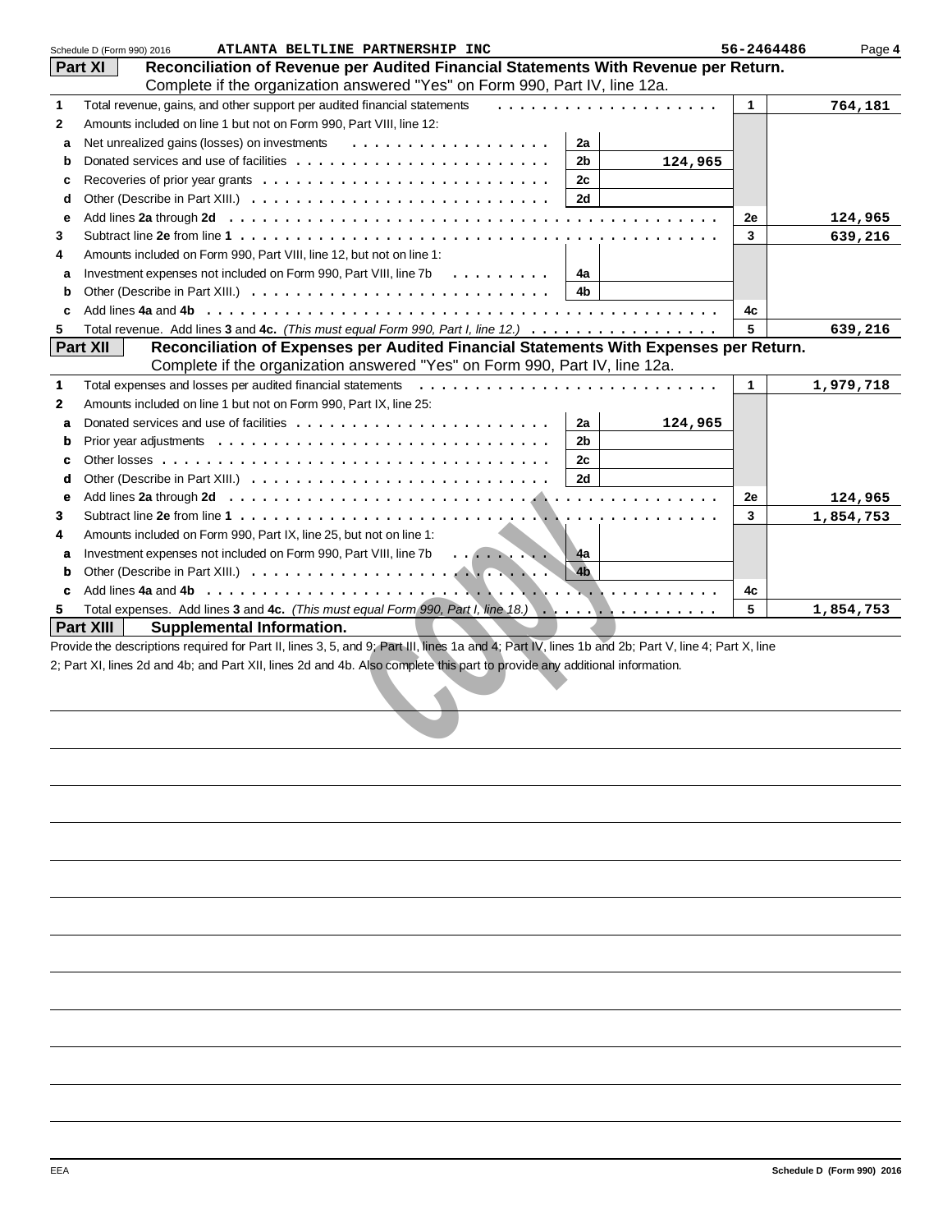Schedule D (Form 990) 2016 ATLANTA BELTLINE PARTNERSHIP INC 56-2464486 Page 4

## Part XI Reconciliation of Revenue per Audited Financial Statements With Revenue per Return.

Complete if the organization answered "Yes" on Form 990, Part IV, line 12a.

| | | | | | |
|---|---|---|---|---|---|
| 1 | Total revenue, gains, and other support per audited financial statements | | | 1 | 764,181 |
| 2 | Amounts included on line 1 but not on Form 990, Part VIII, line 12: | | | | |
| a | Net unrealized gains (losses) on investments | 2a | | | |
| b | Donated services and use of facilities | 2b | 124,965 | | |
| c | Recoveries of prior year grants | 2c | | | |
| d | Other (Describe in Part XIII.) | 2d | | | |
| e | Add lines **2a** through **2d** | | | 2e | 124,965 |
| 3 | Subtract line **2e** from line **1** | | | 3 | 639,216 |
| 4 | Amounts included on Form 990, Part VIII, line 12, but not on line 1: | | | | |
| a | Investment expenses not included on Form 990, Part VIII, line 7b | 4a | | | |
| b | Other (Describe in Part XIII.) | 4b | | | |
| c | Add lines **4a** and **4b** | | | 4c | |
| 5 | Total revenue. Add lines **3** and **4c.** *(This must equal Form 990, Part I, line 12.)* | | | 5 | 639,216 |

## Part XII Reconciliation of Expenses per Audited Financial Statements With Expenses per Return.

Complete if the organization answered "Yes" on Form 990, Part IV, line 12a.

| | | | | | |
|---|---|---|---|---|---|
| 1 | Total expenses and losses per audited financial statements | | | 1 | 1,979,718 |
| 2 | Amounts included on line 1 but not on Form 990, Part IX, line 25: | | | | |
| a | Donated services and use of facilities | 2a | 124,965 | | |
| b | Prior year adjustments | 2b | | | |
| c | Other losses | 2c | | | |
| d | Other (Describe in Part XIII.) | 2d | | | |
| e | Add lines **2a** through **2d** | | | 2e | 124,965 |
| 3 | Subtract line **2e** from line **1** | | | 3 | 1,854,753 |
| 4 | Amounts included on Form 990, Part IX, line 25, but not on line 1: | | | | |
| a | Investment expenses not included on Form 990, Part VIII, line 7b | 4a | | | |
| b | Other (Describe in Part XIII.) | 4b | | | |
| c | Add lines **4a** and **4b** | | | 4c | |
| 5 | Total expenses. Add lines **3** and **4c.** *(This must equal Form 990, Part I, line 18.)* | | | 5 | 1,854,753 |

## Part XIII Supplemental Information.

Provide the descriptions required for Part II, lines 3, 5, and 9; Part III, lines 1a and 4; Part IV, lines 1b and 2b; Part V, line 4; Part X, line 2; Part XI, lines 2d and 4b; and Part XII, lines 2d and 4b. Also complete this part to provide any additional information.

EEA Schedule D (Form 990) 2016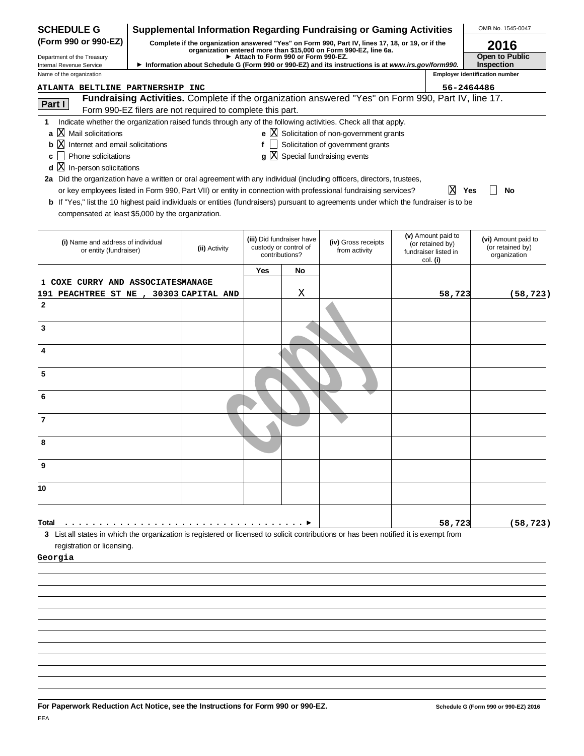**SCHEDULE G (Form 990 or 990-EZ)**

Department of the Treasury
Internal Revenue Service

# Supplemental Information Regarding Fundraising or Gaming Activities

**Complete if the organization answered "Yes" on Form 990, Part IV, lines 17, 18, or 19, or if the organization entered more than $15,000 on Form 990-EZ, line 6a.**

**► Attach to Form 990 or Form 990-EZ.**

**► Information about Schedule G (Form 990 or 990-EZ) and its instructions is at www.irs.gov/form990.**

OMB No. 1545-0047

**2016**

**Open to Public Inspection**

Name of the organization: ATLANTA BELTLINE PARTNERSHIP INC

Employer identification number: 56-2464486

## Part I — Fundraising Activities.

Complete if the organization answered "Yes" on Form 990, Part IV, line 17. Form 990-EZ filers are not required to complete this part.

1 Indicate whether the organization raised funds through any of the following activities. Check all that apply.

- a [X] Mail solicitations
- b [X] Internet and email solicitations
- c [ ] Phone solicitations
- d [X] In-person solicitations
- e [X] Solicitation of non-government grants
- f [ ] Solicitation of government grants
- g [X] Special fundraising events

2a Did the organization have a written or oral agreement with any individual (including officers, directors, trustees, or key employees listed in Form 990, Part VII) or entity in connection with professional fundraising services? [X] Yes [ ] No

b If "Yes," list the 10 highest paid individuals or entities (fundraisers) pursuant to agreements under which the fundraiser is to be compensated at least $5,000 by the organization.

| (i) Name and address of individual or entity (fundraiser) | (ii) Activity | (iii) Did fundraiser have custody or control of contributions? Yes | No | (iv) Gross receipts from activity | (v) Amount paid to (or retained by) fundraiser listed in col. (i) | (vi) Amount paid to (or retained by) organization |
|---|---|---|---|---|---|---|
| 1 COXE CURRY AND ASSOCIATES 191 PEACHTREE ST NE , 30303 | MANAGE CAPITAL AND | | X | | 58,723 | (58,723) |
| 2 | | | | | | |
| 3 | | | | | | |
| 4 | | | | | | |
| 5 | | | | | | |
| 6 | | | | | | |
| 7 | | | | | | |
| 8 | | | | | | |
| 9 | | | | | | |
| 10 | | | | | | |
| Total ► | | | | | 58,723 | (58,723) |

3 List all states in which the organization is registered or licensed to solicit contributions or has been notified it is exempt from registration or licensing.

Georgia

**For Paperwork Reduction Act Notice, see the Instructions for Form 990 or 990-EZ.** **Schedule G (Form 990 or 990-EZ) 2016**

EEA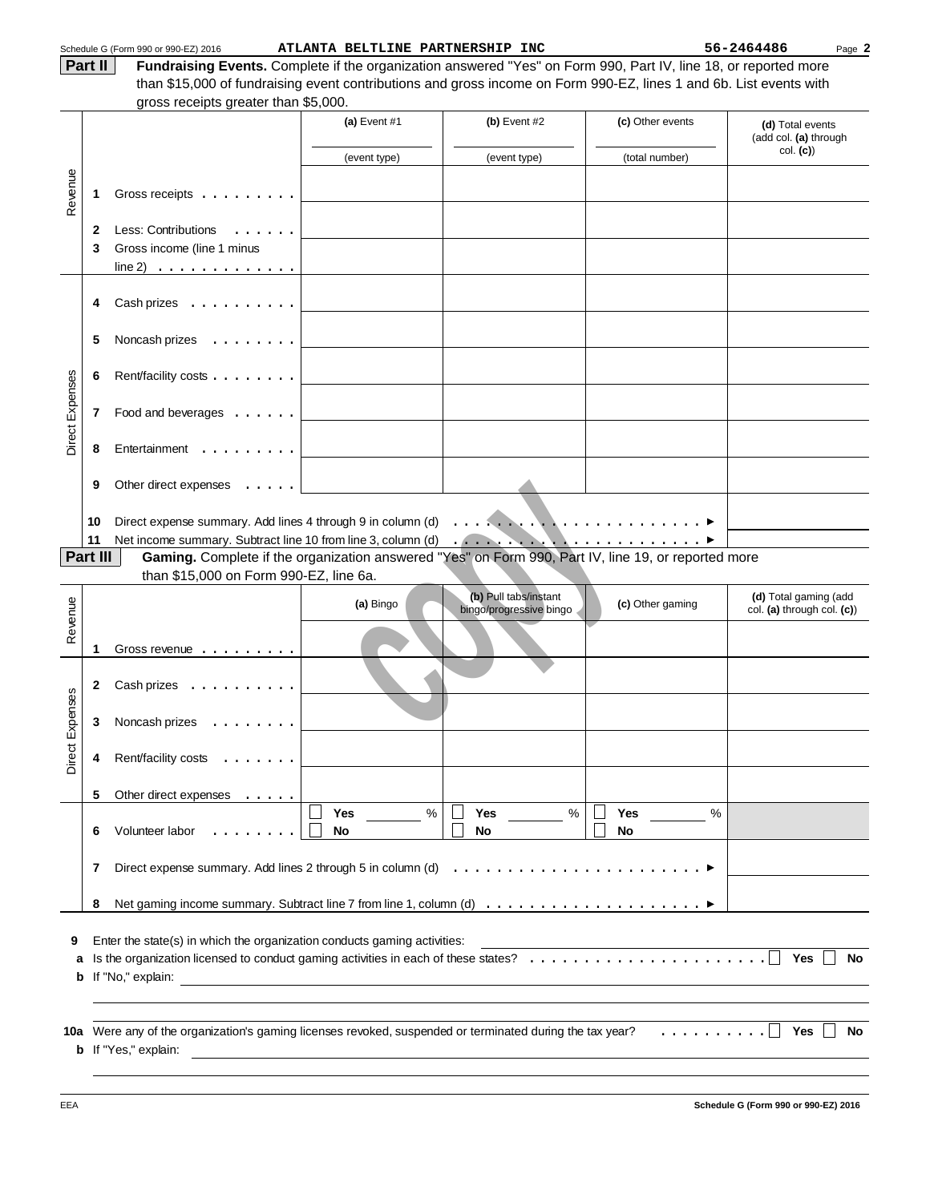Schedule G (Form 990 or 990-EZ) 2016 ATLANTA BELTLINE PARTNERSHIP INC 56-2464486 Page **2**

## Part II Fundraising Events.

Complete if the organization answered "Yes" on Form 990, Part IV, line 18, or reported more than $15,000 of fundraising event contributions and gross income on Form 990-EZ, lines 1 and 6b. List events with gross receipts greater than $5,000.

| | | (a) Event #1 (event type) | (b) Event #2 (event type) | (c) Other events (total number) | (d) Total events (add col. (a) through col. (c)) |
|---|---|---|---|---|---|
| Revenue | 1 Gross receipts | | | | |
| | 2 Less: Contributions | | | | |
| | 3 Gross income (line 1 minus line 2) | | | | |
| Direct Expenses | 4 Cash prizes | | | | |
| | 5 Noncash prizes | | | | |
| | 6 Rent/facility costs | | | | |
| | 7 Food and beverages | | | | |
| | 8 Entertainment | | | | |
| | 9 Other direct expenses | | | | |
| | 10 Direct expense summary. Add lines 4 through 9 in column (d) | | | ▶ | |
| | 11 Net income summary. Subtract line 10 from line 3, column (d) | | | ▶ | |

## Part III Gaming.

Complete if the organization answered "Yes" on Form 990, Part IV, line 19, or reported more than $15,000 on Form 990-EZ, line 6a.

| | | (a) Bingo | (b) Pull tabs/instant bingo/progressive bingo | (c) Other gaming | (d) Total gaming (add col. (a) through col. (c)) |
|---|---|---|---|---|---|
| Revenue | 1 Gross revenue | | | | |
| Direct Expenses | 2 Cash prizes | | | | |
| | 3 Noncash prizes | | | | |
| | 4 Rent/facility costs | | | | |
| | 5 Other direct expenses | | | | |
| | 6 Volunteer labor | ☐ Yes ____ % ☐ No | ☐ Yes ____ % ☐ No | ☐ Yes ____ % ☐ No | |
| | 7 Direct expense summary. Add lines 2 through 5 in column (d) | | | ▶ | |
| | 8 Net gaming income summary. Subtract line 7 from line 1, column (d) | | | ▶ | |

**9** Enter the state(s) in which the organization conducts gaming activities: ____________________

**a** Is the organization licensed to conduct gaming activities in each of these states? ☐ Yes ☐ No

**b** If "No," explain: ____________________

**10a** Were any of the organization's gaming licenses revoked, suspended or terminated during the tax year? ☐ Yes ☐ No

**b** If "Yes," explain: ____________________

EEA **Schedule G (Form 990 or 990-EZ) 2016**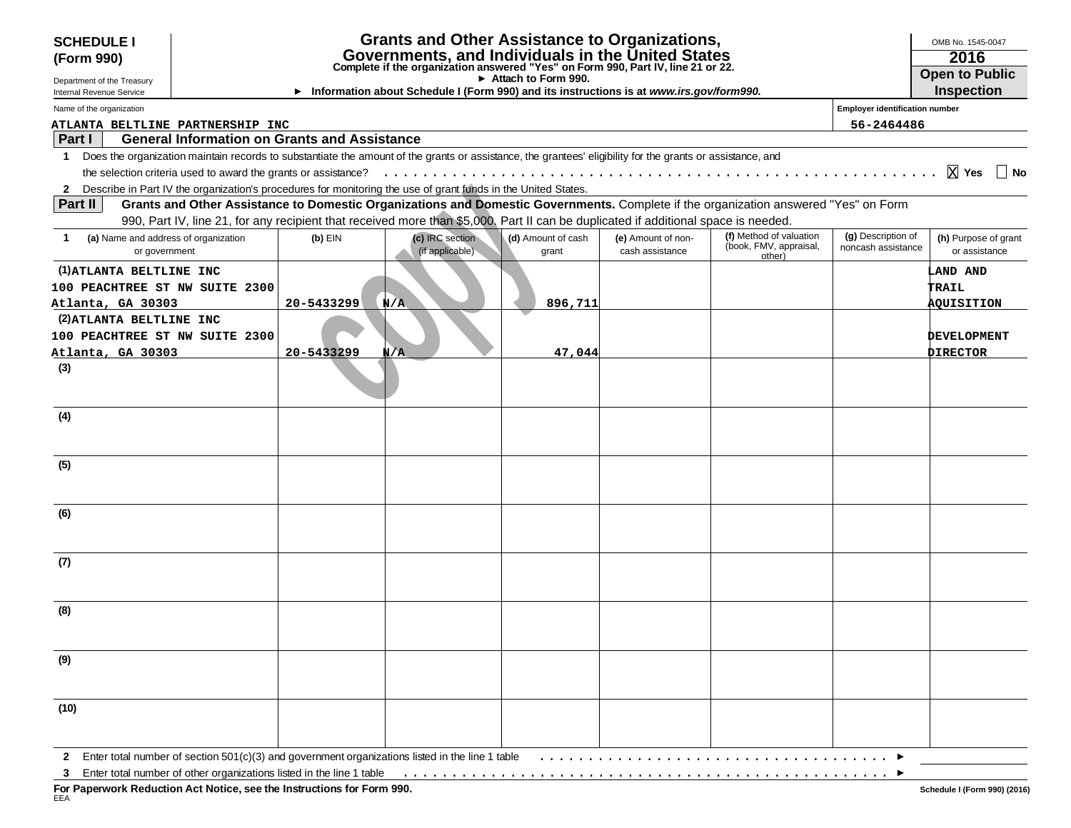**SCHEDULE I (Form 990)**

Department of the Treasury
Internal Revenue Service

# Grants and Other Assistance to Organizations, Governments, and Individuals in the United States

**Complete if the organization answered "Yes" on Form 990, Part IV, line 21 or 22.**
► Attach to Form 990.
► Information about Schedule I (Form 990) and its instructions is at *www.irs.gov/form990.*

OMB No. 1545-0047
**2016**
**Open to Public Inspection**

Name of the organization: ATLANTA BELTLINE PARTNERSHIP INC
Employer identification number: 56-2464486

## Part I General Information on Grants and Assistance

1 Does the organization maintain records to substantiate the amount of the grants or assistance, the grantees' eligibility for the grants or assistance, and the selection criteria used to award the grants or assistance? . . . . . . [X] Yes [ ] No

2 Describe in Part IV the organization's procedures for monitoring the use of grant funds in the United States.

## Part II Grants and Other Assistance to Domestic Organizations and Domestic Governments.

Complete if the organization answered "Yes" on Form 990, Part IV, line 21, for any recipient that received more than $5,000. Part II can be duplicated if additional space is needed.

| 1 (a) Name and address of organization or government | (b) EIN | (c) IRC section (if applicable) | (d) Amount of cash grant | (e) Amount of non-cash assistance | (f) Method of valuation (book, FMV, appraisal, other) | (g) Description of noncash assistance | (h) Purpose of grant or assistance |
|---|---|---|---|---|---|---|---|
| (1) ATLANTA BELTLINE INC 100 PEACHTREE ST NW SUITE 2300 Atlanta, GA 30303 | 20-5433299 | N/A | 896,711 | | | | LAND AND TRAIL AQUISITION |
| (2) ATLANTA BELTLINE INC 100 PEACHTREE ST NW SUITE 2300 Atlanta, GA 30303 | 20-5433299 | N/A | 47,044 | | | | DEVELOPMENT DIRECTOR |
| (3) | | | | | | | |
| (4) | | | | | | | |
| (5) | | | | | | | |
| (6) | | | | | | | |
| (7) | | | | | | | |
| (8) | | | | | | | |
| (9) | | | | | | | |
| (10) | | | | | | | |

2 Enter total number of section 501(c)(3) and government organizations listed in the line 1 table . . . . . . ►

3 Enter total number of other organizations listed in the line 1 table . . . . . . ►

**For Paperwork Reduction Act Notice, see the Instructions for Form 990.**
EEA

Schedule I (Form 990) (2016)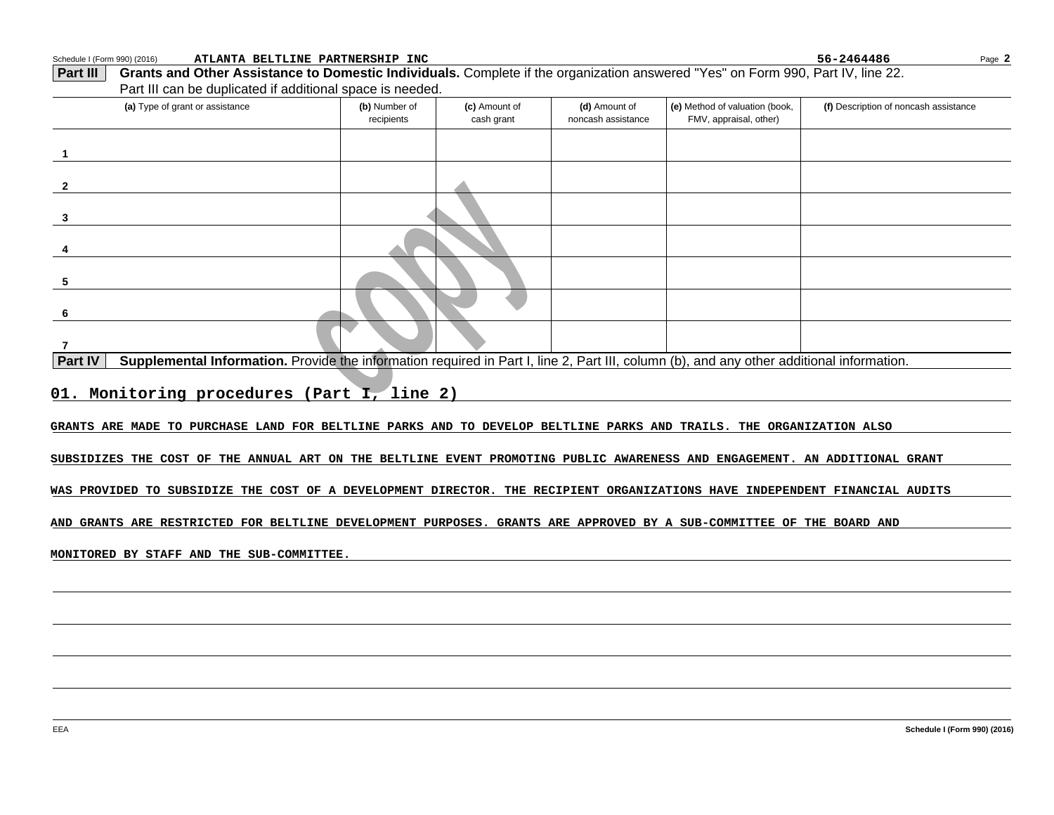Schedule I (Form 990) (2016) ATLANTA BELTLINE PARTNERSHIP INC 56-2464486

**Part III** **Grants and Other Assistance to Domestic Individuals.** Complete if the organization answered "Yes" on Form 990, Part IV, line 22. Part III can be duplicated if additional space is needed.

| | (a) Type of grant or assistance | (b) Number of recipients | (c) Amount of cash grant | (d) Amount of noncash assistance | (e) Method of valuation (book, FMV, appraisal, other) | (f) Description of noncash assistance |
|---|---|---|---|---|---|---|
| 1 | | | | | | |
| 2 | | | | | | |
| 3 | | | | | | |
| 4 | | | | | | |
| 5 | | | | | | |
| 6 | | | | | | |
| 7 | | | | | | |

**Part IV** **Supplemental Information.** Provide the information required in Part I, line 2, Part III, column (b), and any other additional information.

## 01. Monitoring procedures (Part I, line 2)

GRANTS ARE MADE TO PURCHASE LAND FOR BELTLINE PARKS AND TO DEVELOP BELTLINE PARKS AND TRAILS. THE ORGANIZATION ALSO SUBSIDIZES THE COST OF THE ANNUAL ART ON THE BELTLINE EVENT PROMOTING PUBLIC AWARENESS AND ENGAGEMENT. AN ADDITIONAL GRANT WAS PROVIDED TO SUBSIDIZE THE COST OF A DEVELOPMENT DIRECTOR. THE RECIPIENT ORGANIZATIONS HAVE INDEPENDENT FINANCIAL AUDITS AND GRANTS ARE RESTRICTED FOR BELTLINE DEVELOPMENT PURPOSES. GRANTS ARE APPROVED BY A SUB-COMMITTEE OF THE BOARD AND MONITORED BY STAFF AND THE SUB-COMMITTEE.

EEA Schedule I (Form 990) (2016)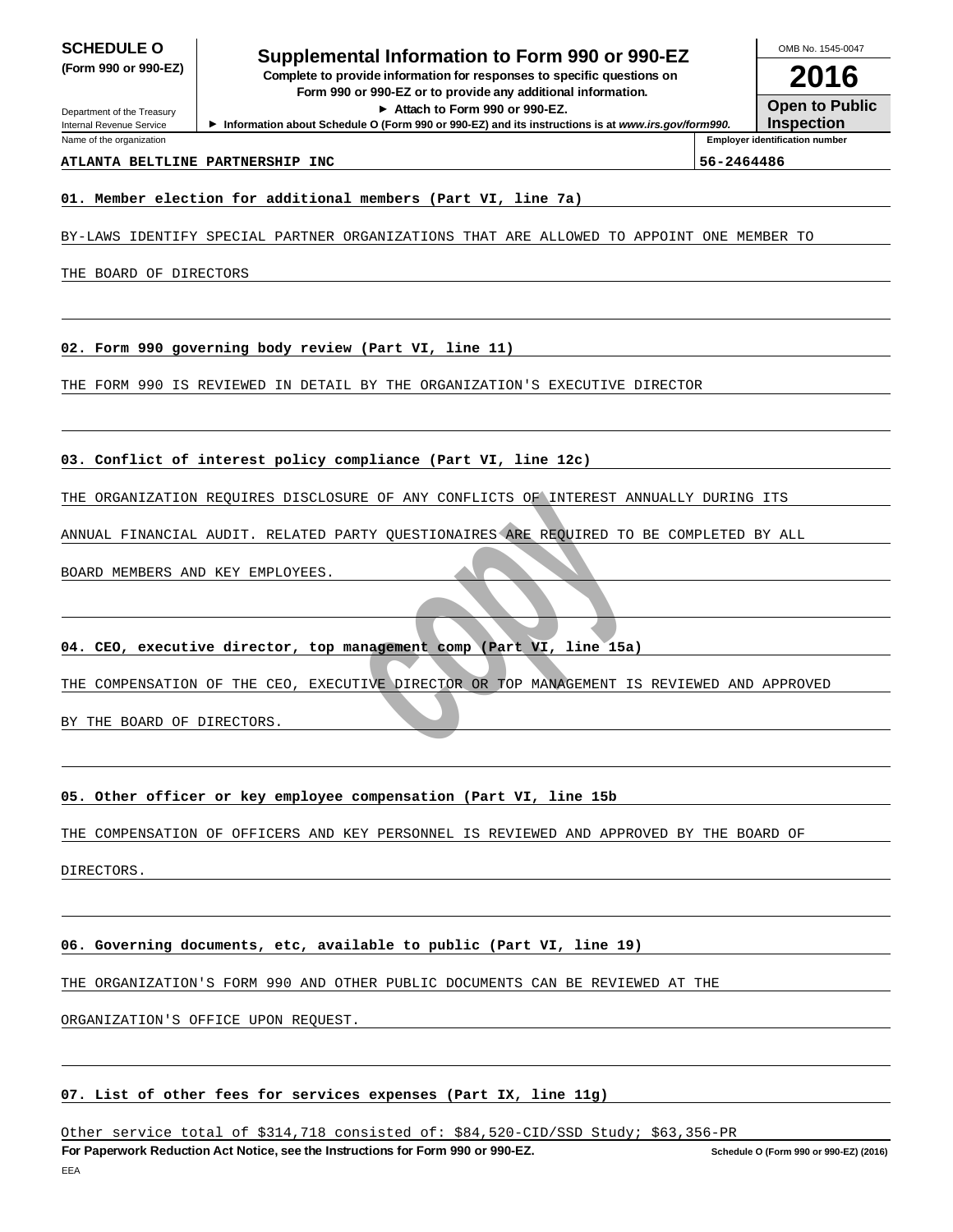**SCHEDULE O (Form 990 or 990-EZ)**

Department of the Treasury
Internal Revenue Service

# Supplemental Information to Form 990 or 990-EZ

**Complete to provide information for responses to specific questions on Form 990 or 990-EZ or to provide any additional information.**

**► Attach to Form 990 or 990-EZ.**

**► Information about Schedule O (Form 990 or 990-EZ) and its instructions is at *www.irs.gov/form990.***

OMB No. 1545-0047

**2016**

**Open to Public Inspection**

Name of the organization: ATLANTA BELTLINE PARTNERSHIP INC

**Employer identification number:** 56-2464486

**01. Member election for additional members (Part VI, line 7a)**

BY-LAWS IDENTIFY SPECIAL PARTNER ORGANIZATIONS THAT ARE ALLOWED TO APPOINT ONE MEMBER TO THE BOARD OF DIRECTORS

**02. Form 990 governing body review (Part VI, line 11)**

THE FORM 990 IS REVIEWED IN DETAIL BY THE ORGANIZATION'S EXECUTIVE DIRECTOR

**03. Conflict of interest policy compliance (Part VI, line 12c)**

THE ORGANIZATION REQUIRES DISCLOSURE OF ANY CONFLICTS OF INTEREST ANNUALLY DURING ITS ANNUAL FINANCIAL AUDIT. RELATED PARTY QUESTIONAIRES ARE REQUIRED TO BE COMPLETED BY ALL BOARD MEMBERS AND KEY EMPLOYEES.

**04. CEO, executive director, top management comp (Part VI, line 15a)**

THE COMPENSATION OF THE CEO, EXECUTIVE DIRECTOR OR TOP MANAGEMENT IS REVIEWED AND APPROVED BY THE BOARD OF DIRECTORS.

**05. Other officer or key employee compensation (Part VI, line 15b**

THE COMPENSATION OF OFFICERS AND KEY PERSONNEL IS REVIEWED AND APPROVED BY THE BOARD OF DIRECTORS.

**06. Governing documents, etc, available to public (Part VI, line 19)**

THE ORGANIZATION'S FORM 990 AND OTHER PUBLIC DOCUMENTS CAN BE REVIEWED AT THE ORGANIZATION'S OFFICE UPON REQUEST.

**07. List of other fees for services expenses (Part IX, line 11g)**

Other service total of $314,718 consisted of: $84,520-CID/SSD Study; $63,356-PR

**For Paperwork Reduction Act Notice, see the Instructions for Form 990 or 990-EZ.** Schedule O (Form 990 or 990-EZ) (2016)

EEA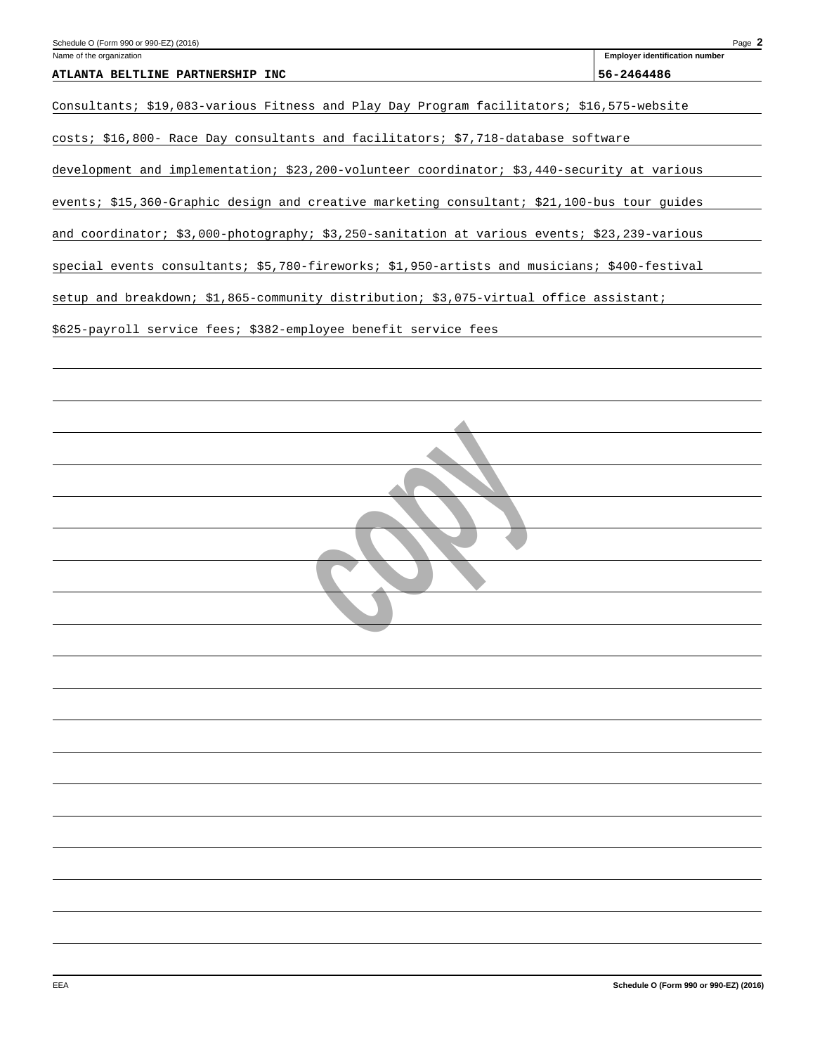Name of the organization: **ATLANTA BELTLINE PARTNERSHIP INC**

Employer identification number: **56-2464486**

Consultants; $19,083-various Fitness and Play Day Program facilitators; $16,575-website costs; $16,800- Race Day consultants and facilitators; $7,718-database software development and implementation; $23,200-volunteer coordinator; $3,440-security at various events; $15,360-Graphic design and creative marketing consultant; $21,100-bus tour guides and coordinator; $3,000-photography; $3,250-sanitation at various events; $23,239-various special events consultants; $5,780-fireworks; $1,950-artists and musicians; $400-festival setup and breakdown; $1,865-community distribution; $3,075-virtual office assistant; $625-payroll service fees; $382-employee benefit service fees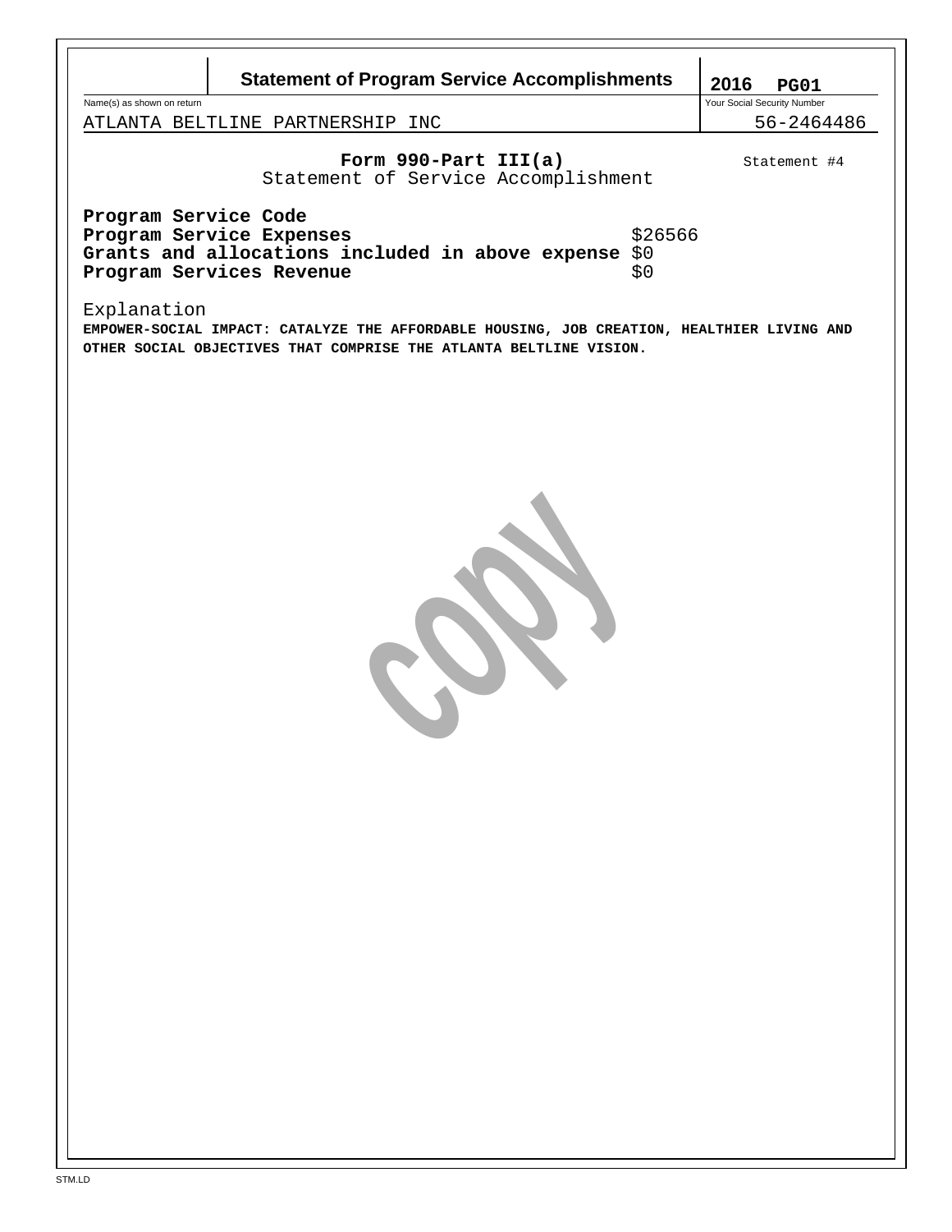# Statement of Program Service Accomplishments

**2016 PG01**

Name(s) as shown on return: ATLANTA BELTLINE PARTNERSHIP INC

Your Social Security Number: 56-2464486

**Form 990-Part III(a)**
Statement of Service Accomplishment

Statement #4

| | |
|---|---|
| **Program Service Code** | |
| **Program Service Expenses** | $26566 |
| **Grants and allocations included in above expense** | $0 |
| **Program Services Revenue** | $0 |

Explanation

**EMPOWER-SOCIAL IMPACT: CATALYZE THE AFFORDABLE HOUSING, JOB CREATION, HEALTHIER LIVING AND OTHER SOCIAL OBJECTIVES THAT COMPRISE THE ATLANTA BELTLINE VISION.**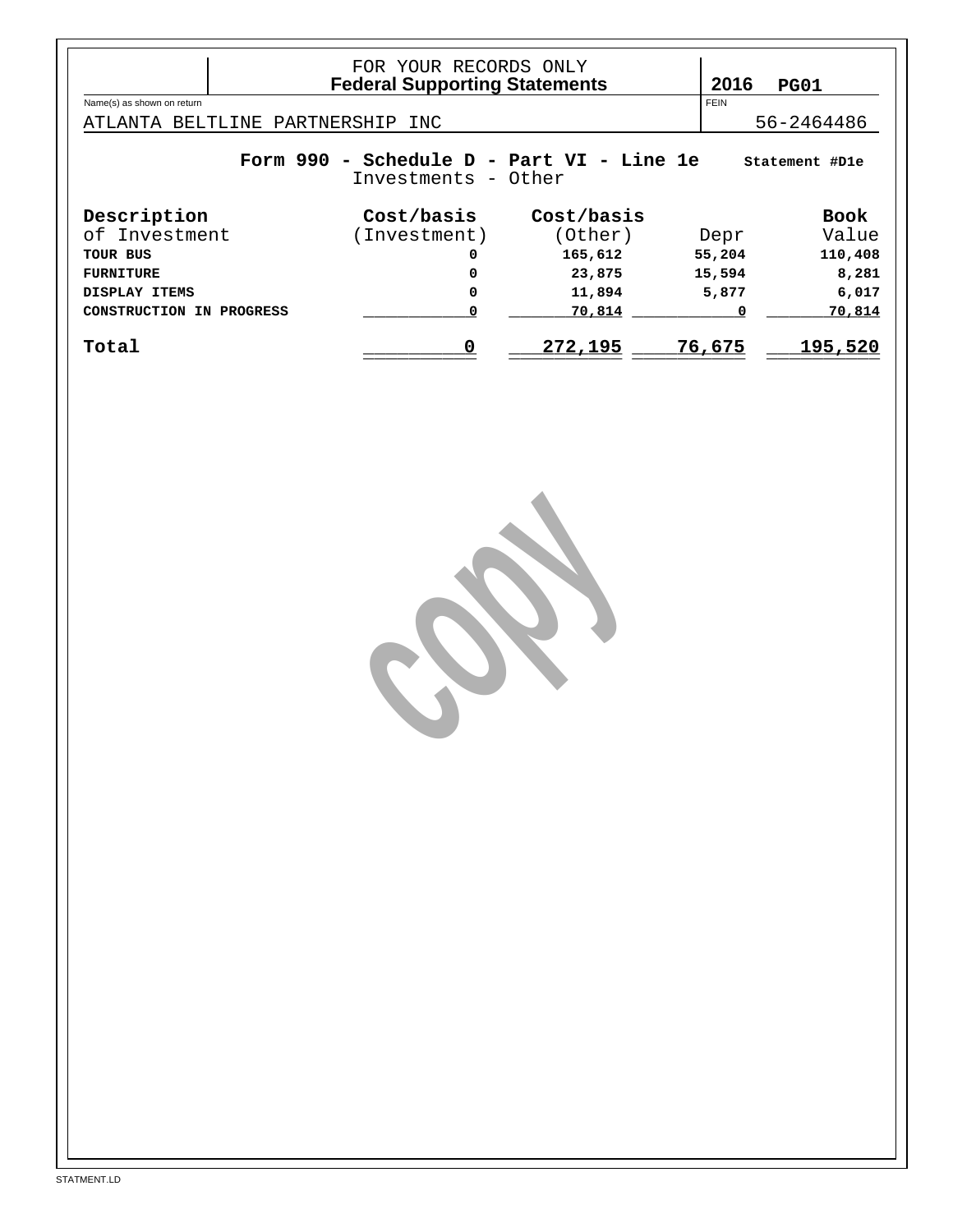FOR YOUR RECORDS ONLY

**Federal Supporting Statements**

**2016** **PG01**

Name(s) as shown on return: ATLANTA BELTLINE PARTNERSHIP INC

FEIN: 56-2464486

**Form 990 - Schedule D - Part VI - Line 1e** **Statement #D1e**

Investments - Other

| Description of Investment | Cost/basis (Investment) | Cost/basis (Other) | Depr | Book Value |
|---|---|---|---|---|
| TOUR BUS | 0 | 165,612 | 55,204 | 110,408 |
| FURNITURE | 0 | 23,875 | 15,594 | 8,281 |
| DISPLAY ITEMS | 0 | 11,894 | 5,877 | 6,017 |
| CONSTRUCTION IN PROGRESS | 0 | 70,814 | 0 | 70,814 |
| **Total** | **0** | **272,195** | **76,675** | **195,520** |

copy

STATMENT.LD